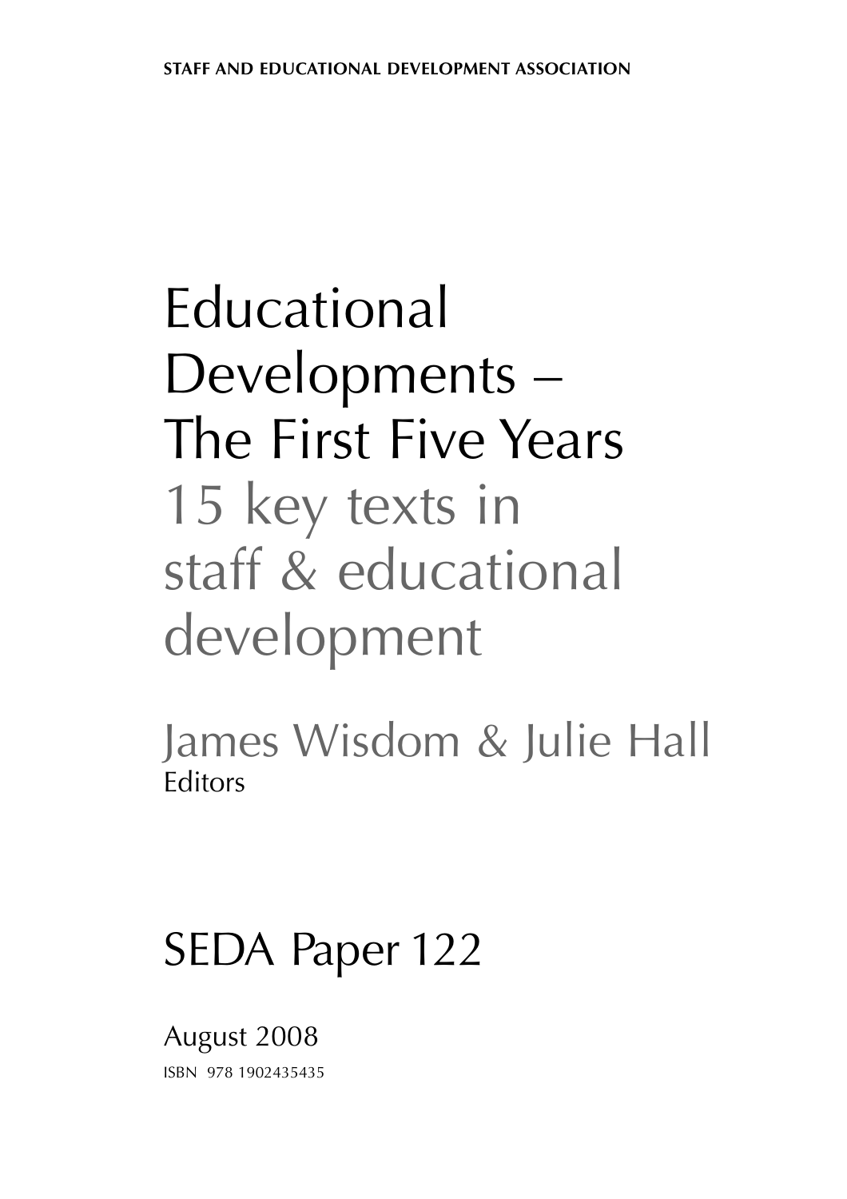**STAFF AND EDUCATIONAL DEVELOPMENT ASSOCIATION**

# Educational Developments – The First Five Years

## 15 key texts in staff & educational development

James Wisdom & Julie Hall
Editors

## SEDA Paper 122

August 2008

ISBN 978 1902435435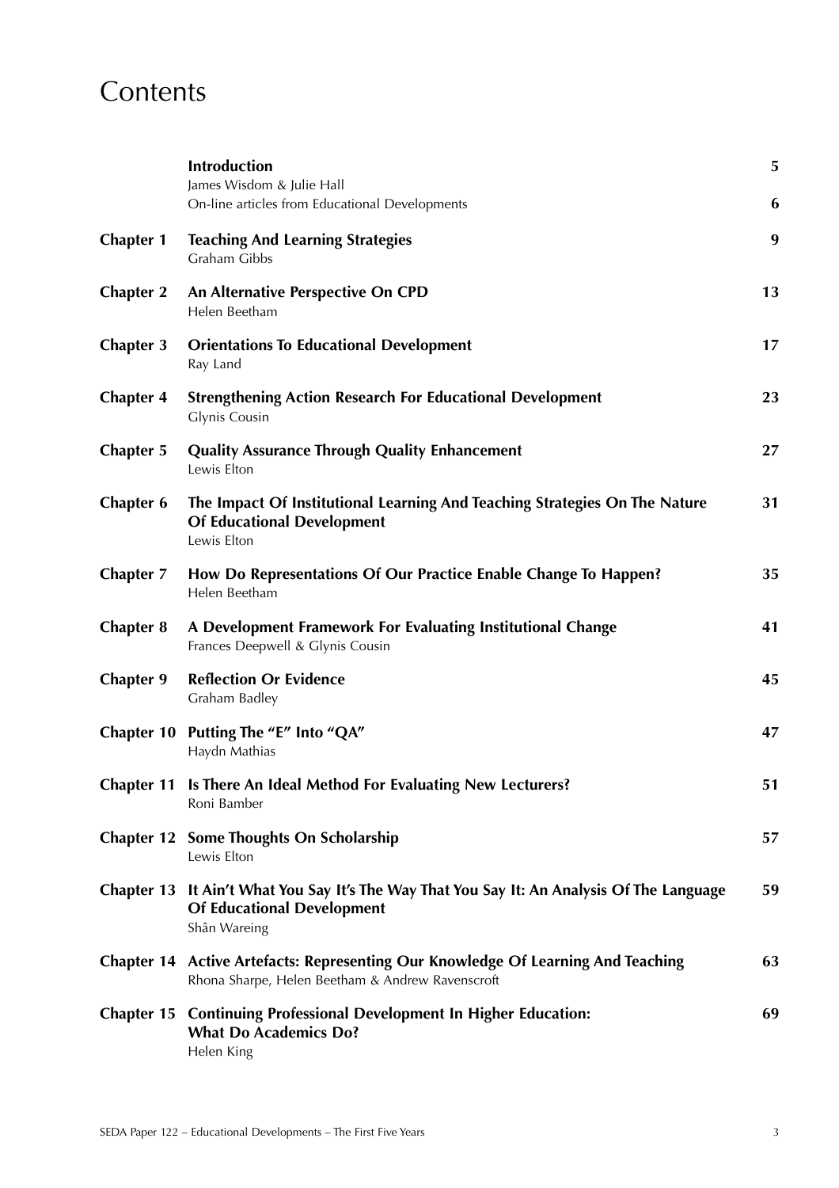# Contents

| | | |
|---|---|---|
| | **Introduction**<br>James Wisdom & Julie Hall | **5** |
| | On-line articles from Educational Developments | **6** |
| **Chapter 1** | **Teaching And Learning Strategies**<br>Graham Gibbs | **9** |
| **Chapter 2** | **An Alternative Perspective On CPD**<br>Helen Beetham | **13** |
| **Chapter 3** | **Orientations To Educational Development**<br>Ray Land | **17** |
| **Chapter 4** | **Strengthening Action Research For Educational Development**<br>Glynis Cousin | **23** |
| **Chapter 5** | **Quality Assurance Through Quality Enhancement**<br>Lewis Elton | **27** |
| **Chapter 6** | **The Impact Of Institutional Learning And Teaching Strategies On The Nature Of Educational Development**<br>Lewis Elton | **31** |
| **Chapter 7** | **How Do Representations Of Our Practice Enable Change To Happen?**<br>Helen Beetham | **35** |
| **Chapter 8** | **A Development Framework For Evaluating Institutional Change**<br>Frances Deepwell & Glynis Cousin | **41** |
| **Chapter 9** | **Reflection Or Evidence**<br>Graham Badley | **45** |
| **Chapter 10** | **Putting The "E" Into "QA"**<br>Haydn Mathias | **47** |
| **Chapter 11** | **Is There An Ideal Method For Evaluating New Lecturers?**<br>Roni Bamber | **51** |
| **Chapter 12** | **Some Thoughts On Scholarship**<br>Lewis Elton | **57** |
| **Chapter 13** | **It Ain't What You Say It's The Way That You Say It: An Analysis Of The Language Of Educational Development**<br>Shân Wareing | **59** |
| **Chapter 14** | **Active Artefacts: Representing Our Knowledge Of Learning And Teaching**<br>Rhona Sharpe, Helen Beetham & Andrew Ravenscroft | **63** |
| **Chapter 15** | **Continuing Professional Development In Higher Education: What Do Academics Do?**<br>Helen King | **69** |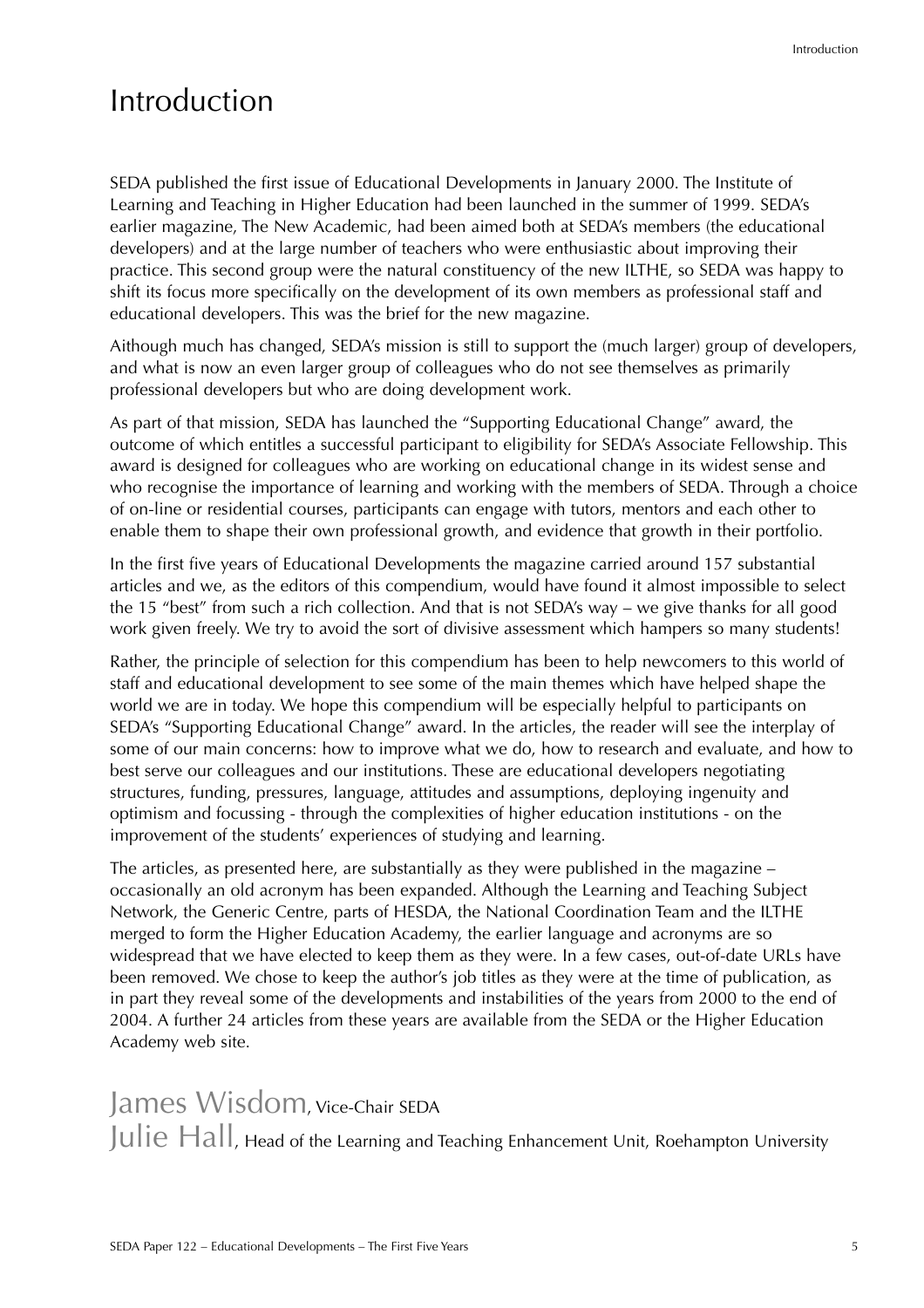# Introduction

SEDA published the first issue of Educational Developments in January 2000. The Institute of Learning and Teaching in Higher Education had been launched in the summer of 1999. SEDA's earlier magazine, The New Academic, had been aimed both at SEDA's members (the educational developers) and at the large number of teachers who were enthusiastic about improving their practice. This second group were the natural constituency of the new ILTHE, so SEDA was happy to shift its focus more specifically on the development of its own members as professional staff and educational developers. This was the brief for the new magazine.

Aithough much has changed, SEDA's mission is still to support the (much larger) group of developers, and what is now an even larger group of colleagues who do not see themselves as primarily professional developers but who are doing development work.

As part of that mission, SEDA has launched the "Supporting Educational Change" award, the outcome of which entitles a successful participant to eligibility for SEDA's Associate Fellowship. This award is designed for colleagues who are working on educational change in its widest sense and who recognise the importance of learning and working with the members of SEDA. Through a choice of on-line or residential courses, participants can engage with tutors, mentors and each other to enable them to shape their own professional growth, and evidence that growth in their portfolio.

In the first five years of Educational Developments the magazine carried around 157 substantial articles and we, as the editors of this compendium, would have found it almost impossible to select the 15 "best" from such a rich collection. And that is not SEDA's way – we give thanks for all good work given freely. We try to avoid the sort of divisive assessment which hampers so many students!

Rather, the principle of selection for this compendium has been to help newcomers to this world of staff and educational development to see some of the main themes which have helped shape the world we are in today. We hope this compendium will be especially helpful to participants on SEDA's "Supporting Educational Change" award. In the articles, the reader will see the interplay of some of our main concerns: how to improve what we do, how to research and evaluate, and how to best serve our colleagues and our institutions. These are educational developers negotiating structures, funding, pressures, language, attitudes and assumptions, deploying ingenuity and optimism and focussing - through the complexities of higher education institutions - on the improvement of the students' experiences of studying and learning.

The articles, as presented here, are substantially as they were published in the magazine – occasionally an old acronym has been expanded. Although the Learning and Teaching Subject Network, the Generic Centre, parts of HESDA, the National Coordination Team and the ILTHE merged to form the Higher Education Academy, the earlier language and acronyms are so widespread that we have elected to keep them as they were. In a few cases, out-of-date URLs have been removed. We chose to keep the author's job titles as they were at the time of publication, as in part they reveal some of the developments and instabilities of the years from 2000 to the end of 2004. A further 24 articles from these years are available from the SEDA or the Higher Education Academy web site.

James Wisdom, Vice-Chair SEDA
Julie Hall, Head of the Learning and Teaching Enhancement Unit, Roehampton University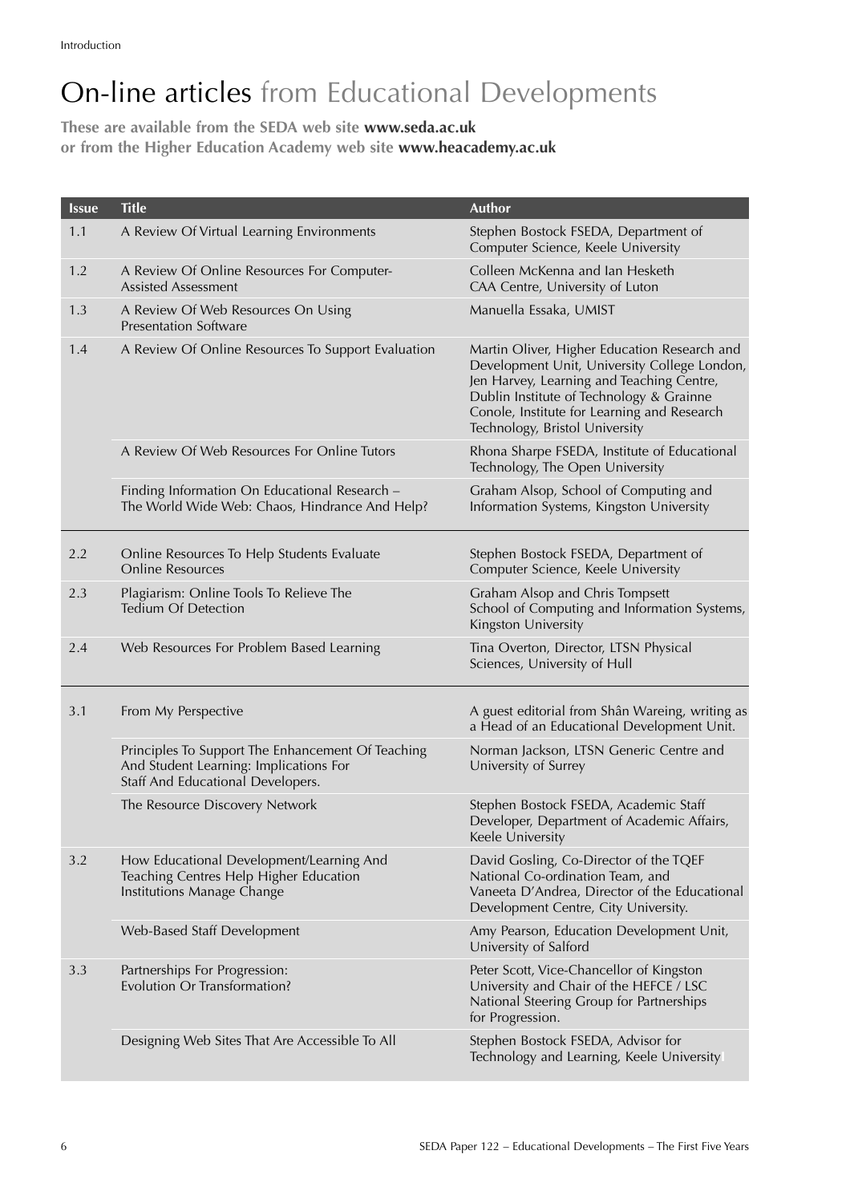# On-line articles from Educational Developments

**These are available from the SEDA web site www.seda.ac.uk or from the Higher Education Academy web site www.heacademy.ac.uk**

| Issue | Title | Author |
|---|---|---|
| 1.1 | A Review Of Virtual Learning Environments | Stephen Bostock FSEDA, Department of Computer Science, Keele University |
| 1.2 | A Review Of Online Resources For Computer-Assisted Assessment | Colleen McKenna and Ian Hesketh CAA Centre, University of Luton |
| 1.3 | A Review Of Web Resources On Using Presentation Software | Manuella Essaka, UMIST |
| 1.4 | A Review Of Online Resources To Support Evaluation | Martin Oliver, Higher Education Research and Development Unit, University College London, Jen Harvey, Learning and Teaching Centre, Dublin Institute of Technology & Grainne Conole, Institute for Learning and Research Technology, Bristol University |
| | A Review Of Web Resources For Online Tutors | Rhona Sharpe FSEDA, Institute of Educational Technology, The Open University |
| | Finding Information On Educational Research – The World Wide Web: Chaos, Hindrance And Help? | Graham Alsop, School of Computing and Information Systems, Kingston University |
| 2.2 | Online Resources To Help Students Evaluate Online Resources | Stephen Bostock FSEDA, Department of Computer Science, Keele University |
| 2.3 | Plagiarism: Online Tools To Relieve The Tedium Of Detection | Graham Alsop and Chris Tompsett School of Computing and Information Systems, Kingston University |
| 2.4 | Web Resources For Problem Based Learning | Tina Overton, Director, LTSN Physical Sciences, University of Hull |
| 3.1 | From My Perspective | A guest editorial from Shân Wareing, writing as a Head of an Educational Development Unit. |
| | Principles To Support The Enhancement Of Teaching And Student Learning: Implications For Staff And Educational Developers. | Norman Jackson, LTSN Generic Centre and University of Surrey |
| | The Resource Discovery Network | Stephen Bostock FSEDA, Academic Staff Developer, Department of Academic Affairs, Keele University |
| 3.2 | How Educational Development/Learning And Teaching Centres Help Higher Education Institutions Manage Change | David Gosling, Co-Director of the TQEF National Co-ordination Team, and Vaneeta D'Andrea, Director of the Educational Development Centre, City University. |
| | Web-Based Staff Development | Amy Pearson, Education Development Unit, University of Salford |
| 3.3 | Partnerships For Progression: Evolution Or Transformation? | Peter Scott, Vice-Chancellor of Kingston University and Chair of the HEFCE / LSC National Steering Group for Partnerships for Progression. |
| | Designing Web Sites That Are Accessible To All | Stephen Bostock FSEDA, Advisor for Technology and Learning, Keele University |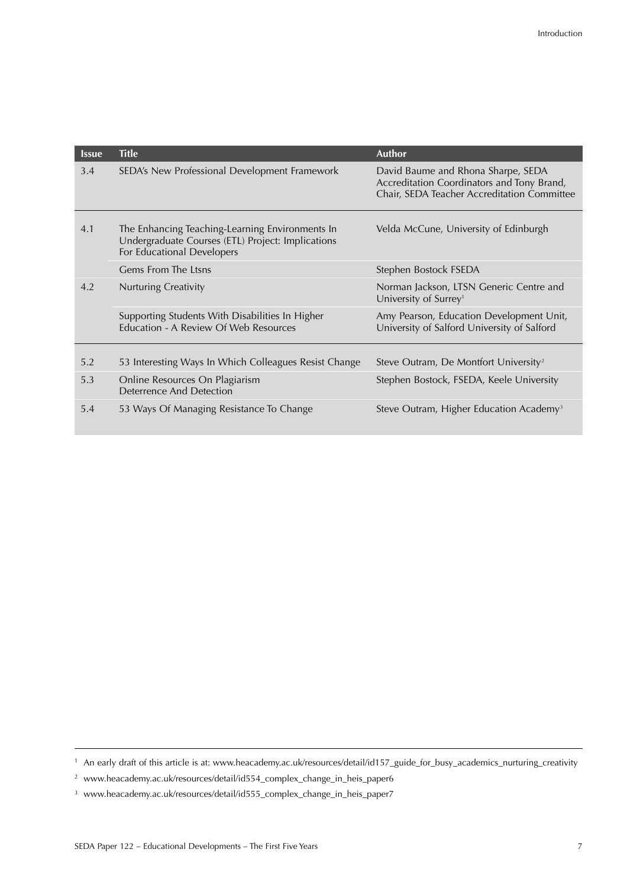| Issue | Title | Author |
|---|---|---|
| 3.4 | SEDA's New Professional Development Framework | David Baume and Rhona Sharpe, SEDA Accreditation Coordinators and Tony Brand, Chair, SEDA Teacher Accreditation Committee |
| 4.1 | The Enhancing Teaching-Learning Environments In Undergraduate Courses (ETL) Project: Implications For Educational Developers | Velda McCune, University of Edinburgh |
| | Gems From The Ltsns | Stephen Bostock FSEDA |
| 4.2 | Nurturing Creativity | Norman Jackson, LTSN Generic Centre and University of Surrey[1] |
| | Supporting Students With Disabilities In Higher Education - A Review Of Web Resources | Amy Pearson, Education Development Unit, University of Salford University of Salford |
| 5.2 | 53 Interesting Ways In Which Colleagues Resist Change | Steve Outram, De Montfort University[2] |
| 5.3 | Online Resources On Plagiarism Deterrence And Detection | Stephen Bostock, FSEDA, Keele University |
| 5.4 | 53 Ways Of Managing Resistance To Change | Steve Outram, Higher Education Academy[3] |

[1] An early draft of this article is at: www.heacademy.ac.uk/resources/detail/id157_guide_for_busy_academics_nurturing_creativity

[2] www.heacademy.ac.uk/resources/detail/id554_complex_change_in_heis_paper6

[3] www.heacademy.ac.uk/resources/detail/id555_complex_change_in_heis_paper7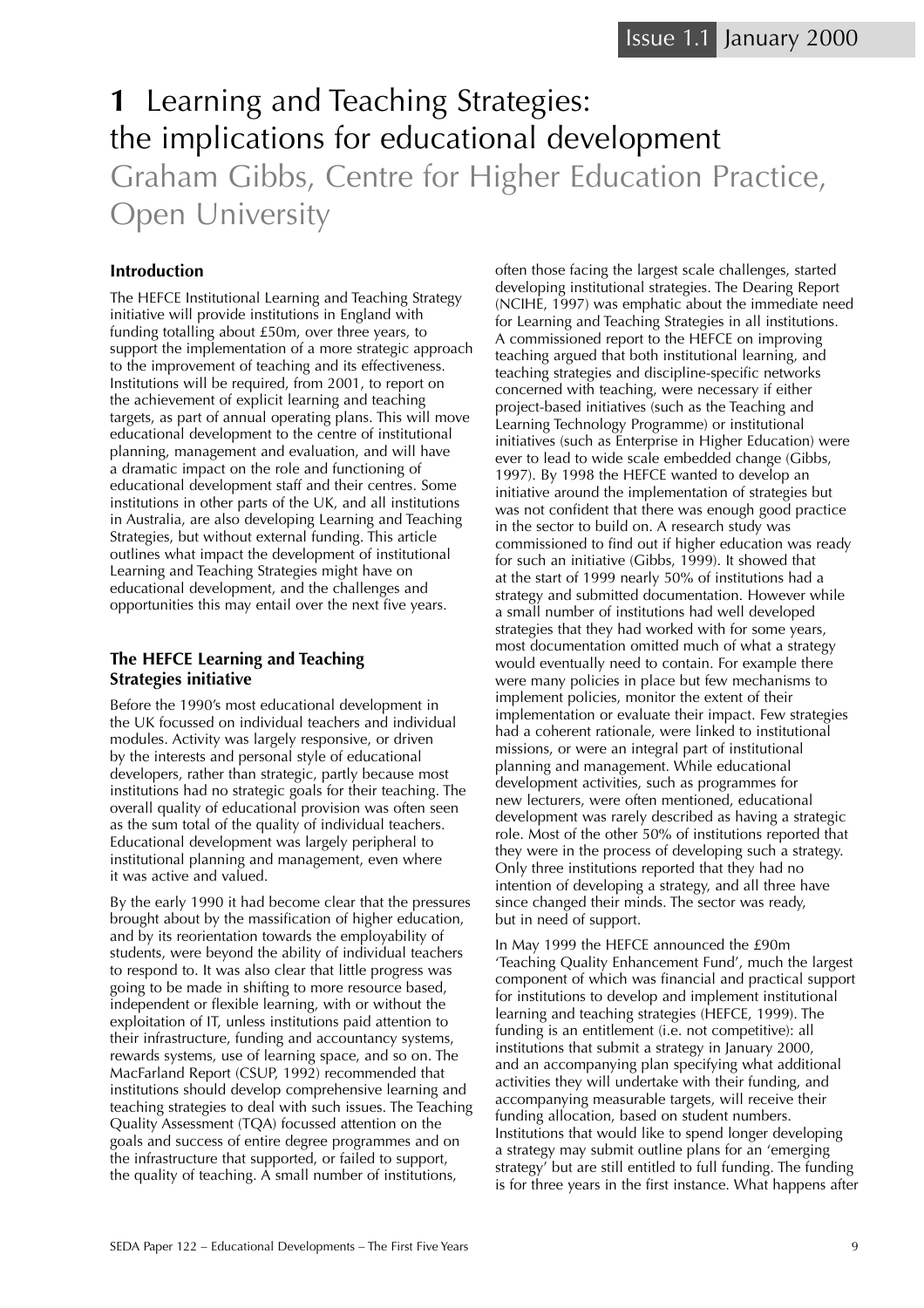Issue 1.1 January 2000

# 1 Learning and Teaching Strategies: the implications for educational development

Graham Gibbs, Centre for Higher Education Practice, Open University

### Introduction

The HEFCE Institutional Learning and Teaching Strategy initiative will provide institutions in England with funding totalling about £50m, over three years, to support the implementation of a more strategic approach to the improvement of teaching and its effectiveness. Institutions will be required, from 2001, to report on the achievement of explicit learning and teaching targets, as part of annual operating plans. This will move educational development to the centre of institutional planning, management and evaluation, and will have a dramatic impact on the role and functioning of educational development staff and their centres. Some institutions in other parts of the UK, and all institutions in Australia, are also developing Learning and Teaching Strategies, but without external funding. This article outlines what impact the development of institutional Learning and Teaching Strategies might have on educational development, and the challenges and opportunities this may entail over the next five years.

### The HEFCE Learning and Teaching Strategies initiative

Before the 1990's most educational development in the UK focussed on individual teachers and individual modules. Activity was largely responsive, or driven by the interests and personal style of educational developers, rather than strategic, partly because most institutions had no strategic goals for their teaching. The overall quality of educational provision was often seen as the sum total of the quality of individual teachers. Educational development was largely peripheral to institutional planning and management, even where it was active and valued.

By the early 1990 it had become clear that the pressures brought about by the massification of higher education, and by its reorientation towards the employability of students, were beyond the ability of individual teachers to respond to. It was also clear that little progress was going to be made in shifting to more resource based, independent or flexible learning, with or without the exploitation of IT, unless institutions paid attention to their infrastructure, funding and accountancy systems, rewards systems, use of learning space, and so on. The MacFarland Report (CSUP, 1992) recommended that institutions should develop comprehensive learning and teaching strategies to deal with such issues. The Teaching Quality Assessment (TQA) focussed attention on the goals and success of entire degree programmes and on the infrastructure that supported, or failed to support, the quality of teaching. A small number of institutions, often those facing the largest scale challenges, started developing institutional strategies. The Dearing Report (NCIHE, 1997) was emphatic about the immediate need for Learning and Teaching Strategies in all institutions. A commissioned report to the HEFCE on improving teaching argued that both institutional learning, and teaching strategies and discipline-specific networks concerned with teaching, were necessary if either project-based initiatives (such as the Teaching and Learning Technology Programme) or institutional initiatives (such as Enterprise in Higher Education) were ever to lead to wide scale embedded change (Gibbs, 1997). By 1998 the HEFCE wanted to develop an initiative around the implementation of strategies but was not confident that there was enough good practice in the sector to build on. A research study was commissioned to find out if higher education was ready for such an initiative (Gibbs, 1999). It showed that at the start of 1999 nearly 50% of institutions had a strategy and submitted documentation. However while a small number of institutions had well developed strategies that they had worked with for some years, most documentation omitted much of what a strategy would eventually need to contain. For example there were many policies in place but few mechanisms to implement policies, monitor the extent of their implementation or evaluate their impact. Few strategies had a coherent rationale, were linked to institutional missions, or were an integral part of institutional planning and management. While educational development activities, such as programmes for new lecturers, were often mentioned, educational development was rarely described as having a strategic role. Most of the other 50% of institutions reported that they were in the process of developing such a strategy. Only three institutions reported that they had no intention of developing a strategy, and all three have since changed their minds. The sector was ready, but in need of support.

In May 1999 the HEFCE announced the £90m 'Teaching Quality Enhancement Fund', much the largest component of which was financial and practical support for institutions to develop and implement institutional learning and teaching strategies (HEFCE, 1999). The funding is an entitlement (i.e. not competitive): all institutions that submit a strategy in January 2000, and an accompanying plan specifying what additional activities they will undertake with their funding, and accompanying measurable targets, will receive their funding allocation, based on student numbers. Institutions that would like to spend longer developing a strategy may submit outline plans for an 'emerging strategy' but are still entitled to full funding. The funding is for three years in the first instance. What happens after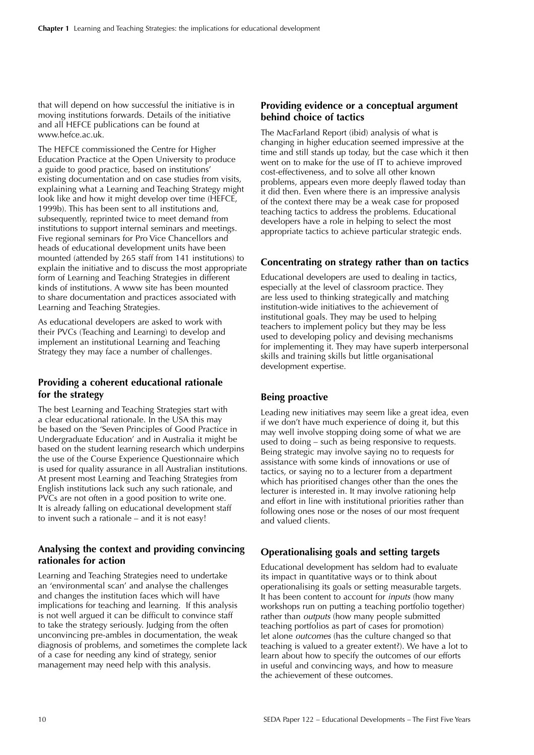that will depend on how successful the initiative is in moving institutions forwards. Details of the initiative and all HEFCE publications can be found at www.hefce.ac.uk.

The HEFCE commissioned the Centre for Higher Education Practice at the Open University to produce a guide to good practice, based on institutions' existing documentation and on case studies from visits, explaining what a Learning and Teaching Strategy might look like and how it might develop over time (HEFCE, 1999b). This has been sent to all institutions and, subsequently, reprinted twice to meet demand from institutions to support internal seminars and meetings. Five regional seminars for Pro Vice Chancellors and heads of educational development units have been mounted (attended by 265 staff from 141 institutions) to explain the initiative and to discuss the most appropriate form of Learning and Teaching Strategies in different kinds of institutions. A www site has been mounted to share documentation and practices associated with Learning and Teaching Strategies.

As educational developers are asked to work with their PVCs (Teaching and Learning) to develop and implement an institutional Learning and Teaching Strategy they may face a number of challenges.

### Providing a coherent educational rationale for the strategy

The best Learning and Teaching Strategies start with a clear educational rationale. In the USA this may be based on the 'Seven Principles of Good Practice in Undergraduate Education' and in Australia it might be based on the student learning research which underpins the use of the Course Experience Questionnaire which is used for quality assurance in all Australian institutions. At present most Learning and Teaching Strategies from English institutions lack such any such rationale, and PVCs are not often in a good position to write one. It is already falling on educational development staff to invent such a rationale – and it is not easy!

### Analysing the context and providing convincing rationales for action

Learning and Teaching Strategies need to undertake an 'environmental scan' and analyse the challenges and changes the institution faces which will have implications for teaching and learning. If this analysis is not well argued it can be difficult to convince staff to take the strategy seriously. Judging from the often unconvincing pre-ambles in documentation, the weak diagnosis of problems, and sometimes the complete lack of a case for needing any kind of strategy, senior management may need help with this analysis.

### Providing evidence or a conceptual argument behind choice of tactics

The MacFarland Report (ibid) analysis of what is changing in higher education seemed impressive at the time and still stands up today, but the case which it then went on to make for the use of IT to achieve improved cost-effectiveness, and to solve all other known problems, appears even more deeply flawed today than it did then. Even where there is an impressive analysis of the context there may be a weak case for proposed teaching tactics to address the problems. Educational developers have a role in helping to select the most appropriate tactics to achieve particular strategic ends.

### Concentrating on strategy rather than on tactics

Educational developers are used to dealing in tactics, especially at the level of classroom practice. They are less used to thinking strategically and matching institution-wide initiatives to the achievement of institutional goals. They may be used to helping teachers to implement policy but they may be less used to developing policy and devising mechanisms for implementing it. They may have superb interpersonal skills and training skills but little organisational development expertise.

### Being proactive

Leading new initiatives may seem like a great idea, even if we don't have much experience of doing it, but this may well involve stopping doing some of what we are used to doing – such as being responsive to requests. Being strategic may involve saying no to requests for assistance with some kinds of innovations or use of tactics, or saying no to a lecturer from a department which has prioritised changes other than the ones the lecturer is interested in. It may involve rationing help and effort in line with institutional priorities rather than following ones nose or the noses of our most frequent and valued clients.

### Operationalising goals and setting targets

Educational development has seldom had to evaluate its impact in quantitative ways or to think about operationalising its goals or setting measurable targets. It has been content to account for *inputs* (how many workshops run on putting a teaching portfolio together) rather than *outputs* (how many people submitted teaching portfolios as part of cases for promotion) let alone *outcomes* (has the culture changed so that teaching is valued to a greater extent?). We have a lot to learn about how to specify the outcomes of our efforts in useful and convincing ways, and how to measure the achievement of these outcomes.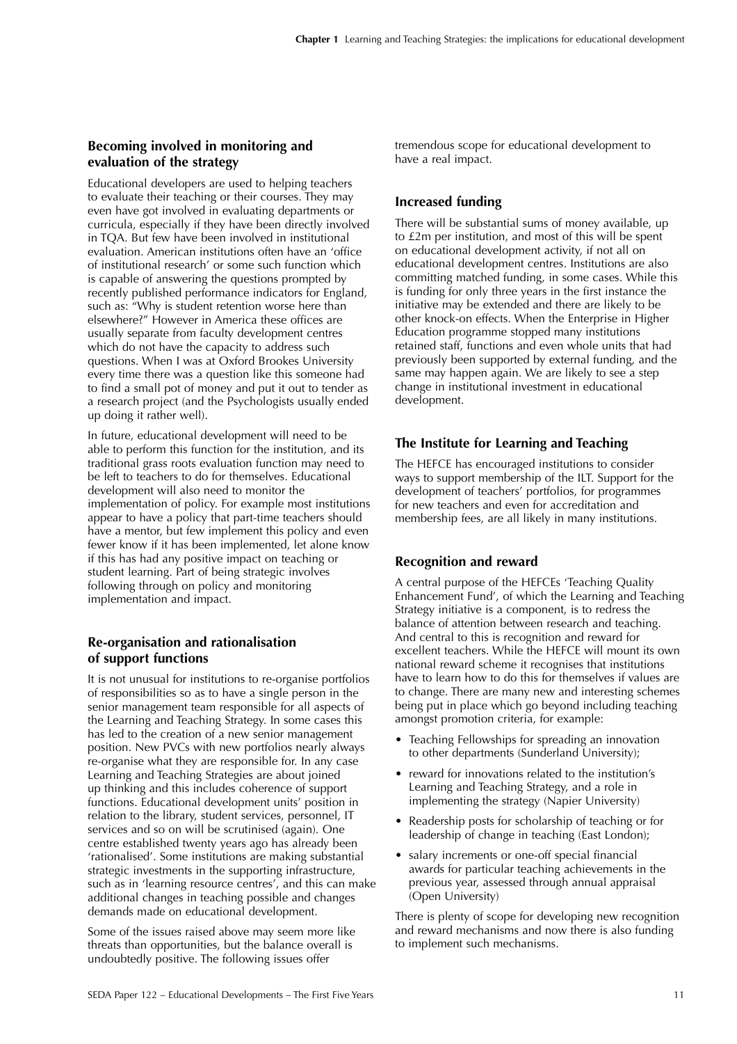## Becoming involved in monitoring and evaluation of the strategy

Educational developers are used to helping teachers to evaluate their teaching or their courses. They may even have got involved in evaluating departments or curricula, especially if they have been directly involved in TQA. But few have been involved in institutional evaluation. American institutions often have an 'office of institutional research' or some such function which is capable of answering the questions prompted by recently published performance indicators for England, such as: "Why is student retention worse here than elsewhere?" However in America these offices are usually separate from faculty development centres which do not have the capacity to address such questions. When I was at Oxford Brookes University every time there was a question like this someone had to find a small pot of money and put it out to tender as a research project (and the Psychologists usually ended up doing it rather well).

In future, educational development will need to be able to perform this function for the institution, and its traditional grass roots evaluation function may need to be left to teachers to do for themselves. Educational development will also need to monitor the implementation of policy. For example most institutions appear to have a policy that part-time teachers should have a mentor, but few implement this policy and even fewer know if it has been implemented, let alone know if this has had any positive impact on teaching or student learning. Part of being strategic involves following through on policy and monitoring implementation and impact.

## Re-organisation and rationalisation of support functions

It is not unusual for institutions to re-organise portfolios of responsibilities so as to have a single person in the senior management team responsible for all aspects of the Learning and Teaching Strategy. In some cases this has led to the creation of a new senior management position. New PVCs with new portfolios nearly always re-organise what they are responsible for. In any case Learning and Teaching Strategies are about joined up thinking and this includes coherence of support functions. Educational development units' position in relation to the library, student services, personnel, IT services and so on will be scrutinised (again). One centre established twenty years ago has already been 'rationalised'. Some institutions are making substantial strategic investments in the supporting infrastructure, such as in 'learning resource centres', and this can make additional changes in teaching possible and changes demands made on educational development.

Some of the issues raised above may seem more like threats than opportunities, but the balance overall is undoubtedly positive. The following issues offer tremendous scope for educational development to have a real impact.

## Increased funding

There will be substantial sums of money available, up to £2m per institution, and most of this will be spent on educational development activity, if not all on educational development centres. Institutions are also committing matched funding, in some cases. While this is funding for only three years in the first instance the initiative may be extended and there are likely to be other knock-on effects. When the Enterprise in Higher Education programme stopped many institutions retained staff, functions and even whole units that had previously been supported by external funding, and the same may happen again. We are likely to see a step change in institutional investment in educational development.

## The Institute for Learning and Teaching

The HEFCE has encouraged institutions to consider ways to support membership of the ILT. Support for the development of teachers' portfolios, for programmes for new teachers and even for accreditation and membership fees, are all likely in many institutions.

## Recognition and reward

A central purpose of the HEFCEs 'Teaching Quality Enhancement Fund', of which the Learning and Teaching Strategy initiative is a component, is to redress the balance of attention between research and teaching. And central to this is recognition and reward for excellent teachers. While the HEFCE will mount its own national reward scheme it recognises that institutions have to learn how to do this for themselves if values are to change. There are many new and interesting schemes being put in place which go beyond including teaching amongst promotion criteria, for example:

- Teaching Fellowships for spreading an innovation to other departments (Sunderland University);
- reward for innovations related to the institution's Learning and Teaching Strategy, and a role in implementing the strategy (Napier University)
- Readership posts for scholarship of teaching or for leadership of change in teaching (East London);
- salary increments or one-off special financial awards for particular teaching achievements in the previous year, assessed through annual appraisal (Open University)

There is plenty of scope for developing new recognition and reward mechanisms and now there is also funding to implement such mechanisms.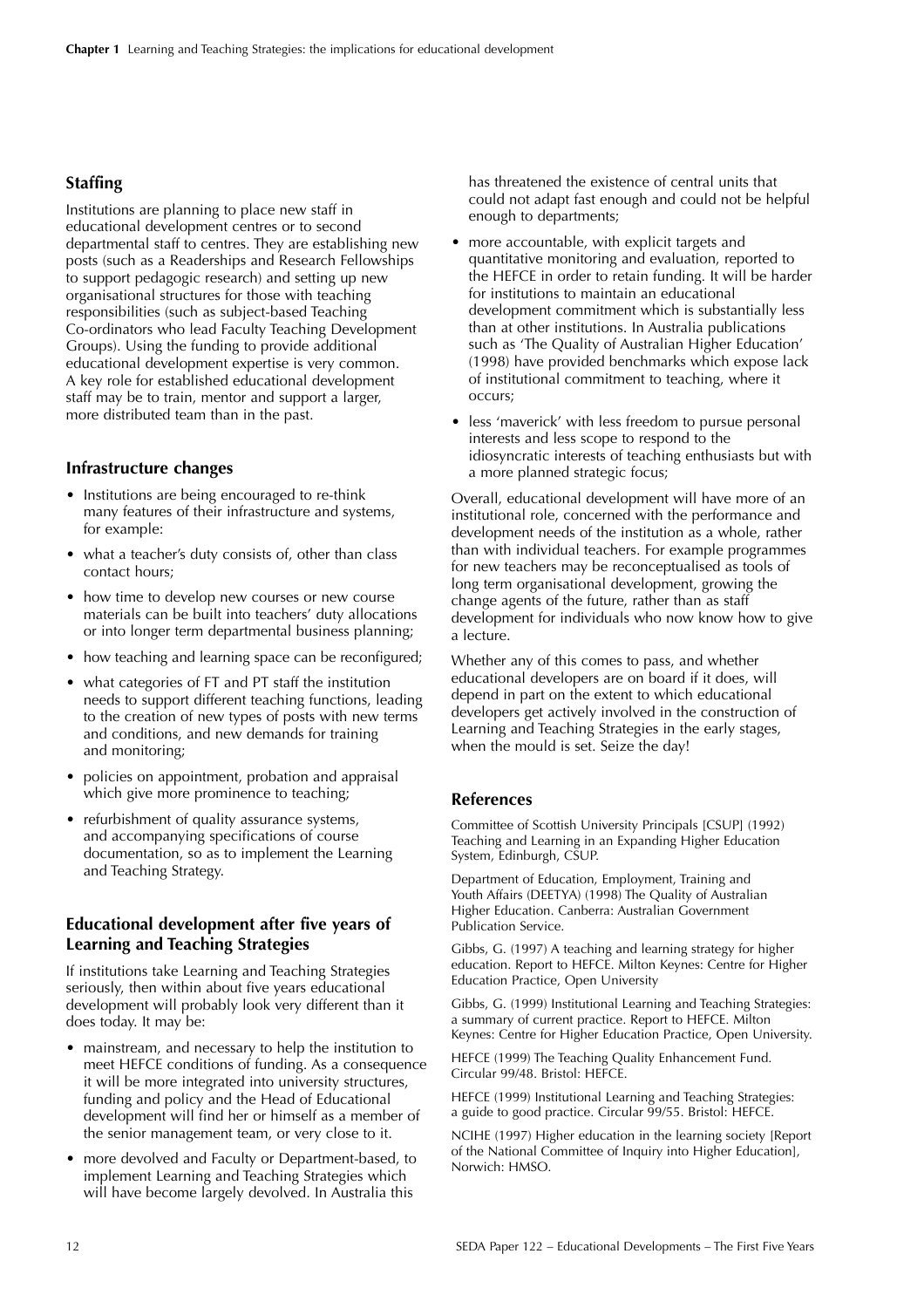## Staffing

Institutions are planning to place new staff in educational development centres or to second departmental staff to centres. They are establishing new posts (such as a Readerships and Research Fellowships to support pedagogic research) and setting up new organisational structures for those with teaching responsibilities (such as subject-based Teaching Co-ordinators who lead Faculty Teaching Development Groups). Using the funding to provide additional educational development expertise is very common. A key role for established educational development staff may be to train, mentor and support a larger, more distributed team than in the past.

## Infrastructure changes

- Institutions are being encouraged to re-think many features of their infrastructure and systems, for example:
- what a teacher's duty consists of, other than class contact hours;
- how time to develop new courses or new course materials can be built into teachers' duty allocations or into longer term departmental business planning;
- how teaching and learning space can be reconfigured;
- what categories of FT and PT staff the institution needs to support different teaching functions, leading to the creation of new types of posts with new terms and conditions, and new demands for training and monitoring;
- policies on appointment, probation and appraisal which give more prominence to teaching;
- refurbishment of quality assurance systems, and accompanying specifications of course documentation, so as to implement the Learning and Teaching Strategy.

## Educational development after five years of Learning and Teaching Strategies

If institutions take Learning and Teaching Strategies seriously, then within about five years educational development will probably look very different than it does today. It may be:

- mainstream, and necessary to help the institution to meet HEFCE conditions of funding. As a consequence it will be more integrated into university structures, funding and policy and the Head of Educational development will find her or himself as a member of the senior management team, or very close to it.
- more devolved and Faculty or Department-based, to implement Learning and Teaching Strategies which will have become largely devolved. In Australia this has threatened the existence of central units that could not adapt fast enough and could not be helpful enough to departments;
- more accountable, with explicit targets and quantitative monitoring and evaluation, reported to the HEFCE in order to retain funding. It will be harder for institutions to maintain an educational development commitment which is substantially less than at other institutions. In Australia publications such as 'The Quality of Australian Higher Education' (1998) have provided benchmarks which expose lack of institutional commitment to teaching, where it occurs;
- less 'maverick' with less freedom to pursue personal interests and less scope to respond to the idiosyncratic interests of teaching enthusiasts but with a more planned strategic focus;

Overall, educational development will have more of an institutional role, concerned with the performance and development needs of the institution as a whole, rather than with individual teachers. For example programmes for new teachers may be reconceptualised as tools of long term organisational development, growing the change agents of the future, rather than as staff development for individuals who now know how to give a lecture.

Whether any of this comes to pass, and whether educational developers are on board if it does, will depend in part on the extent to which educational developers get actively involved in the construction of Learning and Teaching Strategies in the early stages, when the mould is set. Seize the day!

## References

Committee of Scottish University Principals [CSUP] (1992) Teaching and Learning in an Expanding Higher Education System, Edinburgh, CSUP.

Department of Education, Employment, Training and Youth Affairs (DEETYA) (1998) The Quality of Australian Higher Education. Canberra: Australian Government Publication Service.

Gibbs, G. (1997) A teaching and learning strategy for higher education. Report to HEFCE. Milton Keynes: Centre for Higher Education Practice, Open University

Gibbs, G. (1999) Institutional Learning and Teaching Strategies: a summary of current practice. Report to HEFCE. Milton Keynes: Centre for Higher Education Practice, Open University.

HEFCE (1999) The Teaching Quality Enhancement Fund. Circular 99/48. Bristol: HEFCE.

HEFCE (1999) Institutional Learning and Teaching Strategies: a guide to good practice. Circular 99/55. Bristol: HEFCE.

NCIHE (1997) Higher education in the learning society [Report of the National Committee of Inquiry into Higher Education], Norwich: HMSO.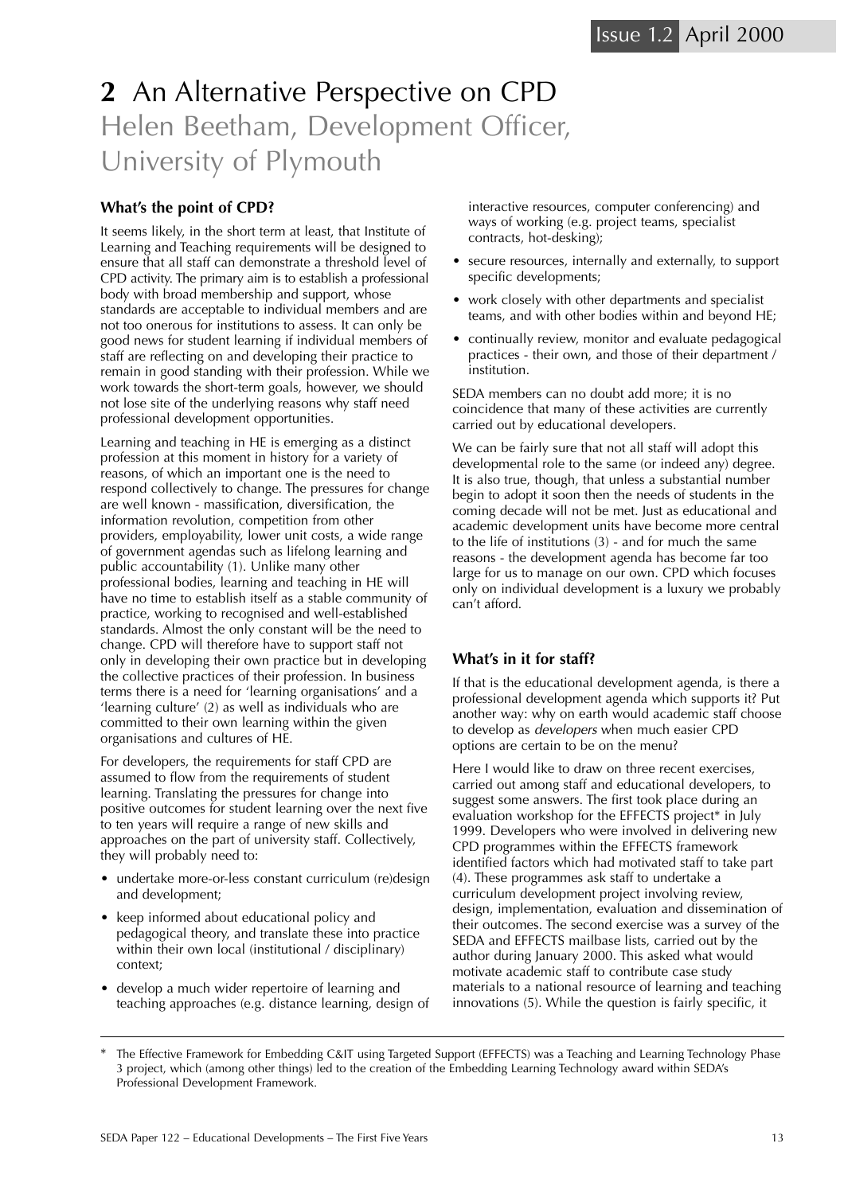# 2 An Alternative Perspective on CPD

Helen Beetham, Development Officer, University of Plymouth

### What's the point of CPD?

It seems likely, in the short term at least, that Institute of Learning and Teaching requirements will be designed to ensure that all staff can demonstrate a threshold level of CPD activity. The primary aim is to establish a professional body with broad membership and support, whose standards are acceptable to individual members and are not too onerous for institutions to assess. It can only be good news for student learning if individual members of staff are reflecting on and developing their practice to remain in good standing with their profession. While we work towards the short-term goals, however, we should not lose site of the underlying reasons why staff need professional development opportunities.

Learning and teaching in HE is emerging as a distinct profession at this moment in history for a variety of reasons, of which an important one is the need to respond collectively to change. The pressures for change are well known - massification, diversification, the information revolution, competition from other providers, employability, lower unit costs, a wide range of government agendas such as lifelong learning and public accountability (1). Unlike many other professional bodies, learning and teaching in HE will have no time to establish itself as a stable community of practice, working to recognised and well-established standards. Almost the only constant will be the need to change. CPD will therefore have to support staff not only in developing their own practice but in developing the collective practices of their profession. In business terms there is a need for 'learning organisations' and a 'learning culture' (2) as well as individuals who are committed to their own learning within the given organisations and cultures of HE.

For developers, the requirements for staff CPD are assumed to flow from the requirements of student learning. Translating the pressures for change into positive outcomes for student learning over the next five to ten years will require a range of new skills and approaches on the part of university staff. Collectively, they will probably need to:

- undertake more-or-less constant curriculum (re)design and development;
- keep informed about educational policy and pedagogical theory, and translate these into practice within their own local (institutional / disciplinary) context;
- develop a much wider repertoire of learning and teaching approaches (e.g. distance learning, design of interactive resources, computer conferencing) and ways of working (e.g. project teams, specialist contracts, hot-desking);
- secure resources, internally and externally, to support specific developments;
- work closely with other departments and specialist teams, and with other bodies within and beyond HE;
- continually review, monitor and evaluate pedagogical practices - their own, and those of their department / institution.

SEDA members can no doubt add more; it is no coincidence that many of these activities are currently carried out by educational developers.

We can be fairly sure that not all staff will adopt this developmental role to the same (or indeed any) degree. It is also true, though, that unless a substantial number begin to adopt it soon then the needs of students in the coming decade will not be met. Just as educational and academic development units have become more central to the life of institutions (3) - and for much the same reasons - the development agenda has become far too large for us to manage on our own. CPD which focuses only on individual development is a luxury we probably can't afford.

### What's in it for staff?

If that is the educational development agenda, is there a professional development agenda which supports it? Put another way: why on earth would academic staff choose to develop as *developers* when much easier CPD options are certain to be on the menu?

Here I would like to draw on three recent exercises, carried out among staff and educational developers, to suggest some answers. The first took place during an evaluation workshop for the EFFECTS project* in July 1999. Developers who were involved in delivering new CPD programmes within the EFFECTS framework identified factors which had motivated staff to take part (4). These programmes ask staff to undertake a curriculum development project involving review, design, implementation, evaluation and dissemination of their outcomes. The second exercise was a survey of the SEDA and EFFECTS mailbase lists, carried out by the author during January 2000. This asked what would motivate academic staff to contribute case study materials to a national resource of learning and teaching innovations (5). While the question is fairly specific, it

---

\* The Effective Framework for Embedding C&IT using Targeted Support (EFFECTS) was a Teaching and Learning Technology Phase 3 project, which (among other things) led to the creation of the Embedding Learning Technology award within SEDA's Professional Development Framework.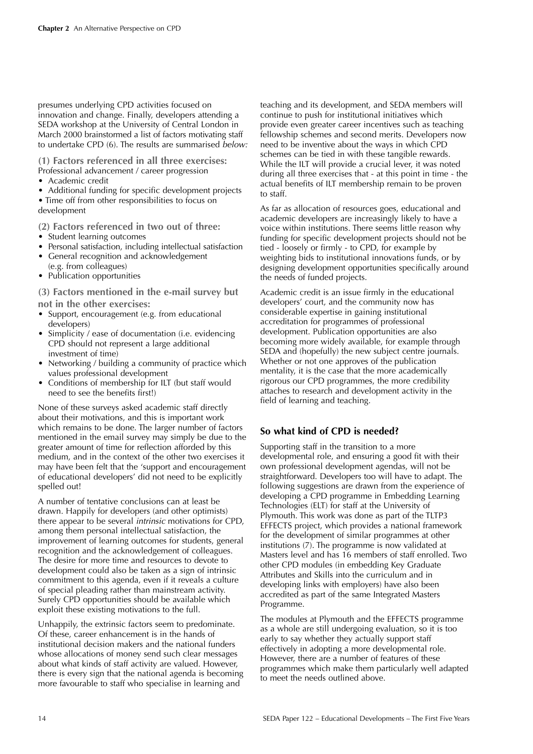presumes underlying CPD activities focused on innovation and change. Finally, developers attending a SEDA workshop at the University of Central London in March 2000 brainstormed a list of factors motivating staff to undertake CPD (6). The results are summarised *below:*

**(1) Factors referenced in all three exercises:**
Professional advancement / career progression

- Academic credit
- Additional funding for specific development projects
- Time off from other responsibilities to focus on development

**(2) Factors referenced in two out of three:**

- Student learning outcomes
- Personal satisfaction, including intellectual satisfaction
- General recognition and acknowledgement (e.g. from colleagues)
- Publication opportunities

**(3) Factors mentioned in the e-mail survey but not in the other exercises:**

- Support, encouragement (e.g. from educational developers)
- Simplicity / ease of documentation (i.e. evidencing CPD should not represent a large additional investment of time)
- Networking / building a community of practice which values professional development
- Conditions of membership for ILT (but staff would need to see the benefits first!)

None of these surveys asked academic staff directly about their motivations, and this is important work which remains to be done. The larger number of factors mentioned in the email survey may simply be due to the greater amount of time for reflection afforded by this medium, and in the context of the other two exercises it may have been felt that the 'support and encouragement of educational developers' did not need to be explicitly spelled out!

A number of tentative conclusions can at least be drawn. Happily for developers (and other optimists) there appear to be several *intrinsic* motivations for CPD, among them personal intellectual satisfaction, the improvement of learning outcomes for students, general recognition and the acknowledgement of colleagues. The desire for more time and resources to devote to development could also be taken as a sign of intrinsic commitment to this agenda, even if it reveals a culture of special pleading rather than mainstream activity. Surely CPD opportunities should be available which exploit these existing motivations to the full.

Unhappily, the extrinsic factors seem to predominate. Of these, career enhancement is in the hands of institutional decision makers and the national funders whose allocations of money send such clear messages about what kinds of staff activity are valued. However, there is every sign that the national agenda is becoming more favourable to staff who specialise in learning and teaching and its development, and SEDA members will continue to push for institutional initiatives which provide even greater career incentives such as teaching fellowship schemes and second merits. Developers now need to be inventive about the ways in which CPD schemes can be tied in with these tangible rewards. While the ILT will provide a crucial lever, it was noted during all three exercises that - at this point in time - the actual benefits of ILT membership remain to be proven to staff.

As far as allocation of resources goes, educational and academic developers are increasingly likely to have a voice within institutions. There seems little reason why funding for specific development projects should not be tied - loosely or firmly - to CPD, for example by weighting bids to institutional innovations funds, or by designing development opportunities specifically around the needs of funded projects.

Academic credit is an issue firmly in the educational developers' court, and the community now has considerable expertise in gaining institutional accreditation for programmes of professional development. Publication opportunities are also becoming more widely available, for example through SEDA and (hopefully) the new subject centre journals. Whether or not one approves of the publication mentality, it is the case that the more academically rigorous our CPD programmes, the more credibility attaches to research and development activity in the field of learning and teaching.

## So what kind of CPD is needed?

Supporting staff in the transition to a more developmental role, and ensuring a good fit with their own professional development agendas, will not be straightforward. Developers too will have to adapt. The following suggestions are drawn from the experience of developing a CPD programme in Embedding Learning Technologies (ELT) for staff at the University of Plymouth. This work was done as part of the TLTP3 EFFECTS project, which provides a national framework for the development of similar programmes at other institutions (7). The programme is now validated at Masters level and has 16 members of staff enrolled. Two other CPD modules (in embedding Key Graduate Attributes and Skills into the curriculum and in developing links with employers) have also been accredited as part of the same Integrated Masters Programme.

The modules at Plymouth and the EFFECTS programme as a whole are still undergoing evaluation, so it is too early to say whether they actually support staff effectively in adopting a more developmental role. However, there are a number of features of these programmes which make them particularly well adapted to meet the needs outlined above.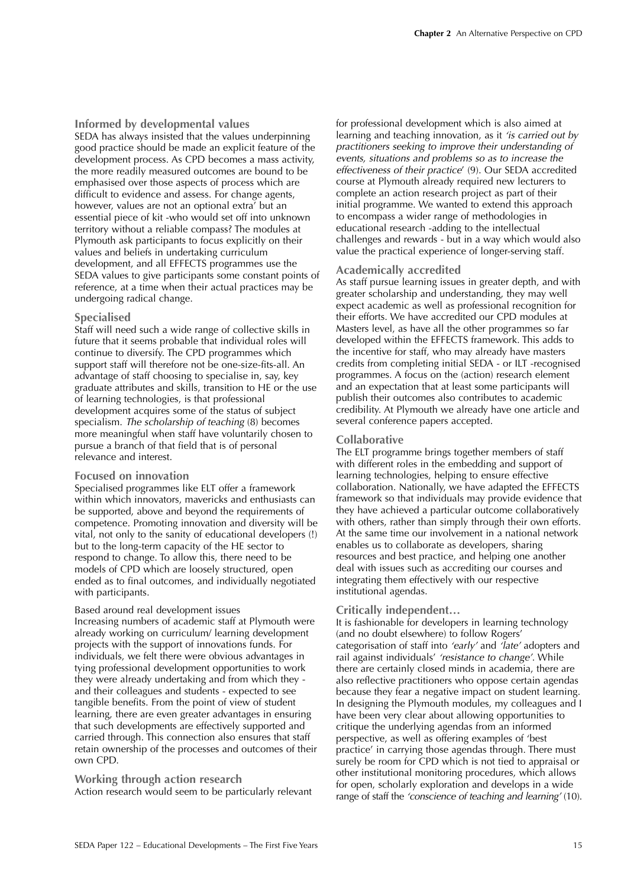### Informed by developmental values

SEDA has always insisted that the values underpinning good practice should be made an explicit feature of the development process. As CPD becomes a mass activity, the more readily measured outcomes are bound to be emphasised over those aspects of process which are difficult to evidence and assess. For change agents, however, values are not an optional extra' but an essential piece of kit -who would set off into unknown territory without a reliable compass? The modules at Plymouth ask participants to focus explicitly on their values and beliefs in undertaking curriculum development, and all EFFECTS programmes use the SEDA values to give participants some constant points of reference, at a time when their actual practices may be undergoing radical change.

### Specialised

Staff will need such a wide range of collective skills in future that it seems probable that individual roles will continue to diversify. The CPD programmes which support staff will therefore not be one-size-fits-all. An advantage of staff choosing to specialise in, say, key graduate attributes and skills, transition to HE or the use of learning technologies, is that professional development acquires some of the status of subject specialism. *The scholarship of teaching* (8) becomes more meaningful when staff have voluntarily chosen to pursue a branch of that field that is of personal relevance and interest.

### Focused on innovation

Specialised programmes like ELT offer a framework within which innovators, mavericks and enthusiasts can be supported, above and beyond the requirements of competence. Promoting innovation and diversity will be vital, not only to the sanity of educational developers (!) but to the long-term capacity of the HE sector to respond to change. To allow this, there need to be models of CPD which are loosely structured, open ended as to final outcomes, and individually negotiated with participants.

Based around real development issues

Increasing numbers of academic staff at Plymouth were already working on curriculum/ learning development projects with the support of innovations funds. For individuals, we felt there were obvious advantages in tying professional development opportunities to work they were already undertaking and from which they - and their colleagues and students - expected to see tangible benefits. From the point of view of student learning, there are even greater advantages in ensuring that such developments are effectively supported and carried through. This connection also ensures that staff retain ownership of the processes and outcomes of their own CPD.

### Working through action research

Action research would seem to be particularly relevant for professional development which is also aimed at learning and teaching innovation, as it *'is carried out by practitioners seeking to improve their understanding of events, situations and problems so as to increase the effectiveness of their practice*' (9). Our SEDA accredited course at Plymouth already required new lecturers to complete an action research project as part of their initial programme. We wanted to extend this approach to encompass a wider range of methodologies in educational research -adding to the intellectual challenges and rewards - but in a way which would also value the practical experience of longer-serving staff.

### Academically accredited

As staff pursue learning issues in greater depth, and with greater scholarship and understanding, they may well expect academic as well as professional recognition for their efforts. We have accredited our CPD modules at Masters level, as have all the other programmes so far developed within the EFFECTS framework. This adds to the incentive for staff, who may already have masters credits from completing initial SEDA - or ILT -recognised programmes. A focus on the (action) research element and an expectation that at least some participants will publish their outcomes also contributes to academic credibility. At Plymouth we already have one article and several conference papers accepted.

### Collaborative

The ELT programme brings together members of staff with different roles in the embedding and support of learning technologies, helping to ensure effective collaboration. Nationally, we have adapted the EFFECTS framework so that individuals may provide evidence that they have achieved a particular outcome collaboratively with others, rather than simply through their own efforts. At the same time our involvement in a national network enables us to collaborate as developers, sharing resources and best practice, and helping one another deal with issues such as accrediting our courses and integrating them effectively with our respective institutional agendas.

### Critically independent…

It is fashionable for developers in learning technology (and no doubt elsewhere) to follow Rogers' categorisation of staff into *'early'* and *'late'* adopters and rail against individuals' *'resistance to change'*. While there are certainly closed minds in academia, there are also reflective practitioners who oppose certain agendas because they fear a negative impact on student learning. In designing the Plymouth modules, my colleagues and I have been very clear about allowing opportunities to critique the underlying agendas from an informed perspective, as well as offering examples of 'best practice' in carrying those agendas through. There must surely be room for CPD which is not tied to appraisal or other institutional monitoring procedures, which allows for open, scholarly exploration and develops in a wide range of staff the *'conscience of teaching and learning'* (10).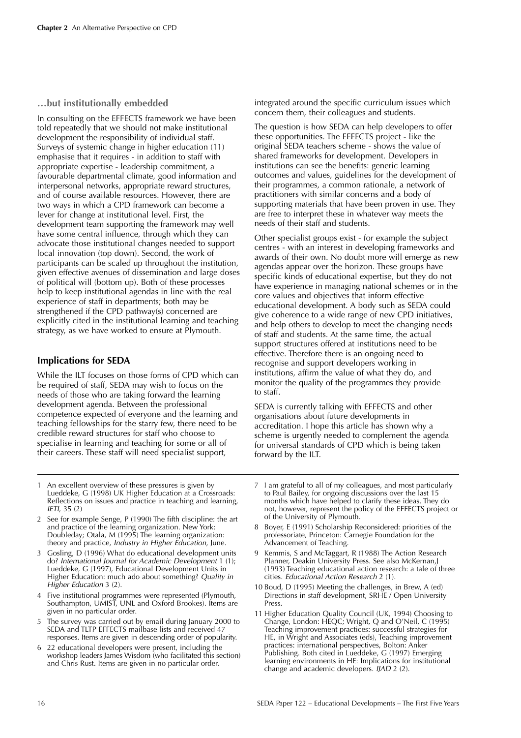### …but institutionally embedded

In consulting on the EFFECTS framework we have been told repeatedly that we should not make institutional development the responsibility of individual staff. Surveys of systemic change in higher education (11) emphasise that it requires - in addition to staff with appropriate expertise - leadership commitment, a favourable departmental climate, good information and interpersonal networks, appropriate reward structures, and of course available resources. However, there are two ways in which a CPD framework can become a lever for change at institutional level. First, the development team supporting the framework may well have some central influence, through which they can advocate those institutional changes needed to support local innovation (top down). Second, the work of participants can be scaled up throughout the institution, given effective avenues of dissemination and large doses of political will (bottom up). Both of these processes help to keep institutional agendas in line with the real experience of staff in departments; both may be strengthened if the CPD pathway(s) concerned are explicitly cited in the institutional learning and teaching strategy, as we have worked to ensure at Plymouth.

## Implications for SEDA

While the ILT focuses on those forms of CPD which can be required of staff, SEDA may wish to focus on the needs of those who are taking forward the learning development agenda. Between the professional competence expected of everyone and the learning and teaching fellowships for the starry few, there need to be credible reward structures for staff who choose to specialise in learning and teaching for some or all of their careers. These staff will need specialist support, integrated around the specific curriculum issues which concern them, their colleagues and students.

The question is how SEDA can help developers to offer these opportunities. The EFFECTS project - like the original SEDA teachers scheme - shows the value of shared frameworks for development. Developers in institutions can see the benefits: generic learning outcomes and values, guidelines for the development of their programmes, a common rationale, a network of practitioners with similar concerns and a body of supporting materials that have been proven in use. They are free to interpret these in whatever way meets the needs of their staff and students.

Other specialist groups exist - for example the subject centres - with an interest in developing frameworks and awards of their own. No doubt more will emerge as new agendas appear over the horizon. These groups have specific kinds of educational expertise, but they do not have experience in managing national schemes or in the core values and objectives that inform effective educational development. A body such as SEDA could give coherence to a wide range of new CPD initiatives, and help others to develop to meet the changing needs of staff and students. At the same time, the actual support structures offered at institutions need to be effective. Therefore there is an ongoing need to recognise and support developers working in institutions, affirm the value of what they do, and monitor the quality of the programmes they provide to staff.

SEDA is currently talking with EFFECTS and other organisations about future developments in accreditation. I hope this article has shown why a scheme is urgently needed to complement the agenda for universal standards of CPD which is being taken forward by the ILT.

---

1 An excellent overview of these pressures is given by Lueddeke, G (1998) UK Higher Education at a Crossroads: Reflections on issues and practice in teaching and learning, *IETI*, 35 (2)

2 See for example Senge, P (1990) The fifth discipline: the art and practice of the learning organization. New York: Doubleday; Otala, M (1995) The learning organization: theory and practice, *Industry in Higher Education*, June.

3 Gosling, D (1996) What do educational development units do? *International Journal for Academic Development* 1 (1); Lueddeke, G (1997), Educational Development Units in Higher Education: much ado about something? *Quality in Higher Education* 3 (2).

4 Five institutional programmes were represented (Plymouth, Southampton, UMIST, UNL and Oxford Brookes). Items are given in no particular order.

5 The survey was carried out by email during January 2000 to SEDA and TLTP EFFECTS mailbase lists and received 47 responses. Items are given in descending order of popularity.

6 22 educational developers were present, including the workshop leaders James Wisdom (who facilitated this section) and Chris Rust. Items are given in no particular order.

7 I am grateful to all of my colleagues, and most particularly to Paul Bailey, for ongoing discussions over the last 15 months which have helped to clarify these ideas. They do not, however, represent the policy of the EFFECTS project or of the University of Plymouth.

8 Boyer, E (1991) Scholarship Reconsidered: priorities of the professoriate, Princeton: Carnegie Foundation for the Advancement of Teaching.

9 Kemmis, S and McTaggart, R (1988) The Action Research Planner, Deakin University Press. See also McKernan,J (1993) Teaching educational action research: a tale of three cities. *Educational Action Research* 2 (1).

10 Boud, D (1995) Meeting the challenges, in Brew, A (ed) Directions in staff development, SRHE / Open University Press.

11 Higher Education Quality Council (UK, 1994) Choosing to Change, London: HEQC; Wright, Q and O'Neil, C (1995) Teaching improvement practices: successful strategies for HE, in Wright and Associates (eds), Teaching improvement practices: international perspectives, Bolton: Anker Publishing. Both cited in Lueddeke, G (1997) Emerging learning environments in HE: Implications for institutional change and academic developers. *IJAD* 2 (2).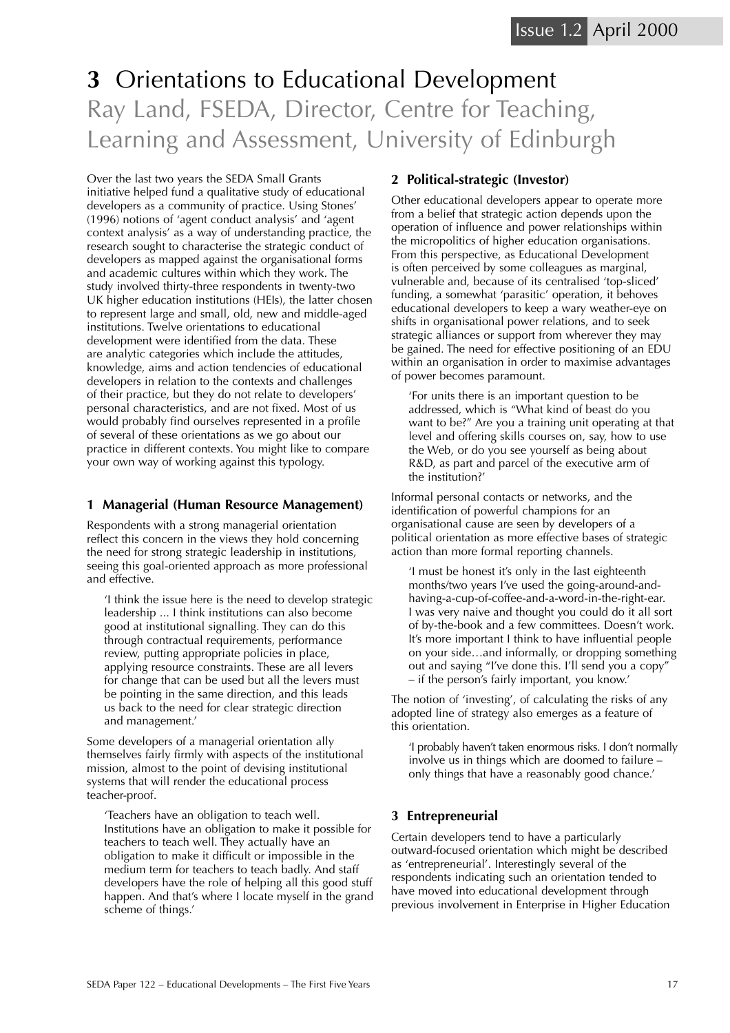# 3 Orientations to Educational Development

## Ray Land, FSEDA, Director, Centre for Teaching, Learning and Assessment, University of Edinburgh

Over the last two years the SEDA Small Grants initiative helped fund a qualitative study of educational developers as a community of practice. Using Stones' (1996) notions of 'agent conduct analysis' and 'agent context analysis' as a way of understanding practice, the research sought to characterise the strategic conduct of developers as mapped against the organisational forms and academic cultures within which they work. The study involved thirty-three respondents in twenty-two UK higher education institutions (HEIs), the latter chosen to represent large and small, old, new and middle-aged institutions. Twelve orientations to educational development were identified from the data. These are analytic categories which include the attitudes, knowledge, aims and action tendencies of educational developers in relation to the contexts and challenges of their practice, but they do not relate to developers' personal characteristics, and are not fixed. Most of us would probably find ourselves represented in a profile of several of these orientations as we go about our practice in different contexts. You might like to compare your own way of working against this typology.

### 1 Managerial (Human Resource Management)

Respondents with a strong managerial orientation reflect this concern in the views they hold concerning the need for strong strategic leadership in institutions, seeing this goal-oriented approach as more professional and effective.

> 'I think the issue here is the need to develop strategic leadership ... I think institutions can also become good at institutional signalling. They can do this through contractual requirements, performance review, putting appropriate policies in place, applying resource constraints. These are all levers for change that can be used but all the levers must be pointing in the same direction, and this leads us back to the need for clear strategic direction and management.'

Some developers of a managerial orientation ally themselves fairly firmly with aspects of the institutional mission, almost to the point of devising institutional systems that will render the educational process teacher-proof.

> 'Teachers have an obligation to teach well. Institutions have an obligation to make it possible for teachers to teach well. They actually have an obligation to make it difficult or impossible in the medium term for teachers to teach badly. And staff developers have the role of helping all this good stuff happen. And that's where I locate myself in the grand scheme of things.'

### 2 Political-strategic (Investor)

Other educational developers appear to operate more from a belief that strategic action depends upon the operation of influence and power relationships within the micropolitics of higher education organisations. From this perspective, as Educational Development is often perceived by some colleagues as marginal, vulnerable and, because of its centralised 'top-sliced' funding, a somewhat 'parasitic' operation, it behoves educational developers to keep a wary weather-eye on shifts in organisational power relations, and to seek strategic alliances or support from wherever they may be gained. The need for effective positioning of an EDU within an organisation in order to maximise advantages of power becomes paramount.

> 'For units there is an important question to be addressed, which is "What kind of beast do you want to be?" Are you a training unit operating at that level and offering skills courses on, say, how to use the Web, or do you see yourself as being about R&D, as part and parcel of the executive arm of the institution?'

Informal personal contacts or networks, and the identification of powerful champions for an organisational cause are seen by developers of a political orientation as more effective bases of strategic action than more formal reporting channels.

> 'I must be honest it's only in the last eighteenth months/two years I've used the going-around-and-having-a-cup-of-coffee-and-a-word-in-the-right-ear. I was very naive and thought you could do it all sort of by-the-book and a few committees. Doesn't work. It's more important I think to have influential people on your side…and informally, or dropping something out and saying "I've done this. I'll send you a copy" – if the person's fairly important, you know.'

The notion of 'investing', of calculating the risks of any adopted line of strategy also emerges as a feature of this orientation.

> 'I probably haven't taken enormous risks. I don't normally involve us in things which are doomed to failure – only things that have a reasonably good chance.'

### 3 Entrepreneurial

Certain developers tend to have a particularly outward-focused orientation which might be described as 'entrepreneurial'. Interestingly several of the respondents indicating such an orientation tended to have moved into educational development through previous involvement in Enterprise in Higher Education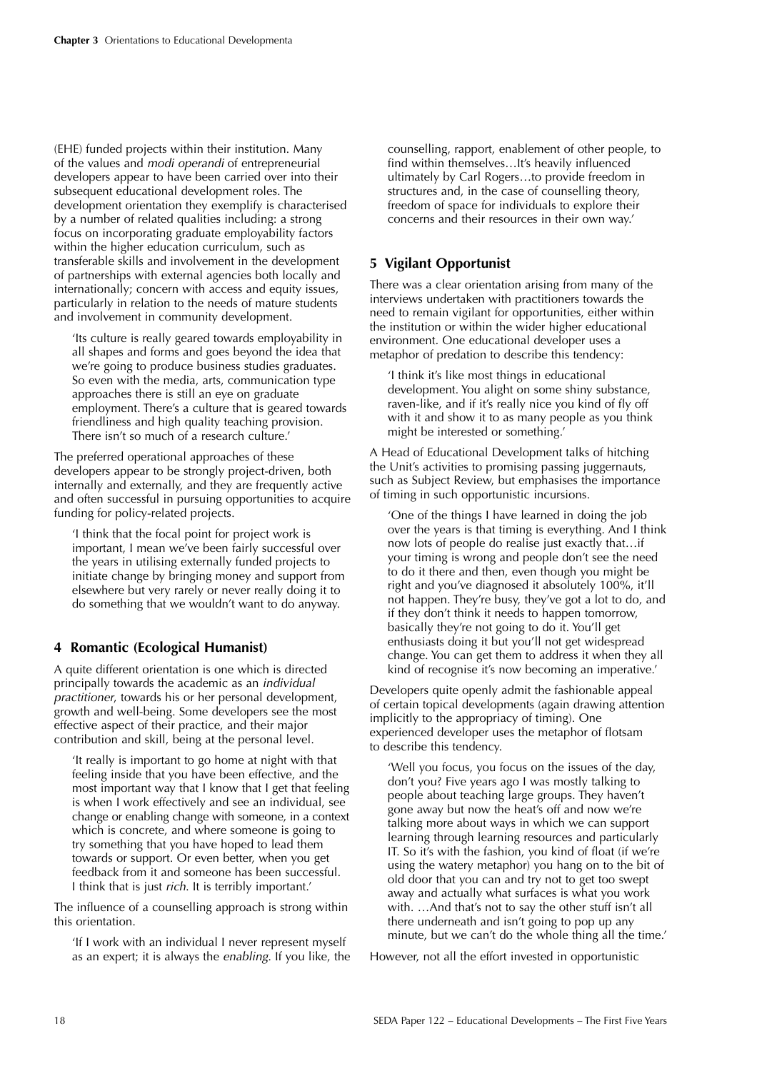(EHE) funded projects within their institution. Many of the values and *modi operandi* of entrepreneurial developers appear to have been carried over into their subsequent educational development roles. The development orientation they exemplify is characterised by a number of related qualities including: a strong focus on incorporating graduate employability factors within the higher education curriculum, such as transferable skills and involvement in the development of partnerships with external agencies both locally and internationally; concern with access and equity issues, particularly in relation to the needs of mature students and involvement in community development.

> 'Its culture is really geared towards employability in all shapes and forms and goes beyond the idea that we're going to produce business studies graduates. So even with the media, arts, communication type approaches there is still an eye on graduate employment. There's a culture that is geared towards friendliness and high quality teaching provision. There isn't so much of a research culture.'

The preferred operational approaches of these developers appear to be strongly project-driven, both internally and externally, and they are frequently active and often successful in pursuing opportunities to acquire funding for policy-related projects.

> 'I think that the focal point for project work is important, I mean we've been fairly successful over the years in utilising externally funded projects to initiate change by bringing money and support from elsewhere but very rarely or never really doing it to do something that we wouldn't want to do anyway.

## 4 Romantic (Ecological Humanist)

A quite different orientation is one which is directed principally towards the academic as an *individual practitioner*, towards his or her personal development, growth and well-being. Some developers see the most effective aspect of their practice, and their major contribution and skill, being at the personal level.

> 'It really is important to go home at night with that feeling inside that you have been effective, and the most important way that I know that I get that feeling is when I work effectively and see an individual, see change or enabling change with someone, in a context which is concrete, and where someone is going to try something that you have hoped to lead them towards or support. Or even better, when you get feedback from it and someone has been successful. I think that is just *rich*. It is terribly important.'

The influence of a counselling approach is strong within this orientation.

> 'If I work with an individual I never represent myself as an expert; it is always the *enabling*. If you like, the counselling, rapport, enablement of other people, to find within themselves…It's heavily influenced ultimately by Carl Rogers…to provide freedom in structures and, in the case of counselling theory, freedom of space for individuals to explore their concerns and their resources in their own way.'

## 5 Vigilant Opportunist

There was a clear orientation arising from many of the interviews undertaken with practitioners towards the need to remain vigilant for opportunities, either within the institution or within the wider higher educational environment. One educational developer uses a metaphor of predation to describe this tendency:

> 'I think it's like most things in educational development. You alight on some shiny substance, raven-like, and if it's really nice you kind of fly off with it and show it to as many people as you think might be interested or something.'

A Head of Educational Development talks of hitching the Unit's activities to promising passing juggernauts, such as Subject Review, but emphasises the importance of timing in such opportunistic incursions.

> 'One of the things I have learned in doing the job over the years is that timing is everything. And I think now lots of people do realise just exactly that…if your timing is wrong and people don't see the need to do it there and then, even though you might be right and you've diagnosed it absolutely 100%, it'll not happen. They're busy, they've got a lot to do, and if they don't think it needs to happen tomorrow, basically they're not going to do it. You'll get enthusiasts doing it but you'll not get widespread change. You can get them to address it when they all kind of recognise it's now becoming an imperative.'

Developers quite openly admit the fashionable appeal of certain topical developments (again drawing attention implicitly to the appropriacy of timing). One experienced developer uses the metaphor of flotsam to describe this tendency.

> 'Well you focus, you focus on the issues of the day, don't you? Five years ago I was mostly talking to people about teaching large groups. They haven't gone away but now the heat's off and now we're talking more about ways in which we can support learning through learning resources and particularly IT. So it's with the fashion, you kind of float (if we're using the watery metaphor) you hang on to the bit of old door that you can and try not to get too swept away and actually what surfaces is what you work with. …And that's not to say the other stuff isn't all there underneath and isn't going to pop up any minute, but we can't do the whole thing all the time.'

However, not all the effort invested in opportunistic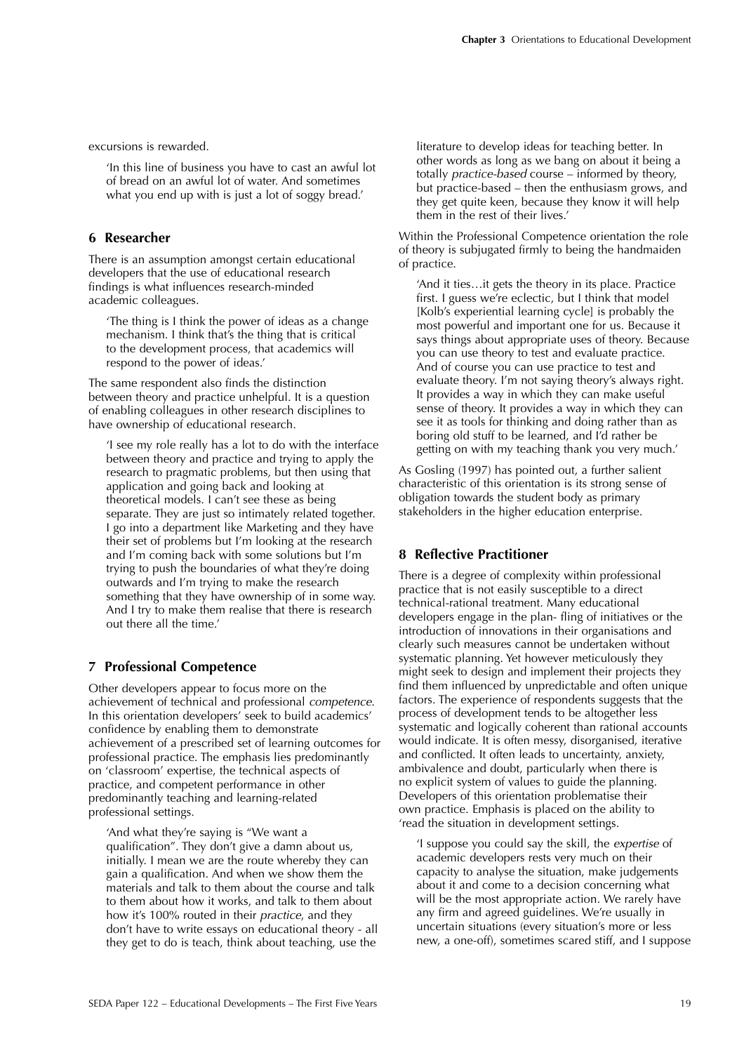excursions is rewarded.

> 'In this line of business you have to cast an awful lot of bread on an awful lot of water. And sometimes what you end up with is just a lot of soggy bread.'

## 6 Researcher

There is an assumption amongst certain educational developers that the use of educational research findings is what influences research-minded academic colleagues.

> 'The thing is I think the power of ideas as a change mechanism. I think that's the thing that is critical to the development process, that academics will respond to the power of ideas.'

The same respondent also finds the distinction between theory and practice unhelpful. It is a question of enabling colleagues in other research disciplines to have ownership of educational research.

> 'I see my role really has a lot to do with the interface between theory and practice and trying to apply the research to pragmatic problems, but then using that application and going back and looking at theoretical models. I can't see these as being separate. They are just so intimately related together. I go into a department like Marketing and they have their set of problems but I'm looking at the research and I'm coming back with some solutions but I'm trying to push the boundaries of what they're doing outwards and I'm trying to make the research something that they have ownership of in some way. And I try to make them realise that there is research out there all the time.'

## 7 Professional Competence

Other developers appear to focus more on the achievement of technical and professional *competence*. In this orientation developers' seek to build academics' confidence by enabling them to demonstrate achievement of a prescribed set of learning outcomes for professional practice. The emphasis lies predominantly on 'classroom' expertise, the technical aspects of practice, and competent performance in other predominantly teaching and learning-related professional settings.

> 'And what they're saying is "We want a qualification". They don't give a damn about us, initially. I mean we are the route whereby they can gain a qualification. And when we show them the materials and talk to them about the course and talk to them about how it works, and talk to them about how it's 100% routed in their *practice*, and they don't have to write essays on educational theory - all they get to do is teach, think about teaching, use the literature to develop ideas for teaching better. In other words as long as we bang on about it being a totally *practice-based* course – informed by theory, but practice-based – then the enthusiasm grows, and they get quite keen, because they know it will help them in the rest of their lives.'

Within the Professional Competence orientation the role of theory is subjugated firmly to being the handmaiden of practice.

> 'And it ties…it gets the theory in its place. Practice first. I guess we're eclectic, but I think that model [Kolb's experiential learning cycle] is probably the most powerful and important one for us. Because it says things about appropriate uses of theory. Because you can use theory to test and evaluate practice. And of course you can use practice to test and evaluate theory. I'm not saying theory's always right. It provides a way in which they can make useful sense of theory. It provides a way in which they can see it as tools for thinking and doing rather than as boring old stuff to be learned, and I'd rather be getting on with my teaching thank you very much.'

As Gosling (1997) has pointed out, a further salient characteristic of this orientation is its strong sense of obligation towards the student body as primary stakeholders in the higher education enterprise.

## 8 Reflective Practitioner

There is a degree of complexity within professional practice that is not easily susceptible to a direct technical-rational treatment. Many educational developers engage in the plan- fling of initiatives or the introduction of innovations in their organisations and clearly such measures cannot be undertaken without systematic planning. Yet however meticulously they might seek to design and implement their projects they find them influenced by unpredictable and often unique factors. The experience of respondents suggests that the process of development tends to be altogether less systematic and logically coherent than rational accounts would indicate. It is often messy, disorganised, iterative and conflicted. It often leads to uncertainty, anxiety, ambivalence and doubt, particularly when there is no explicit system of values to guide the planning. Developers of this orientation problematise their own practice. Emphasis is placed on the ability to 'read the situation in development settings.

> 'I suppose you could say the skill, the *expertise* of academic developers rests very much on their capacity to analyse the situation, make judgements about it and come to a decision concerning what will be the most appropriate action. We rarely have any firm and agreed guidelines. We're usually in uncertain situations (every situation's more or less new, a one-off), sometimes scared stiff, and I suppose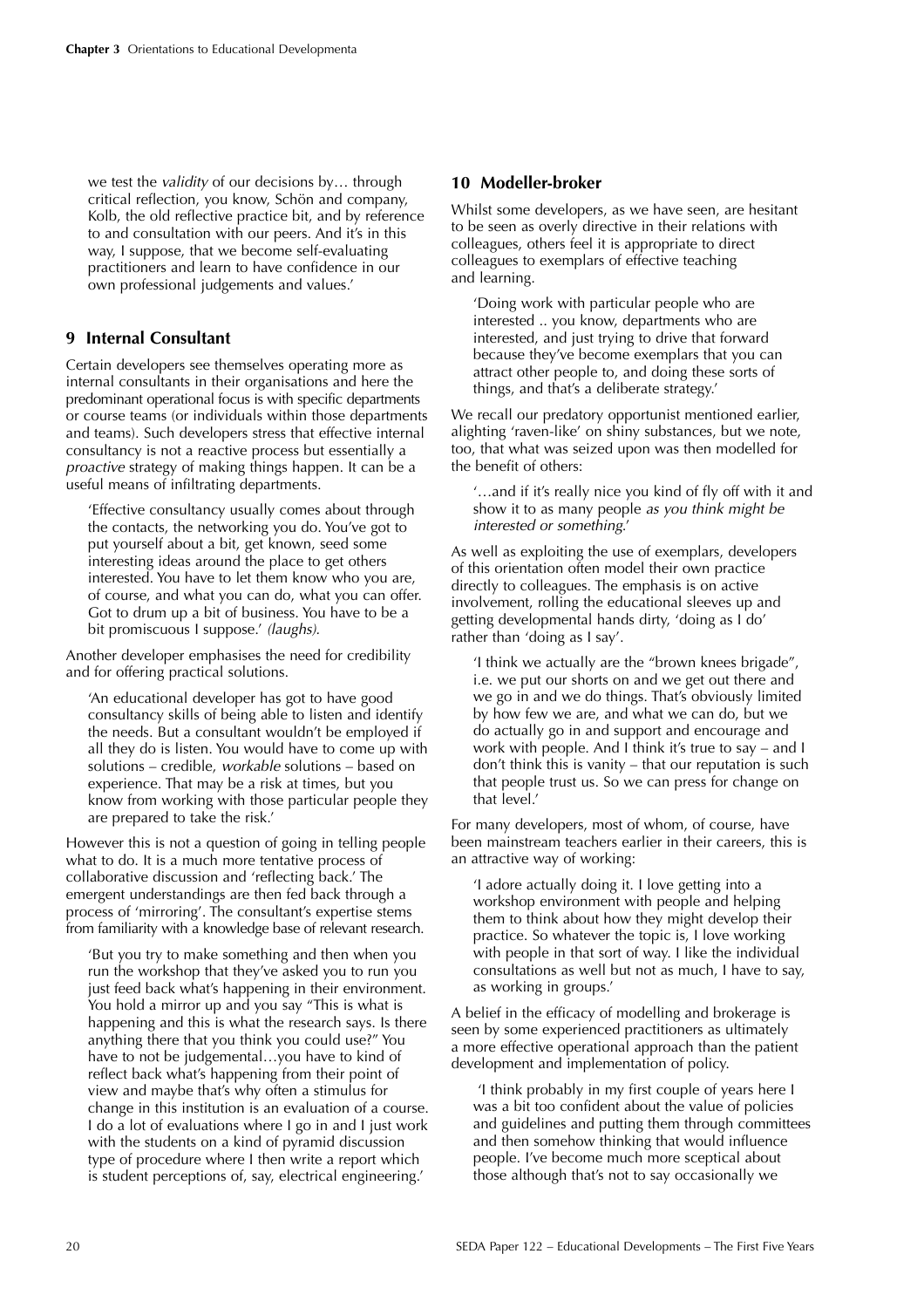we test the *validity* of our decisions by… through critical reflection, you know, Schön and company, Kolb, the old reflective practice bit, and by reference to and consultation with our peers. And it's in this way, I suppose, that we become self-evaluating practitioners and learn to have confidence in our own professional judgements and values.'

## 9 Internal Consultant

Certain developers see themselves operating more as internal consultants in their organisations and here the predominant operational focus is with specific departments or course teams (or individuals within those departments and teams). Such developers stress that effective internal consultancy is not a reactive process but essentially a *proactive* strategy of making things happen. It can be a useful means of infiltrating departments.

> 'Effective consultancy usually comes about through the contacts, the networking you do. You've got to put yourself about a bit, get known, seed some interesting ideas around the place to get others interested. You have to let them know who you are, of course, and what you can do, what you can offer. Got to drum up a bit of business. You have to be a bit promiscuous I suppose.' *(laughs).*

Another developer emphasises the need for credibility and for offering practical solutions.

> 'An educational developer has got to have good consultancy skills of being able to listen and identify the needs. But a consultant wouldn't be employed if all they do is listen. You would have to come up with solutions – credible, *workable* solutions – based on experience. That may be a risk at times, but you know from working with those particular people they are prepared to take the risk.'

However this is not a question of going in telling people what to do. It is a much more tentative process of collaborative discussion and 'reflecting back.' The emergent understandings are then fed back through a process of 'mirroring'. The consultant's expertise stems from familiarity with a knowledge base of relevant research.

> 'But you try to make something and then when you run the workshop that they've asked you to run you just feed back what's happening in their environment. You hold a mirror up and you say "This is what is happening and this is what the research says. Is there anything there that you think you could use?" You have to not be judgemental…you have to kind of reflect back what's happening from their point of view and maybe that's why often a stimulus for change in this institution is an evaluation of a course. I do a lot of evaluations where I go in and I just work with the students on a kind of pyramid discussion type of procedure where I then write a report which is student perceptions of, say, electrical engineering.'

## 10 Modeller-broker

Whilst some developers, as we have seen, are hesitant to be seen as overly directive in their relations with colleagues, others feel it is appropriate to direct colleagues to exemplars of effective teaching and learning.

> 'Doing work with particular people who are interested .. you know, departments who are interested, and just trying to drive that forward because they've become exemplars that you can attract other people to, and doing these sorts of things, and that's a deliberate strategy.'

We recall our predatory opportunist mentioned earlier, alighting 'raven-like' on shiny substances, but we note, too, that what was seized upon was then modelled for the benefit of others:

> '…and if it's really nice you kind of fly off with it and show it to as many people *as you think might be interested or something.*'

As well as exploiting the use of exemplars, developers of this orientation often model their own practice directly to colleagues. The emphasis is on active involvement, rolling the educational sleeves up and getting developmental hands dirty, 'doing as I do' rather than 'doing as I say'.

> 'I think we actually are the "brown knees brigade", i.e. we put our shorts on and we get out there and we go in and we do things. That's obviously limited by how few we are, and what we can do, but we do actually go in and support and encourage and work with people. And I think it's true to say – and I don't think this is vanity – that our reputation is such that people trust us. So we can press for change on that level.'

For many developers, most of whom, of course, have been mainstream teachers earlier in their careers, this is an attractive way of working:

> 'I adore actually doing it. I love getting into a workshop environment with people and helping them to think about how they might develop their practice. So whatever the topic is, I love working with people in that sort of way. I like the individual consultations as well but not as much, I have to say, as working in groups.'

A belief in the efficacy of modelling and brokerage is seen by some experienced practitioners as ultimately a more effective operational approach than the patient development and implementation of policy.

> 'I think probably in my first couple of years here I was a bit too confident about the value of policies and guidelines and putting them through committees and then somehow thinking that would influence people. I've become much more sceptical about those although that's not to say occasionally we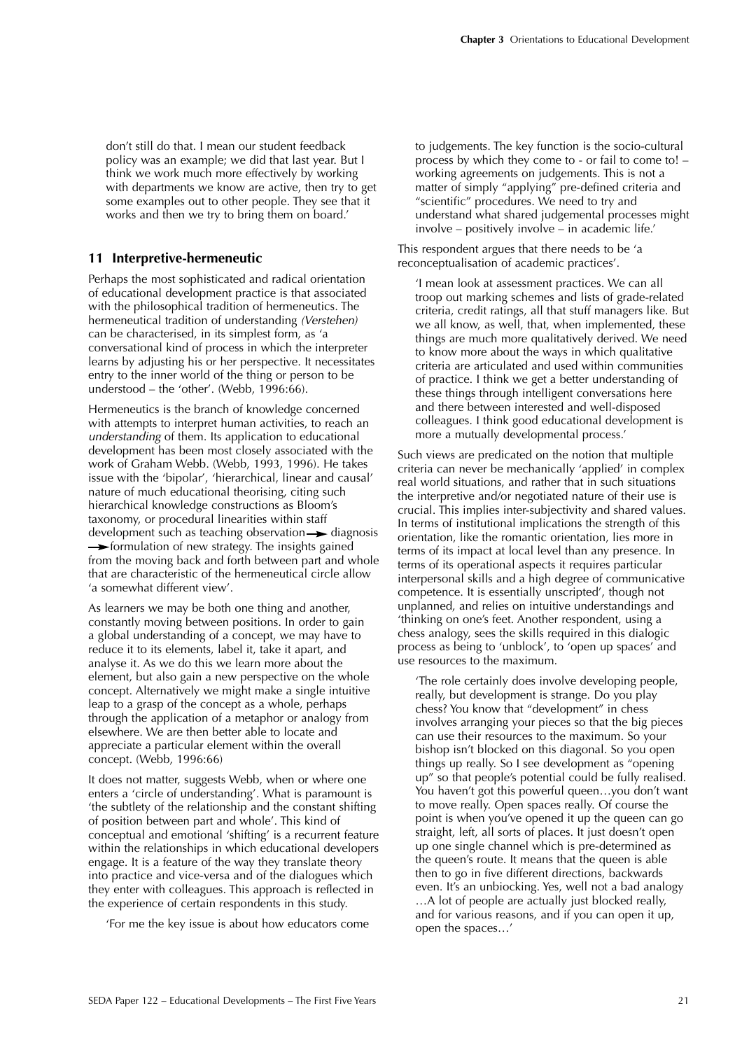don't still do that. I mean our student feedback policy was an example; we did that last year. But I think we work much more effectively by working with departments we know are active, then try to get some examples out to other people. They see that it works and then we try to bring them on board.'

## 11 Interpretive-hermeneutic

Perhaps the most sophisticated and radical orientation of educational development practice is that associated with the philosophical tradition of hermeneutics. The hermeneutical tradition of understanding *(Verstehen)* can be characterised, in its simplest form, as 'a conversational kind of process in which the interpreter learns by adjusting his or her perspective. It necessitates entry to the inner world of the thing or person to be understood – the 'other'. (Webb, 1996:66).

Hermeneutics is the branch of knowledge concerned with attempts to interpret human activities, to reach an *understanding* of them. Its application to educational development has been most closely associated with the work of Graham Webb. (Webb, 1993, 1996). He takes issue with the 'bipolar', 'hierarchical, linear and causal' nature of much educational theorising, citing such hierarchical knowledge constructions as Bloom's taxonomy, or procedural linearities within staff development such as teaching observation → diagnosis → formulation of new strategy. The insights gained from the moving back and forth between part and whole that are characteristic of the hermeneutical circle allow 'a somewhat different view'.

> As learners we may be both one thing and another, constantly moving between positions. In order to gain a global understanding of a concept, we may have to reduce it to its elements, label it, take it apart, and analyse it. As we do this we learn more about the element, but also gain a new perspective on the whole concept. Alternatively we might make a single intuitive leap to a grasp of the concept as a whole, perhaps through the application of a metaphor or analogy from elsewhere. We are then better able to locate and appreciate a particular element within the overall concept. (Webb, 1996:66)

It does not matter, suggests Webb, when or where one enters a 'circle of understanding'. What is paramount is 'the subtlety of the relationship and the constant shifting of position between part and whole'. This kind of conceptual and emotional 'shifting' is a recurrent feature within the relationships in which educational developers engage. It is a feature of the way they translate theory into practice and vice-versa and of the dialogues which they enter with colleagues. This approach is reflected in the experience of certain respondents in this study.

> 'For me the key issue is about how educators come to judgements. The key function is the socio-cultural process by which they come to - or fail to come to! – working agreements on judgements. This is not a matter of simply "applying" pre-defined criteria and "scientific" procedures. We need to try and understand what shared judgemental processes might involve – positively involve – in academic life.'

This respondent argues that there needs to be 'a reconceptualisation of academic practices'.

> 'I mean look at assessment practices. We can all troop out marking schemes and lists of grade-related criteria, credit ratings, all that stuff managers like. But we all know, as well, that, when implemented, these things are much more qualitatively derived. We need to know more about the ways in which qualitative criteria are articulated and used within communities of practice. I think we get a better understanding of these things through intelligent conversations here and there between interested and well-disposed colleagues. I think good educational development is more a mutually developmental process.'

Such views are predicated on the notion that multiple criteria can never be mechanically 'applied' in complex real world situations, and rather that in such situations the interpretive and/or negotiated nature of their use is crucial. This implies inter-subjectivity and shared values. In terms of institutional implications the strength of this orientation, like the romantic orientation, lies more in terms of its impact at local level than any presence. In terms of its operational aspects it requires particular interpersonal skills and a high degree of communicative competence. It is essentially unscripted', though not unplanned, and relies on intuitive understandings and 'thinking on one's feet. Another respondent, using a chess analogy, sees the skills required in this dialogic process as being to 'unblock', to 'open up spaces' and use resources to the maximum.

> 'The role certainly does involve developing people, really, but development is strange. Do you play chess? You know that "development" in chess involves arranging your pieces so that the big pieces can use their resources to the maximum. So your bishop isn't blocked on this diagonal. So you open things up really. So I see development as "opening up" so that people's potential could be fully realised. You haven't got this powerful queen…you don't want to move really. Open spaces really. Of course the point is when you've opened it up the queen can go straight, left, all sorts of places. It just doesn't open up one single channel which is pre-determined as the queen's route. It means that the queen is able then to go in five different directions, backwards even. It's an unbiocking. Yes, well not a bad analogy …A lot of people are actually just blocked really, and for various reasons, and if you can open it up, open the spaces…'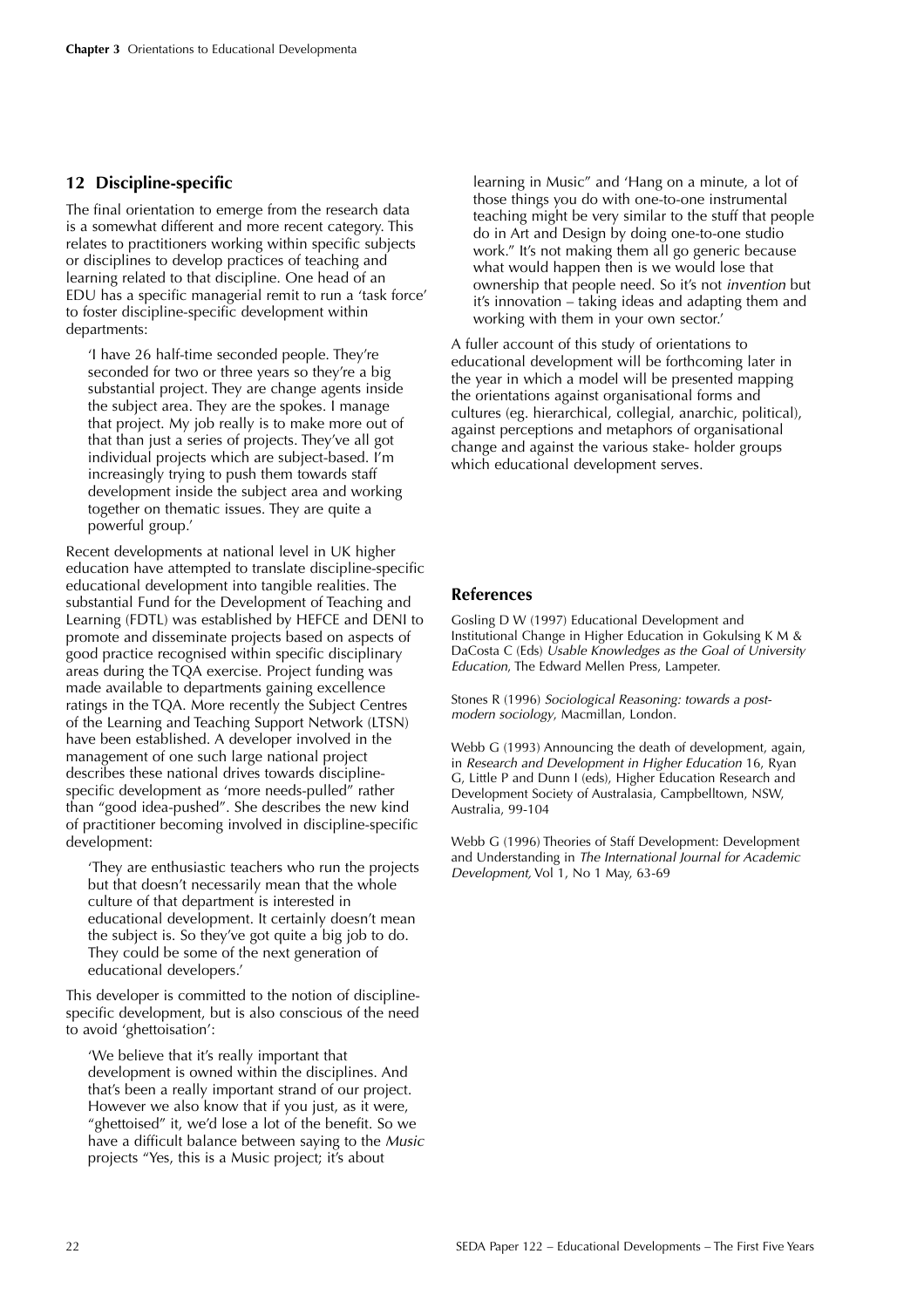## 12 Discipline-specific

The final orientation to emerge from the research data is a somewhat different and more recent category. This relates to practitioners working within specific subjects or disciplines to develop practices of teaching and learning related to that discipline. One head of an EDU has a specific managerial remit to run a 'task force' to foster discipline-specific development within departments:

> 'I have 26 half-time seconded people. They're seconded for two or three years so they're a big substantial project. They are change agents inside the subject area. They are the spokes. I manage that project. My job really is to make more out of that than just a series of projects. They've all got individual projects which are subject-based. I'm increasingly trying to push them towards staff development inside the subject area and working together on thematic issues. They are quite a powerful group.'

Recent developments at national level in UK higher education have attempted to translate discipline-specific educational development into tangible realities. The substantial Fund for the Development of Teaching and Learning (FDTL) was established by HEFCE and DENI to promote and disseminate projects based on aspects of good practice recognised within specific disciplinary areas during the TQA exercise. Project funding was made available to departments gaining excellence ratings in the TQA. More recently the Subject Centres of the Learning and Teaching Support Network (LTSN) have been established. A developer involved in the management of one such large national project describes these national drives towards discipline-specific development as 'more needs-pulled" rather than "good idea-pushed". She describes the new kind of practitioner becoming involved in discipline-specific development:

> 'They are enthusiastic teachers who run the projects but that doesn't necessarily mean that the whole culture of that department is interested in educational development. It certainly doesn't mean the subject is. So they've got quite a big job to do. They could be some of the next generation of educational developers.'

This developer is committed to the notion of discipline-specific development, but is also conscious of the need to avoid 'ghettoisation':

> 'We believe that it's really important that development is owned within the disciplines. And that's been a really important strand of our project. However we also know that if you just, as it were, "ghettoised" it, we'd lose a lot of the benefit. So we have a difficult balance between saying to the *Music* projects "Yes, this is a Music project; it's about learning in Music" and 'Hang on a minute, a lot of those things you do with one-to-one instrumental teaching might be very similar to the stuff that people do in Art and Design by doing one-to-one studio work." It's not making them all go generic because what would happen then is we would lose that ownership that people need. So it's not *invention* but it's innovation – taking ideas and adapting them and working with them in your own sector.'

A fuller account of this study of orientations to educational development will be forthcoming later in the year in which a model will be presented mapping the orientations against organisational forms and cultures (eg. hierarchical, collegial, anarchic, political), against perceptions and metaphors of organisational change and against the various stake- holder groups which educational development serves.

## References

Gosling D W (1997) Educational Development and Institutional Change in Higher Education in Gokulsing K M & DaCosta C (Eds) *Usable Knowledges as the Goal of University Education*, The Edward Mellen Press, Lampeter.

Stones R (1996) *Sociological Reasoning: towards a post-modern sociology*, Macmillan, London.

Webb G (1993) Announcing the death of development, again, in *Research and Development in Higher Education* 16, Ryan G, Little P and Dunn I (eds), Higher Education Research and Development Society of Australasia, Campbelltown, NSW, Australia, 99-104

Webb G (1996) Theories of Staff Development: Development and Understanding in *The International Journal for Academic Development,* Vol 1, No 1 May, 63-69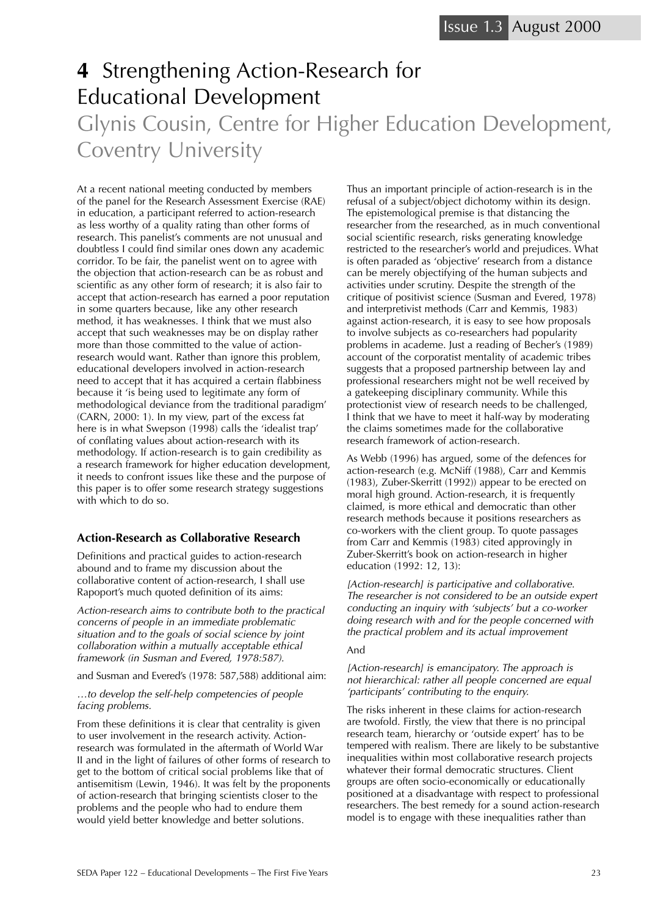# 4 Strengthening Action-Research for Educational Development

## Glynis Cousin, Centre for Higher Education Development, Coventry University

At a recent national meeting conducted by members of the panel for the Research Assessment Exercise (RAE) in education, a participant referred to action-research as less worthy of a quality rating than other forms of research. This panelist's comments are not unusual and doubtless I could find similar ones down any academic corridor. To be fair, the panelist went on to agree with the objection that action-research can be as robust and scientific as any other form of research; it is also fair to accept that action-research has earned a poor reputation in some quarters because, like any other research method, it has weaknesses. I think that we must also accept that such weaknesses may be on display rather more than those committed to the value of action-research would want. Rather than ignore this problem, educational developers involved in action-research need to accept that it has acquired a certain flabbiness because it 'is being used to legitimate any form of methodological deviance from the traditional paradigm' (CARN, 2000: 1). In my view, part of the excess fat here is in what Swepson (1998) calls the 'idealist trap' of conflating values about action-research with its methodology. If action-research is to gain credibility as a research framework for higher education development, it needs to confront issues like these and the purpose of this paper is to offer some research strategy suggestions with which to do so.

### Action-Research as Collaborative Research

Definitions and practical guides to action-research abound and to frame my discussion about the collaborative content of action-research, I shall use Rapoport's much quoted definition of its aims:

*Action-research aims to contribute both to the practical concerns of people in an immediate problematic situation and to the goals of social science by joint collaboration within a mutually acceptable ethical framework (in Susman and Evered, 1978:587).*

and Susman and Evered's (1978: 587,588) additional aim:

*…to develop the self-help competencies of people facing problems.*

From these definitions it is clear that centrality is given to user involvement in the research activity. Action-research was formulated in the aftermath of World War II and in the light of failures of other forms of research to get to the bottom of critical social problems like that of antisemitism (Lewin, 1946). It was felt by the proponents of action-research that bringing scientists closer to the problems and the people who had to endure them would yield better knowledge and better solutions.

Thus an important principle of action-research is in the refusal of a subject/object dichotomy within its design. The epistemological premise is that distancing the researcher from the researched, as in much conventional social scientific research, risks generating knowledge restricted to the researcher's world and prejudices. What is often paraded as 'objective' research from a distance can be merely objectifying of the human subjects and activities under scrutiny. Despite the strength of the critique of positivist science (Susman and Evered, 1978) and interpretivist methods (Carr and Kemmis, 1983) against action-research, it is easy to see how proposals to involve subjects as co-researchers had popularity problems in academe. Just a reading of Becher's (1989) account of the corporatist mentality of academic tribes suggests that a proposed partnership between lay and professional researchers might not be well received by a gatekeeping disciplinary community. While this protectionist view of research needs to be challenged, I think that we have to meet it half-way by moderating the claims sometimes made for the collaborative research framework of action-research.

As Webb (1996) has argued, some of the defences for action-research (e.g. McNiff (1988), Carr and Kemmis (1983), Zuber-Skerritt (1992)) appear to be erected on moral high ground. Action-research, it is frequently claimed, is more ethical and democratic than other research methods because it positions researchers as co-workers with the client group. To quote passages from Carr and Kemmis (1983) cited approvingly in Zuber-Skerritt's book on action-research in higher education (1992: 12, 13):

*[Action-research] is participative and collaborative. The researcher is not considered to be an outside expert conducting an inquiry with 'subjects' but a co-worker doing research with and for the people concerned with the practical problem and its actual improvement*

And

*[Action-research] is emancipatory. The approach is not hierarchical: rather all people concerned are equal 'participants' contributing to the enquiry.*

The risks inherent in these claims for action-research are twofold. Firstly, the view that there is no principal research team, hierarchy or 'outside expert' has to be tempered with realism. There are likely to be substantive inequalities within most collaborative research projects whatever their formal democratic structures. Client groups are often socio-economically or educationally positioned at a disadvantage with respect to professional researchers. The best remedy for a sound action-research model is to engage with these inequalities rather than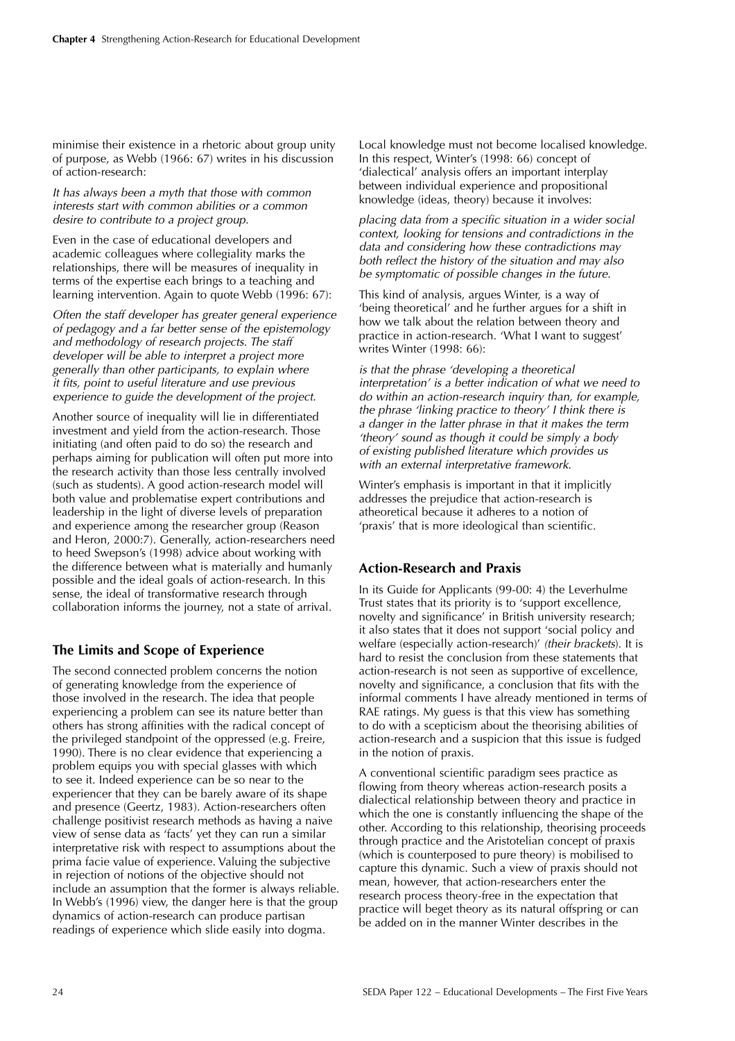minimise their existence in a rhetoric about group unity of purpose, as Webb (1966: 67) writes in his discussion of action-research:

*It has always been a myth that those with common interests start with common abilities or a common desire to contribute to a project group.*

Even in the case of educational developers and academic colleagues where collegiality marks the relationships, there will be measures of inequality in terms of the expertise each brings to a teaching and learning intervention. Again to quote Webb (1996: 67):

*Often the staff developer has greater general experience of pedagogy and a far better sense of the epistemology and methodology of research projects. The staff developer will be able to interpret a project more generally than other participants, to explain where it fits, point to useful literature and use previous experience to guide the development of the project.*

Another source of inequality will lie in differentiated investment and yield from the action-research. Those initiating (and often paid to do so) the research and perhaps aiming for publication will often put more into the research activity than those less centrally involved (such as students). A good action-research model will both value and problematise expert contributions and leadership in the light of diverse levels of preparation and experience among the researcher group (Reason and Heron, 2000:7). Generally, action-researchers need to heed Swepson's (1998) advice about working with the difference between what is materially and humanly possible and the ideal goals of action-research. In this sense, the ideal of transformative research through collaboration informs the journey, not a state of arrival.

## The Limits and Scope of Experience

The second connected problem concerns the notion of generating knowledge from the experience of those involved in the research. The idea that people experiencing a problem can see its nature better than others has strong affinities with the radical concept of the privileged standpoint of the oppressed (e.g. Freire, 1990). There is no clear evidence that experiencing a problem equips you with special glasses with which to see it. Indeed experience can be so near to the experiencer that they can be barely aware of its shape and presence (Geertz, 1983). Action-researchers often challenge positivist research methods as having a naive view of sense data as 'facts' yet they can run a similar interpretative risk with respect to assumptions about the prima facie value of experience. Valuing the subjective in rejection of notions of the objective should not include an assumption that the former is always reliable. In Webb's (1996) view, the danger here is that the group dynamics of action-research can produce partisan readings of experience which slide easily into dogma.

Local knowledge must not become localised knowledge. In this respect, Winter's (1998: 66) concept of 'dialectical' analysis offers an important interplay between individual experience and propositional knowledge (ideas, theory) because it involves:

*placing data from a specific situation in a wider social context, looking for tensions and contradictions in the data and considering how these contradictions may both reflect the history of the situation and may also be symptomatic of possible changes in the future.*

This kind of analysis, argues Winter, is a way of 'being theoretical' and he further argues for a shift in how we talk about the relation between theory and practice in action-research. 'What I want to suggest' writes Winter (1998: 66):

*is that the phrase 'developing a theoretical interpretation' is a better indication of what we need to do within an action-research inquiry than, for example, the phrase 'linking practice to theory' I think there is a danger in the latter phrase in that it makes the term 'theory' sound as though it could be simply a body of existing published literature which provides us with an external interpretative framework.*

Winter's emphasis is important in that it implicitly addresses the prejudice that action-research is atheoretical because it adheres to a notion of 'praxis' that is more ideological than scientific.

## Action-Research and Praxis

In its Guide for Applicants (99-00: 4) the Leverhulme Trust states that its priority is to 'support excellence, novelty and significance' in British university research; it also states that it does not support 'social policy and welfare (especially action-research)' *(their brackets*). It is hard to resist the conclusion from these statements that action-research is not seen as supportive of excellence, novelty and significance, a conclusion that fits with the informal comments I have already mentioned in terms of RAE ratings. My guess is that this view has something to do with a scepticism about the theorising abilities of action-research and a suspicion that this issue is fudged in the notion of praxis.

A conventional scientific paradigm sees practice as flowing from theory whereas action-research posits a dialectical relationship between theory and practice in which the one is constantly influencing the shape of the other. According to this relationship, theorising proceeds through practice and the Aristotelian concept of praxis (which is counterposed to pure theory) is mobilised to capture this dynamic. Such a view of praxis should not mean, however, that action-researchers enter the research process theory-free in the expectation that practice will beget theory as its natural offspring or can be added on in the manner Winter describes in the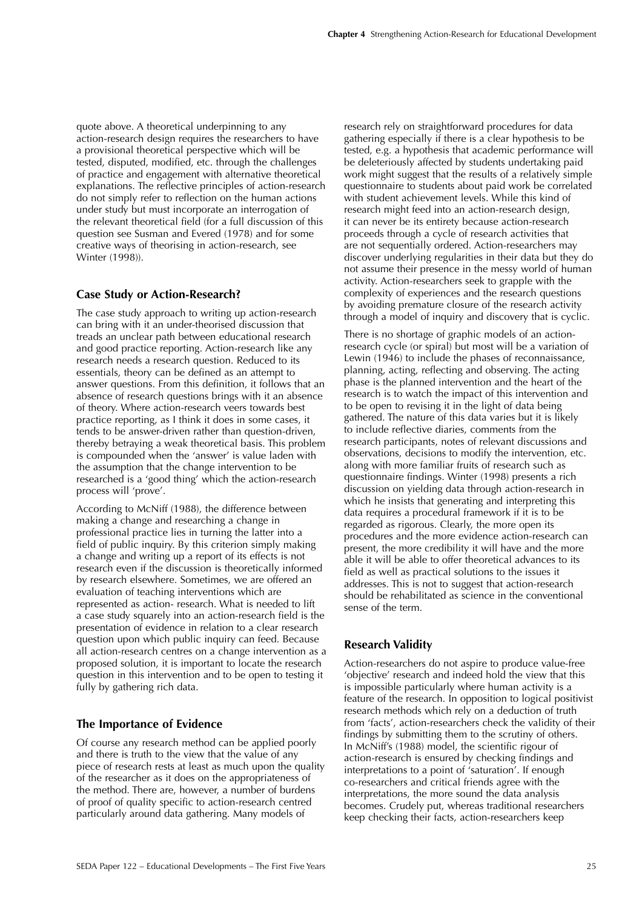quote above. A theoretical underpinning to any action-research design requires the researchers to have a provisional theoretical perspective which will be tested, disputed, modified, etc. through the challenges of practice and engagement with alternative theoretical explanations. The reflective principles of action-research do not simply refer to reflection on the human actions under study but must incorporate an interrogation of the relevant theoretical field (for a full discussion of this question see Susman and Evered (1978) and for some creative ways of theorising in action-research, see Winter (1998)).

### Case Study or Action-Research?

The case study approach to writing up action-research can bring with it an under-theorised discussion that treads an unclear path between educational research and good practice reporting. Action-research like any research needs a research question. Reduced to its essentials, theory can be defined as an attempt to answer questions. From this definition, it follows that an absence of research questions brings with it an absence of theory. Where action-research veers towards best practice reporting, as I think it does in some cases, it tends to be answer-driven rather than question-driven, thereby betraying a weak theoretical basis. This problem is compounded when the 'answer' is value laden with the assumption that the change intervention to be researched is a 'good thing' which the action-research process will 'prove'.

According to McNiff (1988), the difference between making a change and researching a change in professional practice lies in turning the latter into a field of public inquiry. By this criterion simply making a change and writing up a report of its effects is not research even if the discussion is theoretically informed by research elsewhere. Sometimes, we are offered an evaluation of teaching interventions which are represented as action- research. What is needed to lift a case study squarely into an action-research field is the presentation of evidence in relation to a clear research question upon which public inquiry can feed. Because all action-research centres on a change intervention as a proposed solution, it is important to locate the research question in this intervention and to be open to testing it fully by gathering rich data.

### The Importance of Evidence

Of course any research method can be applied poorly and there is truth to the view that the value of any piece of research rests at least as much upon the quality of the researcher as it does on the appropriateness of the method. There are, however, a number of burdens of proof of quality specific to action-research centred particularly around data gathering. Many models of research rely on straightforward procedures for data gathering especially if there is a clear hypothesis to be tested, e.g. a hypothesis that academic performance will be deleteriously affected by students undertaking paid work might suggest that the results of a relatively simple questionnaire to students about paid work be correlated with student achievement levels. While this kind of research might feed into an action-research design, it can never be its entirety because action-research proceeds through a cycle of research activities that are not sequentially ordered. Action-researchers may discover underlying regularities in their data but they do not assume their presence in the messy world of human activity. Action-researchers seek to grapple with the complexity of experiences and the research questions by avoiding premature closure of the research activity through a model of inquiry and discovery that is cyclic.

There is no shortage of graphic models of an action-research cycle (or spiral) but most will be a variation of Lewin (1946) to include the phases of reconnaissance, planning, acting, reflecting and observing. The acting phase is the planned intervention and the heart of the research is to watch the impact of this intervention and to be open to revising it in the light of data being gathered. The nature of this data varies but it is likely to include reflective diaries, comments from the research participants, notes of relevant discussions and observations, decisions to modify the intervention, etc. along with more familiar fruits of research such as questionnaire findings. Winter (1998) presents a rich discussion on yielding data through action-research in which he insists that generating and interpreting this data requires a procedural framework if it is to be regarded as rigorous. Clearly, the more open its procedures and the more evidence action-research can present, the more credibility it will have and the more able it will be able to offer theoretical advances to its field as well as practical solutions to the issues it addresses. This is not to suggest that action-research should be rehabilitated as science in the conventional sense of the term.

### Research Validity

Action-researchers do not aspire to produce value-free 'objective' research and indeed hold the view that this is impossible particularly where human activity is a feature of the research. In opposition to logical positivist research methods which rely on a deduction of truth from 'facts', action-researchers check the validity of their findings by submitting them to the scrutiny of others. In McNiff's (1988) model, the scientific rigour of action-research is ensured by checking findings and interpretations to a point of 'saturation'. If enough co-researchers and critical friends agree with the interpretations, the more sound the data analysis becomes. Crudely put, whereas traditional researchers keep checking their facts, action-researchers keep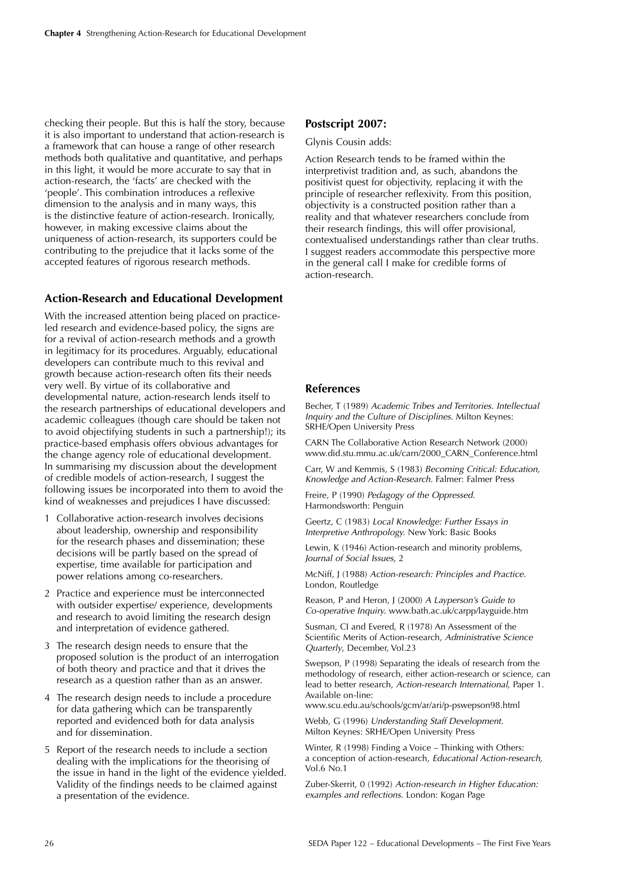checking their people. But this is half the story, because it is also important to understand that action-research is a framework that can house a range of other research methods both qualitative and quantitative, and perhaps in this light, it would be more accurate to say that in action-research, the 'facts' are checked with the 'people'. This combination introduces a reflexive dimension to the analysis and in many ways, this is the distinctive feature of action-research. Ironically, however, in making excessive claims about the uniqueness of action-research, its supporters could be contributing to the prejudice that it lacks some of the accepted features of rigorous research methods.

## Action-Research and Educational Development

With the increased attention being placed on practice-led research and evidence-based policy, the signs are for a revival of action-research methods and a growth in legitimacy for its procedures. Arguably, educational developers can contribute much to this revival and growth because action-research often fits their needs very well. By virtue of its collaborative and developmental nature, action-research lends itself to the research partnerships of educational developers and academic colleagues (though care should be taken not to avoid objectifying students in such a partnership!); its practice-based emphasis offers obvious advantages for the change agency role of educational development. In summarising my discussion about the development of credible models of action-research, I suggest the following issues be incorporated into them to avoid the kind of weaknesses and prejudices I have discussed:

1. Collaborative action-research involves decisions about leadership, ownership and responsibility for the research phases and dissemination; these decisions will be partly based on the spread of expertise, time available for participation and power relations among co-researchers.
2. Practice and experience must be interconnected with outsider expertise/ experience, developments and research to avoid limiting the research design and interpretation of evidence gathered.
3. The research design needs to ensure that the proposed solution is the product of an interrogation of both theory and practice and that it drives the research as a question rather than as an answer.
4. The research design needs to include a procedure for data gathering which can be transparently reported and evidenced both for data analysis and for dissemination.
5. Report of the research needs to include a section dealing with the implications for the theorising of the issue in hand in the light of the evidence yielded. Validity of the findings needs to be claimed against a presentation of the evidence.

## Postscript 2007:

Glynis Cousin adds:

Action Research tends to be framed within the interpretivist tradition and, as such, abandons the positivist quest for objectivity, replacing it with the principle of researcher reflexivity. From this position, objectivity is a constructed position rather than a reality and that whatever researchers conclude from their research findings, this will offer provisional, contextualised understandings rather than clear truths. I suggest readers accommodate this perspective more in the general call I make for credible forms of action-research.

## References

Becher, T (1989) *Academic Tribes and Territories. Intellectual Inquiry and the Culture of Disciplines.* Milton Keynes: SRHE/Open University Press

CARN The Collaborative Action Research Network (2000) www.did.stu.mmu.ac.uk/carn/2000_CARN_Conference.html

Carr, W and Kemmis, S (1983) *Becoming Critical: Education, Knowledge and Action-Research.* Falmer: Falmer Press

Freire, P (1990) *Pedagogy of the Oppressed.* Harmondsworth: Penguin

Geertz, C (1983) *Local Knowledge: Further Essays in Interpretive Anthropology.* New York: Basic Books

Lewin, K (1946) Action-research and minority problems, *Journal of Social Issues*, 2

McNiff, J (1988) *Action-research: Principles and Practice.* London, Routledge

Reason, P and Heron, J (2000) *A Layperson's Guide to Co-operative Inquiry.* www.bath.ac.uk/carpp/layguide.htm

Susman, CI and Evered, R (1978) An Assessment of the Scientific Merits of Action-research, *Administrative Science Quarterly*, December, Vol.23

Swepson, P (1998) Separating the ideals of research from the methodology of research, either action-research or science, can lead to better research, *Action-research International*, Paper 1. Available on-line: www.scu.edu.au/schools/gcm/ar/ari/p-pswepson98.html

Webb, G (1996) *Understanding Staff Development.* Milton Keynes: SRHE/Open University Press

Winter, R (1998) Finding a Voice – Thinking with Others: a conception of action-research, *Educational Action-research,* Vol.6 No.1

Zuber-Skerrit, 0 (1992) *Action-research in Higher Education: examples and reflections.* London: Kogan Page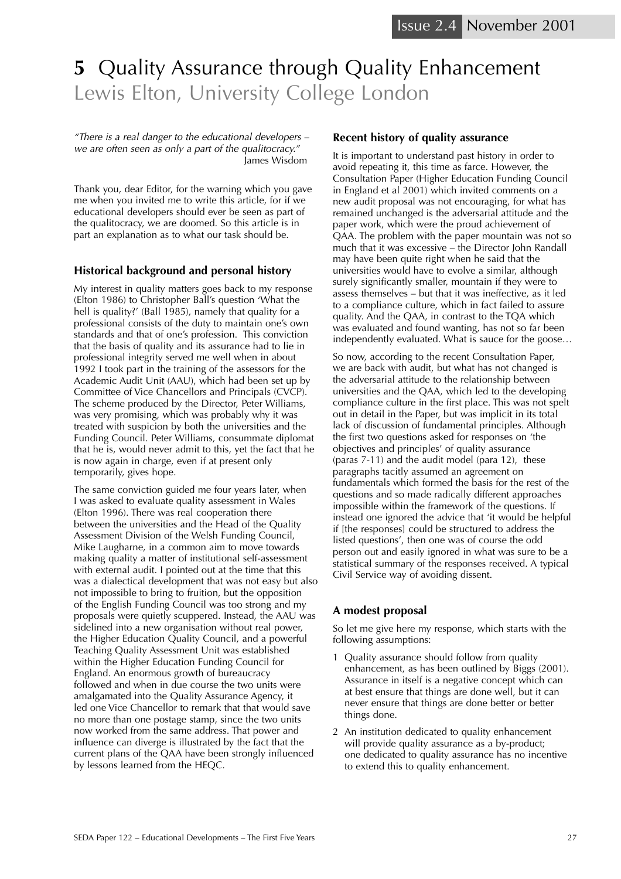# 5 Quality Assurance through Quality Enhancement

## Lewis Elton, University College London

*"There is a real danger to the educational developers – we are often seen as only a part of the qualitocracy."*
James Wisdom

Thank you, dear Editor, for the warning which you gave me when you invited me to write this article, for if we educational developers should ever be seen as part of the qualitocracy, we are doomed. So this article is in part an explanation as to what our task should be.

### Historical background and personal history

My interest in quality matters goes back to my response (Elton 1986) to Christopher Ball's question 'What the hell is quality?' (Ball 1985), namely that quality for a professional consists of the duty to maintain one's own standards and that of one's profession. This conviction that the basis of quality and its assurance had to lie in professional integrity served me well when in about 1992 I took part in the training of the assessors for the Academic Audit Unit (AAU), which had been set up by Committee of Vice Chancellors and Principals (CVCP). The scheme produced by the Director, Peter Williams, was very promising, which was probably why it was treated with suspicion by both the universities and the Funding Council. Peter Williams, consummate diplomat that he is, would never admit to this, yet the fact that he is now again in charge, even if at present only temporarily, gives hope.

The same conviction guided me four years later, when I was asked to evaluate quality assessment in Wales (Elton 1996). There was real cooperation there between the universities and the Head of the Quality Assessment Division of the Welsh Funding Council, Mike Laugharne, in a common aim to move towards making quality a matter of institutional self-assessment with external audit. I pointed out at the time that this was a dialectical development that was not easy but also not impossible to bring to fruition, but the opposition of the English Funding Council was too strong and my proposals were quietly scuppered. Instead, the AAU was sidelined into a new organisation without real power, the Higher Education Quality Council, and a powerful Teaching Quality Assessment Unit was established within the Higher Education Funding Council for England. An enormous growth of bureaucracy followed and when in due course the two units were amalgamated into the Quality Assurance Agency, it led one Vice Chancellor to remark that that would save no more than one postage stamp, since the two units now worked from the same address. That power and influence can diverge is illustrated by the fact that the current plans of the QAA have been strongly influenced by lessons learned from the HEQC.

### Recent history of quality assurance

It is important to understand past history in order to avoid repeating it, this time as farce. However, the Consultation Paper (Higher Education Funding Council in England et al 2001) which invited comments on a new audit proposal was not encouraging, for what has remained unchanged is the adversarial attitude and the paper work, which were the proud achievement of QAA. The problem with the paper mountain was not so much that it was excessive – the Director John Randall may have been quite right when he said that the universities would have to evolve a similar, although surely significantly smaller, mountain if they were to assess themselves – but that it was ineffective, as it led to a compliance culture, which in fact failed to assure quality. And the QAA, in contrast to the TQA which was evaluated and found wanting, has not so far been independently evaluated. What is sauce for the goose…

So now, according to the recent Consultation Paper, we are back with audit, but what has not changed is the adversarial attitude to the relationship between universities and the QAA, which led to the developing compliance culture in the first place. This was not spelt out in detail in the Paper, but was implicit in its total lack of discussion of fundamental principles. Although the first two questions asked for responses on 'the objectives and principles' of quality assurance (paras 7-11) and the audit model (para 12), these paragraphs tacitly assumed an agreement on fundamentals which formed the basis for the rest of the questions and so made radically different approaches impossible within the framework of the questions. If instead one ignored the advice that 'it would be helpful if [the responses] could be structured to address the listed questions', then one was of course the odd person out and easily ignored in what was sure to be a statistical summary of the responses received. A typical Civil Service way of avoiding dissent.

### A modest proposal

So let me give here my response, which starts with the following assumptions:

1. Quality assurance should follow from quality enhancement, as has been outlined by Biggs (2001). Assurance in itself is a negative concept which can at best ensure that things are done well, but it can never ensure that things are done better or better things done.
2. An institution dedicated to quality enhancement will provide quality assurance as a by-product; one dedicated to quality assurance has no incentive to extend this to quality enhancement.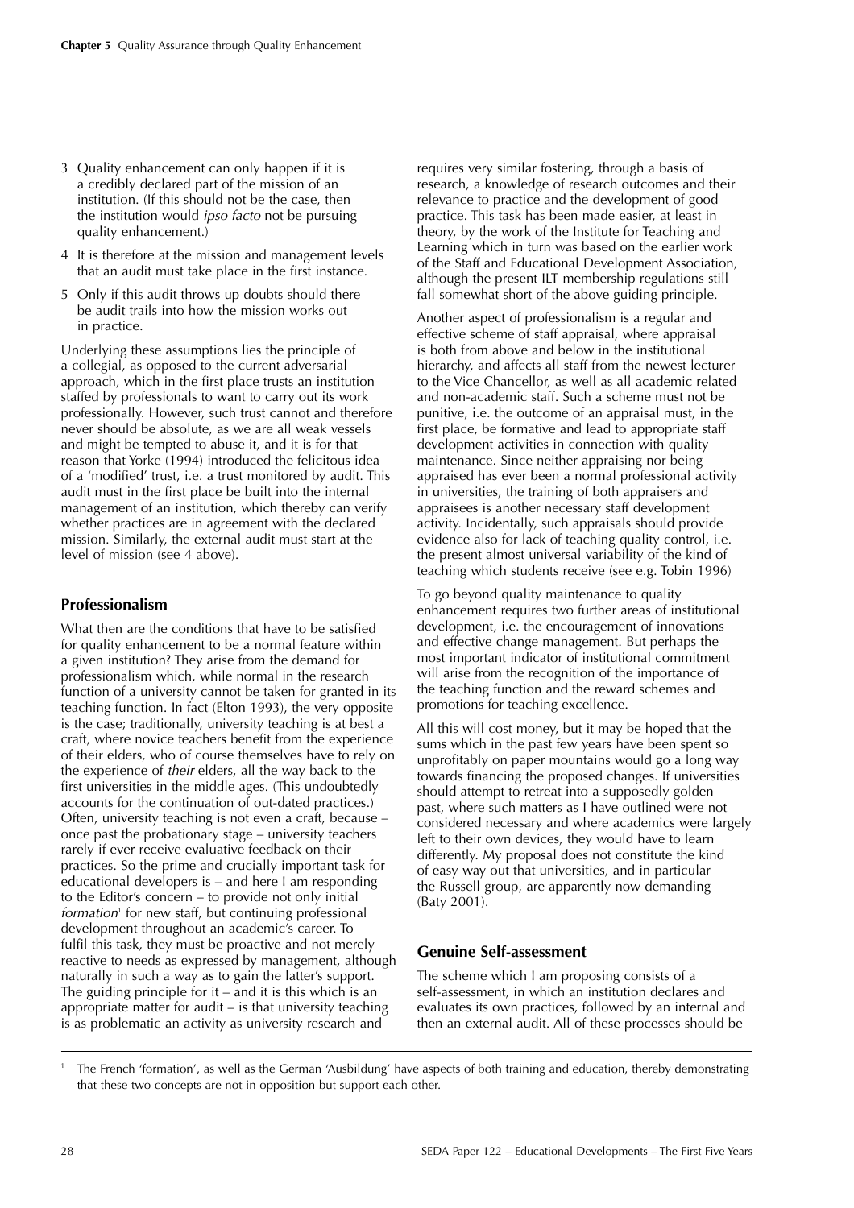3. Quality enhancement can only happen if it is a credibly declared part of the mission of an institution. (If this should not be the case, then the institution would *ipso facto* not be pursuing quality enhancement.)
4. It is therefore at the mission and management levels that an audit must take place in the first instance.
5. Only if this audit throws up doubts should there be audit trails into how the mission works out in practice.

Underlying these assumptions lies the principle of a collegial, as opposed to the current adversarial approach, which in the first place trusts an institution staffed by professionals to want to carry out its work professionally. However, such trust cannot and therefore never should be absolute, as we are all weak vessels and might be tempted to abuse it, and it is for that reason that Yorke (1994) introduced the felicitous idea of a 'modified' trust, i.e. a trust monitored by audit. This audit must in the first place be built into the internal management of an institution, which thereby can verify whether practices are in agreement with the declared mission. Similarly, the external audit must start at the level of mission (see 4 above).

## Professionalism

What then are the conditions that have to be satisfied for quality enhancement to be a normal feature within a given institution? They arise from the demand for professionalism which, while normal in the research function of a university cannot be taken for granted in its teaching function. In fact (Elton 1993), the very opposite is the case; traditionally, university teaching is at best a craft, where novice teachers benefit from the experience of their elders, who of course themselves have to rely on the experience of *their* elders, all the way back to the first universities in the middle ages. (This undoubtedly accounts for the continuation of out-dated practices.) Often, university teaching is not even a craft, because – once past the probationary stage – university teachers rarely if ever receive evaluative feedback on their practices. So the prime and crucially important task for educational developers is – and here I am responding to the Editor's concern – to provide not only initial *formation*[1] for new staff, but continuing professional development throughout an academic's career. To fulfil this task, they must be proactive and not merely reactive to needs as expressed by management, although naturally in such a way as to gain the latter's support. The guiding principle for it – and it is this which is an appropriate matter for audit – is that university teaching is as problematic an activity as university research and requires very similar fostering, through a basis of research, a knowledge of research outcomes and their relevance to practice and the development of good practice. This task has been made easier, at least in theory, by the work of the Institute for Teaching and Learning which in turn was based on the earlier work of the Staff and Educational Development Association, although the present ILT membership regulations still fall somewhat short of the above guiding principle.

Another aspect of professionalism is a regular and effective scheme of staff appraisal, where appraisal is both from above and below in the institutional hierarchy, and affects all staff from the newest lecturer to the Vice Chancellor, as well as all academic related and non-academic staff. Such a scheme must not be punitive, i.e. the outcome of an appraisal must, in the first place, be formative and lead to appropriate staff development activities in connection with quality maintenance. Since neither appraising nor being appraised has ever been a normal professional activity in universities, the training of both appraisers and appraisees is another necessary staff development activity. Incidentally, such appraisals should provide evidence also for lack of teaching quality control, i.e. the present almost universal variability of the kind of teaching which students receive (see e.g. Tobin 1996)

To go beyond quality maintenance to quality enhancement requires two further areas of institutional development, i.e. the encouragement of innovations and effective change management. But perhaps the most important indicator of institutional commitment will arise from the recognition of the importance of the teaching function and the reward schemes and promotions for teaching excellence.

All this will cost money, but it may be hoped that the sums which in the past few years have been spent so unprofitably on paper mountains would go a long way towards financing the proposed changes. If universities should attempt to retreat into a supposedly golden past, where such matters as I have outlined were not considered necessary and where academics were largely left to their own devices, they would have to learn differently. My proposal does not constitute the kind of easy way out that universities, and in particular the Russell group, are apparently now demanding (Baty 2001).

## Genuine Self-assessment

The scheme which I am proposing consists of a self-assessment, in which an institution declares and evaluates its own practices, followed by an internal and then an external audit. All of these processes should be

---

[1] The French 'formation', as well as the German 'Ausbildung' have aspects of both training and education, thereby demonstrating that these two concepts are not in opposition but support each other.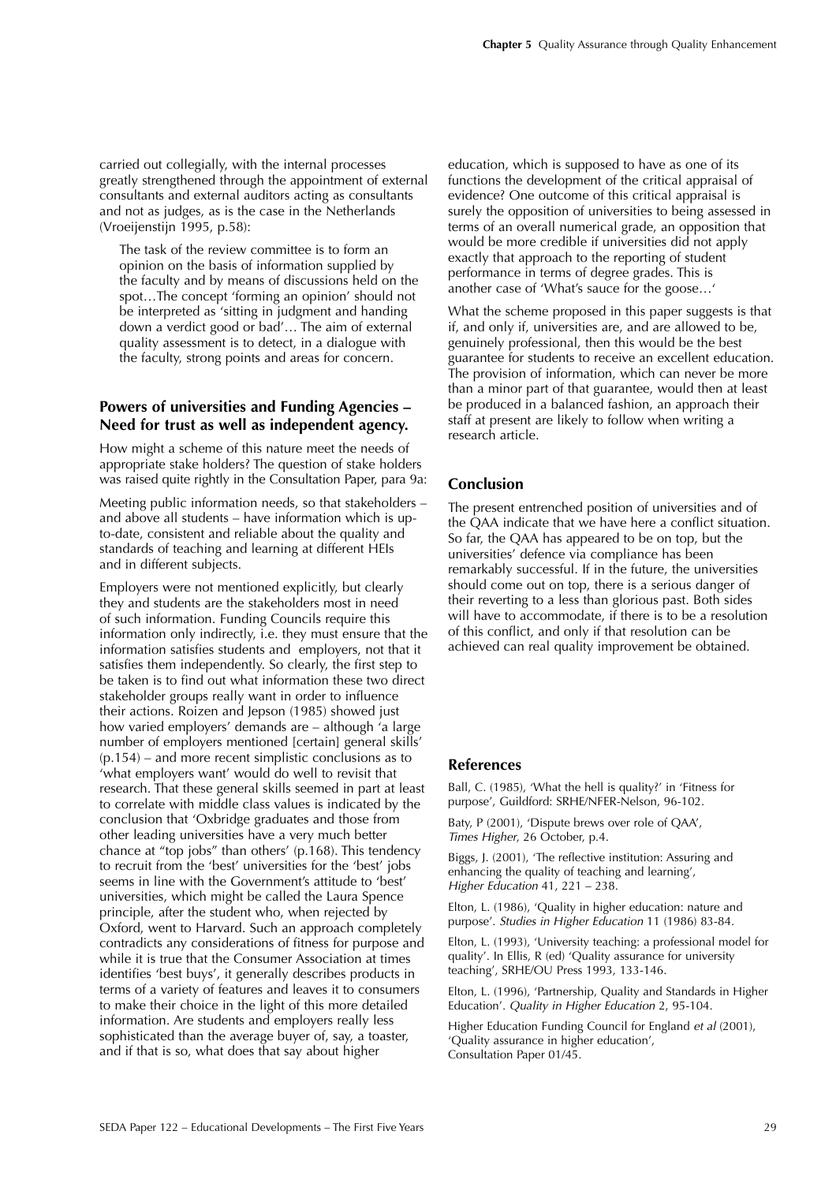carried out collegially, with the internal processes greatly strengthened through the appointment of external consultants and external auditors acting as consultants and not as judges, as is the case in the Netherlands (Vroeijenstijn 1995, p.58):

> The task of the review committee is to form an opinion on the basis of information supplied by the faculty and by means of discussions held on the spot…The concept 'forming an opinion' should not be interpreted as 'sitting in judgment and handing down a verdict good or bad'… The aim of external quality assessment is to detect, in a dialogue with the faculty, strong points and areas for concern.

## Powers of universities and Funding Agencies – Need for trust as well as independent agency.

How might a scheme of this nature meet the needs of appropriate stake holders? The question of stake holders was raised quite rightly in the Consultation Paper, para 9a:

Meeting public information needs, so that stakeholders – and above all students – have information which is up-to-date, consistent and reliable about the quality and standards of teaching and learning at different HEIs and in different subjects.

Employers were not mentioned explicitly, but clearly they and students are the stakeholders most in need of such information. Funding Councils require this information only indirectly, i.e. they must ensure that the information satisfies students and employers, not that it satisfies them independently. So clearly, the first step to be taken is to find out what information these two direct stakeholder groups really want in order to influence their actions. Roizen and Jepson (1985) showed just how varied employers' demands are – although 'a large number of employers mentioned [certain] general skills' (p.154) – and more recent simplistic conclusions as to 'what employers want' would do well to revisit that research. That these general skills seemed in part at least to correlate with middle class values is indicated by the conclusion that 'Oxbridge graduates and those from other leading universities have a very much better chance at "top jobs" than others' (p.168). This tendency to recruit from the 'best' universities for the 'best' jobs seems in line with the Government's attitude to 'best' universities, which might be called the Laura Spence principle, after the student who, when rejected by Oxford, went to Harvard. Such an approach completely contradicts any considerations of fitness for purpose and while it is true that the Consumer Association at times identifies 'best buys', it generally describes products in terms of a variety of features and leaves it to consumers to make their choice in the light of this more detailed information. Are students and employers really less sophisticated than the average buyer of, say, a toaster, and if that is so, what does that say about higher education, which is supposed to have as one of its functions the development of the critical appraisal of evidence? One outcome of this critical appraisal is surely the opposition of universities to being assessed in terms of an overall numerical grade, an opposition that would be more credible if universities did not apply exactly that approach to the reporting of student performance in terms of degree grades. This is another case of 'What's sauce for the goose…'

What the scheme proposed in this paper suggests is that if, and only if, universities are, and are allowed to be, genuinely professional, then this would be the best guarantee for students to receive an excellent education. The provision of information, which can never be more than a minor part of that guarantee, would then at least be produced in a balanced fashion, an approach their staff at present are likely to follow when writing a research article.

## Conclusion

The present entrenched position of universities and of the QAA indicate that we have here a conflict situation. So far, the QAA has appeared to be on top, but the universities' defence via compliance has been remarkably successful. If in the future, the universities should come out on top, there is a serious danger of their reverting to a less than glorious past. Both sides will have to accommodate, if there is to be a resolution of this conflict, and only if that resolution can be achieved can real quality improvement be obtained.

## References

Ball, C. (1985), 'What the hell is quality?' in 'Fitness for purpose', Guildford: SRHE/NFER-Nelson, 96-102.

Baty, P (2001), 'Dispute brews over role of QAA', *Times Higher*, 26 October, p.4.

Biggs, J. (2001), 'The reflective institution: Assuring and enhancing the quality of teaching and learning', *Higher Education* 41, 221 – 238.

Elton, L. (1986), 'Quality in higher education: nature and purpose'. *Studies in Higher Education* 11 (1986) 83-84.

Elton, L. (1993), 'University teaching: a professional model for quality'. In Ellis, R (ed) 'Quality assurance for university teaching', SRHE/OU Press 1993, 133-146.

Elton, L. (1996), 'Partnership, Quality and Standards in Higher Education'. *Quality in Higher Education* 2, 95-104.

Higher Education Funding Council for England *et al* (2001), 'Quality assurance in higher education', Consultation Paper 01/45.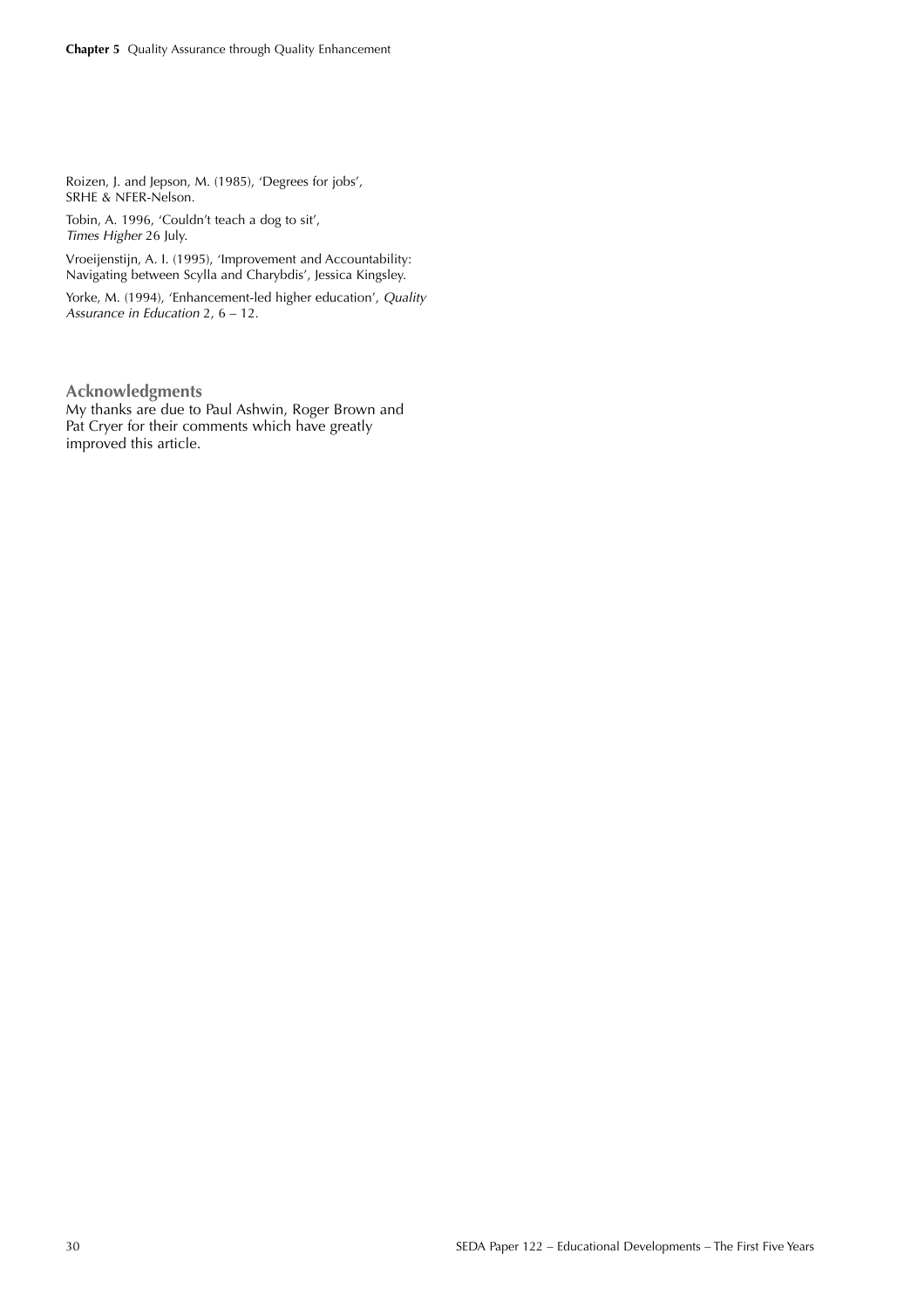Roizen, J. and Jepson, M. (1985), 'Degrees for jobs', SRHE & NFER-Nelson.

Tobin, A. 1996, 'Couldn't teach a dog to sit', *Times Higher* 26 July.

Vroeijenstijn, A. I. (1995), 'Improvement and Accountability: Navigating between Scylla and Charybdis', Jessica Kingsley.

Yorke, M. (1994), 'Enhancement-led higher education', *Quality Assurance in Education* 2, 6 – 12.

## Acknowledgments

My thanks are due to Paul Ashwin, Roger Brown and Pat Cryer for their comments which have greatly improved this article.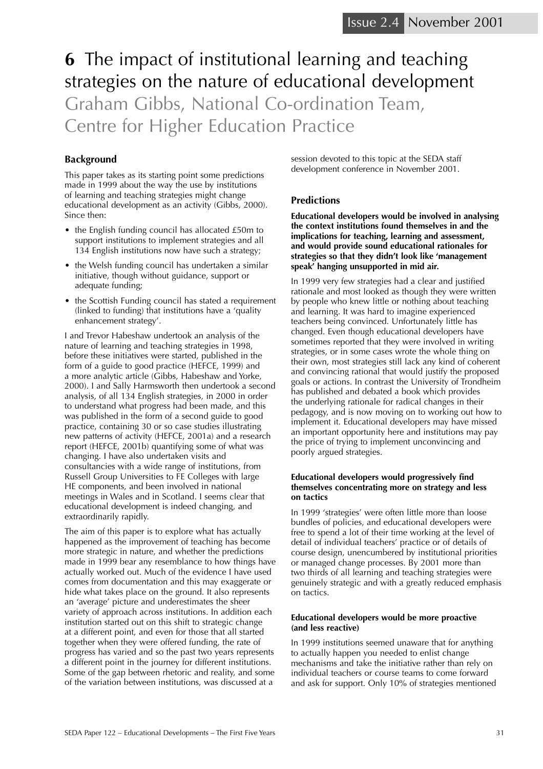# 6 The impact of institutional learning and teaching strategies on the nature of educational development

Graham Gibbs, National Co-ordination Team, Centre for Higher Education Practice

## Background

This paper takes as its starting point some predictions made in 1999 about the way the use by institutions of learning and teaching strategies might change educational development as an activity (Gibbs, 2000). Since then:

- the English funding council has allocated £50m to support institutions to implement strategies and all 134 English institutions now have such a strategy;
- the Welsh funding council has undertaken a similar initiative, though without guidance, support or adequate funding;
- the Scottish Funding council has stated a requirement (linked to funding) that institutions have a 'quality enhancement strategy'.

I and Trevor Habeshaw undertook an analysis of the nature of learning and teaching strategies in 1998, before these initiatives were started, published in the form of a guide to good practice (HEFCE, 1999) and a more analytic article (Gibbs, Habeshaw and Yorke, 2000). I and Sally Harmsworth then undertook a second analysis, of all 134 English strategies, in 2000 in order to understand what progress had been made, and this was published in the form of a second guide to good practice, containing 30 or so case studies illustrating new patterns of activity (HEFCE, 2001a) and a research report (HEFCE, 2001b) quantifying some of what was changing. I have also undertaken visits and consultancies with a wide range of institutions, from Russell Group Universities to FE Colleges with large HE components, and been involved in national meetings in Wales and in Scotland. I seems clear that educational development is indeed changing, and extraordinarily rapidly.

The aim of this paper is to explore what has actually happened as the improvement of teaching has become more strategic in nature, and whether the predictions made in 1999 bear any resemblance to how things have actually worked out. Much of the evidence I have used comes from documentation and this may exaggerate or hide what takes place on the ground. It also represents an 'average' picture and underestimates the sheer variety of approach across institutions. In addition each institution started out on this shift to strategic change at a different point, and even for those that all started together when they were offered funding, the rate of progress has varied and so the past two years represents a different point in the journey for different institutions. Some of the gap between rhetoric and reality, and some of the variation between institutions, was discussed at a session devoted to this topic at the SEDA staff development conference in November 2001.

## Predictions

**Educational developers would be involved in analysing the context institutions found themselves in and the implications for teaching, learning and assessment, and would provide sound educational rationales for strategies so that they didn't look like 'management speak' hanging unsupported in mid air.**

In 1999 very few strategies had a clear and justified rationale and most looked as though they were written by people who knew little or nothing about teaching and learning. It was hard to imagine experienced teachers being convinced. Unfortunately little has changed. Even though educational developers have sometimes reported that they were involved in writing strategies, or in some cases wrote the whole thing on their own, most strategies still lack any kind of coherent and convincing rational that would justify the proposed goals or actions. In contrast the University of Trondheim has published and debated a book which provides the underlying rationale for radical changes in their pedagogy, and is now moving on to working out how to implement it. Educational developers may have missed an important opportunity here and institutions may pay the price of trying to implement unconvincing and poorly argued strategies.

**Educational developers would progressively find themselves concentrating more on strategy and less on tactics**

In 1999 'strategies' were often little more than loose bundles of policies, and educational developers were free to spend a lot of their time working at the level of detail of individual teachers' practice or of details of course design, unencumbered by institutional priorities or managed change processes. By 2001 more than two thirds of all learning and teaching strategies were genuinely strategic and with a greatly reduced emphasis on tactics.

**Educational developers would be more proactive (and less reactive)**

In 1999 institutions seemed unaware that for anything to actually happen you needed to enlist change mechanisms and take the initiative rather than rely on individual teachers or course teams to come forward and ask for support. Only 10% of strategies mentioned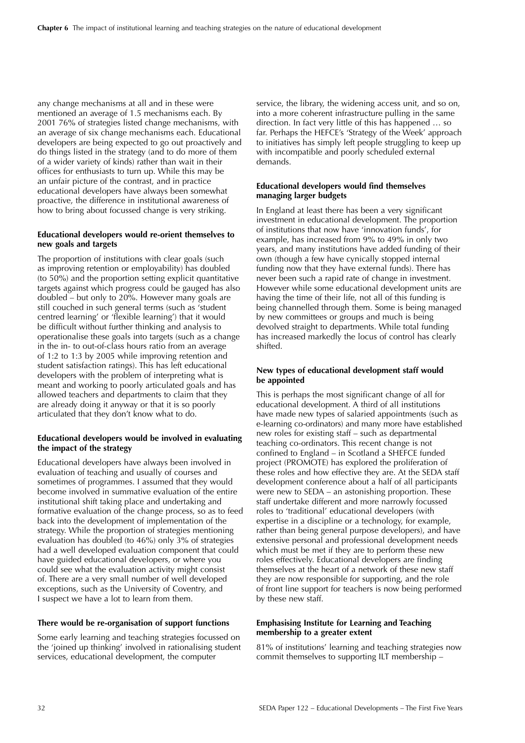any change mechanisms at all and in these were mentioned an average of 1.5 mechanisms each. By 2001 76% of strategies listed change mechanisms, with an average of six change mechanisms each. Educational developers are being expected to go out proactively and do things listed in the strategy (and to do more of them of a wider variety of kinds) rather than wait in their offices for enthusiasts to turn up. While this may be an unfair picture of the contrast, and in practice educational developers have always been somewhat proactive, the difference in institutional awareness of how to bring about focussed change is very striking.

#### Educational developers would re-orient themselves to new goals and targets

The proportion of institutions with clear goals (such as improving retention or employability) has doubled (to 50%) and the proportion setting explicit quantitative targets against which progress could be gauged has also doubled – but only to 20%. However many goals are still couched in such general terms (such as 'student centred learning' or 'flexible learning') that it would be difficult without further thinking and analysis to operationalise these goals into targets (such as a change in the in- to out-of-class hours ratio from an average of 1:2 to 1:3 by 2005 while improving retention and student satisfaction ratings). This has left educational developers with the problem of interpreting what is meant and working to poorly articulated goals and has allowed teachers and departments to claim that they are already doing it anyway or that it is so poorly articulated that they don't know what to do.

#### Educational developers would be involved in evaluating the impact of the strategy

Educational developers have always been involved in evaluation of teaching and usually of courses and sometimes of programmes. I assumed that they would become involved in summative evaluation of the entire institutional shift taking place and undertaking and formative evaluation of the change process, so as to feed back into the development of implementation of the strategy. While the proportion of strategies mentioning evaluation has doubled (to 46%) only 3% of strategies had a well developed evaluation component that could have guided educational developers, or where you could see what the evaluation activity might consist of. There are a very small number of well developed exceptions, such as the University of Coventry, and I suspect we have a lot to learn from them.

#### There would be re-organisation of support functions

Some early learning and teaching strategies focussed on the 'joined up thinking' involved in rationalising student services, educational development, the computer service, the library, the widening access unit, and so on, into a more coherent infrastructure pulling in the same direction. In fact very little of this has happened … so far. Perhaps the HEFCE's 'Strategy of the Week' approach to initiatives has simply left people struggling to keep up with incompatible and poorly scheduled external demands.

#### Educational developers would find themselves managing larger budgets

In England at least there has been a very significant investment in educational development. The proportion of institutions that now have 'innovation funds', for example, has increased from 9% to 49% in only two years, and many institutions have added funding of their own (though a few have cynically stopped internal funding now that they have external funds). There has never been such a rapid rate of change in investment. However while some educational development units are having the time of their life, not all of this funding is being channelled through them. Some is being managed by new committees or groups and much is being devolved straight to departments. While total funding has increased markedly the locus of control has clearly shifted.

#### New types of educational development staff would be appointed

This is perhaps the most significant change of all for educational development. A third of all institutions have made new types of salaried appointments (such as e-learning co-ordinators) and many more have established new roles for existing staff – such as departmental teaching co-ordinators. This recent change is not confined to England – in Scotland a SHEFCE funded project (PROMOTE) has explored the proliferation of these roles and how effective they are. At the SEDA staff development conference about a half of all participants were new to SEDA – an astonishing proportion. These staff undertake different and more narrowly focussed roles to 'traditional' educational developers (with expertise in a discipline or a technology, for example, rather than being general purpose developers), and have extensive personal and professional development needs which must be met if they are to perform these new roles effectively. Educational developers are finding themselves at the heart of a network of these new staff they are now responsible for supporting, and the role of front line support for teachers is now being performed by these new staff.

#### Emphasising Institute for Learning and Teaching membership to a greater extent

81% of institutions' learning and teaching strategies now commit themselves to supporting ILT membership –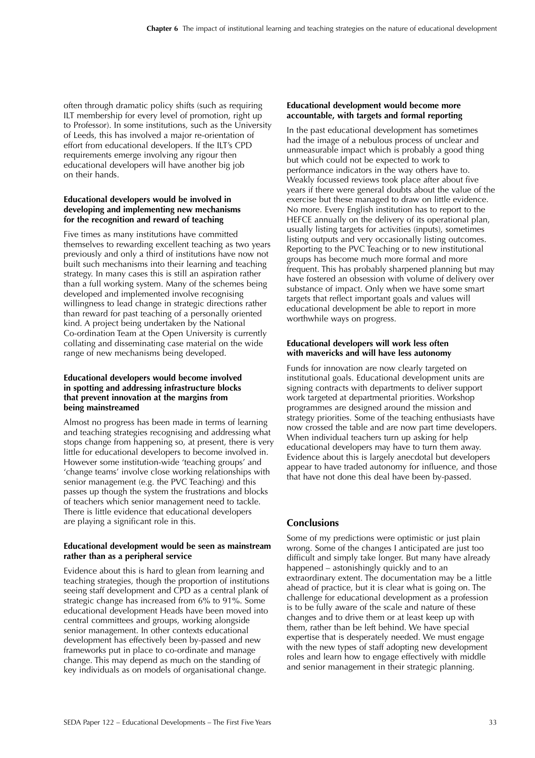often through dramatic policy shifts (such as requiring ILT membership for every level of promotion, right up to Professor). In some institutions, such as the University of Leeds, this has involved a major re-orientation of effort from educational developers. If the ILT's CPD requirements emerge involving any rigour then educational developers will have another big job on their hands.

**Educational developers would be involved in developing and implementing new mechanisms for the recognition and reward of teaching**

Five times as many institutions have committed themselves to rewarding excellent teaching as two years previously and only a third of institutions have now not built such mechanisms into their learning and teaching strategy. In many cases this is still an aspiration rather than a full working system. Many of the schemes being developed and implemented involve recognising willingness to lead change in strategic directions rather than reward for past teaching of a personally oriented kind. A project being undertaken by the National Co-ordination Team at the Open University is currently collating and disseminating case material on the wide range of new mechanisms being developed.

**Educational developers would become involved in spotting and addressing infrastructure blocks that prevent innovation at the margins from being mainstreamed**

Almost no progress has been made in terms of learning and teaching strategies recognising and addressing what stops change from happening so, at present, there is very little for educational developers to become involved in. However some institution-wide 'teaching groups' and 'change teams' involve close working relationships with senior management (e.g. the PVC Teaching) and this passes up though the system the frustrations and blocks of teachers which senior management need to tackle. There is little evidence that educational developers are playing a significant role in this.

**Educational development would be seen as mainstream rather than as a peripheral service**

Evidence about this is hard to glean from learning and teaching strategies, though the proportion of institutions seeing staff development and CPD as a central plank of strategic change has increased from 6% to 91%. Some educational development Heads have been moved into central committees and groups, working alongside senior management. In other contexts educational development has effectively been by-passed and new frameworks put in place to co-ordinate and manage change. This may depend as much on the standing of key individuals as on models of organisational change.

**Educational development would become more accountable, with targets and formal reporting**

In the past educational development has sometimes had the image of a nebulous process of unclear and unmeasurable impact which is probably a good thing but which could not be expected to work to performance indicators in the way others have to. Weakly focussed reviews took place after about five years if there were general doubts about the value of the exercise but these managed to draw on little evidence. No more. Every English institution has to report to the HEFCE annually on the delivery of its operational plan, usually listing targets for activities (inputs), sometimes listing outputs and very occasionally listing outcomes. Reporting to the PVC Teaching or to new institutional groups has become much more formal and more frequent. This has probably sharpened planning but may have fostered an obsession with volume of delivery over substance of impact. Only when we have some smart targets that reflect important goals and values will educational development be able to report in more worthwhile ways on progress.

**Educational developers will work less often with mavericks and will have less autonomy**

Funds for innovation are now clearly targeted on institutional goals. Educational development units are signing contracts with departments to deliver support work targeted at departmental priorities. Workshop programmes are designed around the mission and strategy priorities. Some of the teaching enthusiasts have now crossed the table and are now part time developers. When individual teachers turn up asking for help educational developers may have to turn them away. Evidence about this is largely anecdotal but developers appear to have traded autonomy for influence, and those that have not done this deal have been by-passed.

## Conclusions

Some of my predictions were optimistic or just plain wrong. Some of the changes I anticipated are just too difficult and simply take longer. But many have already happened – astonishingly quickly and to an extraordinary extent. The documentation may be a little ahead of practice, but it is clear what is going on. The challenge for educational development as a profession is to be fully aware of the scale and nature of these changes and to drive them or at least keep up with them, rather than be left behind. We have special expertise that is desperately needed. We must engage with the new types of staff adopting new development roles and learn how to engage effectively with middle and senior management in their strategic planning.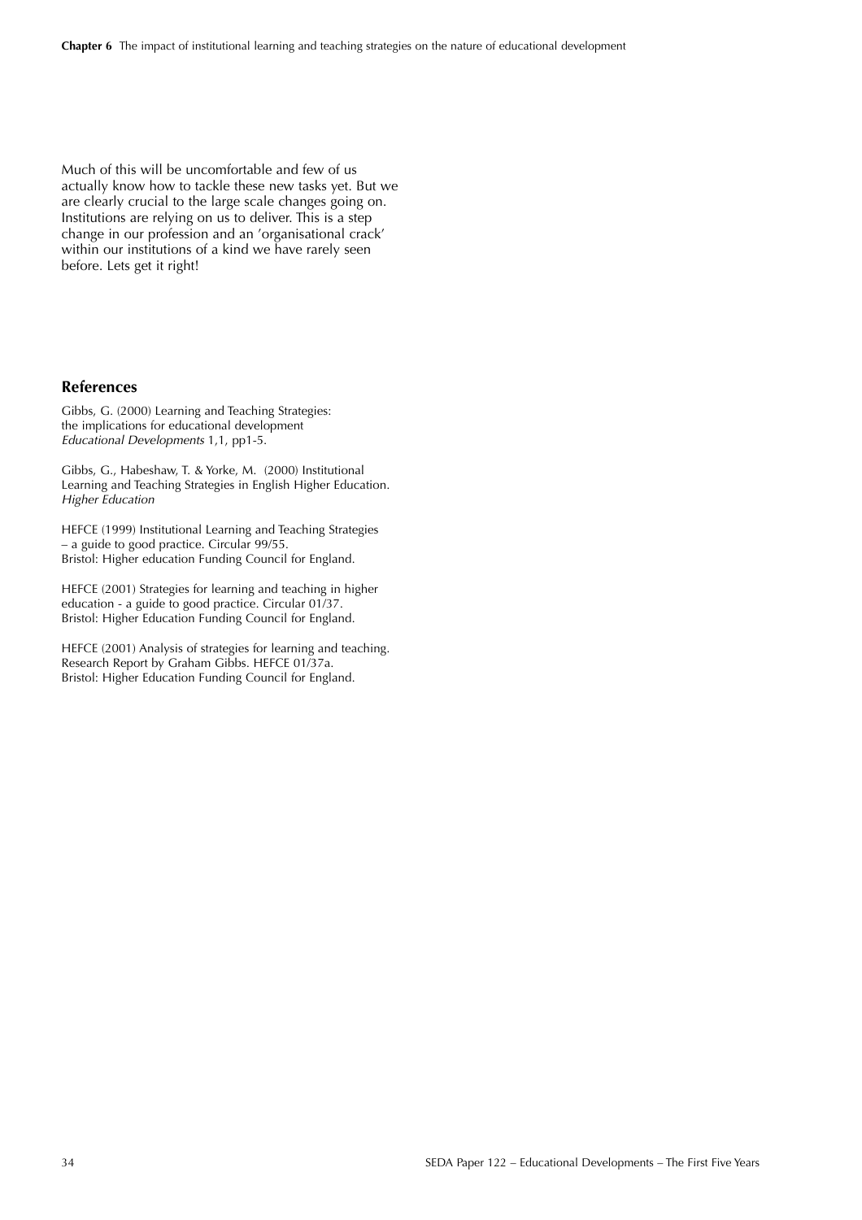Much of this will be uncomfortable and few of us actually know how to tackle these new tasks yet. But we are clearly crucial to the large scale changes going on. Institutions are relying on us to deliver. This is a step change in our profession and an 'organisational crack' within our institutions of a kind we have rarely seen before. Lets get it right!

## References

Gibbs, G. (2000) Learning and Teaching Strategies: the implications for educational development *Educational Developments* 1,1, pp1-5.

Gibbs, G., Habeshaw, T. & Yorke, M. (2000) Institutional Learning and Teaching Strategies in English Higher Education. *Higher Education*

HEFCE (1999) Institutional Learning and Teaching Strategies – a guide to good practice. Circular 99/55. Bristol: Higher education Funding Council for England.

HEFCE (2001) Strategies for learning and teaching in higher education - a guide to good practice. Circular 01/37. Bristol: Higher Education Funding Council for England.

HEFCE (2001) Analysis of strategies for learning and teaching. Research Report by Graham Gibbs. HEFCE 01/37a. Bristol: Higher Education Funding Council for England.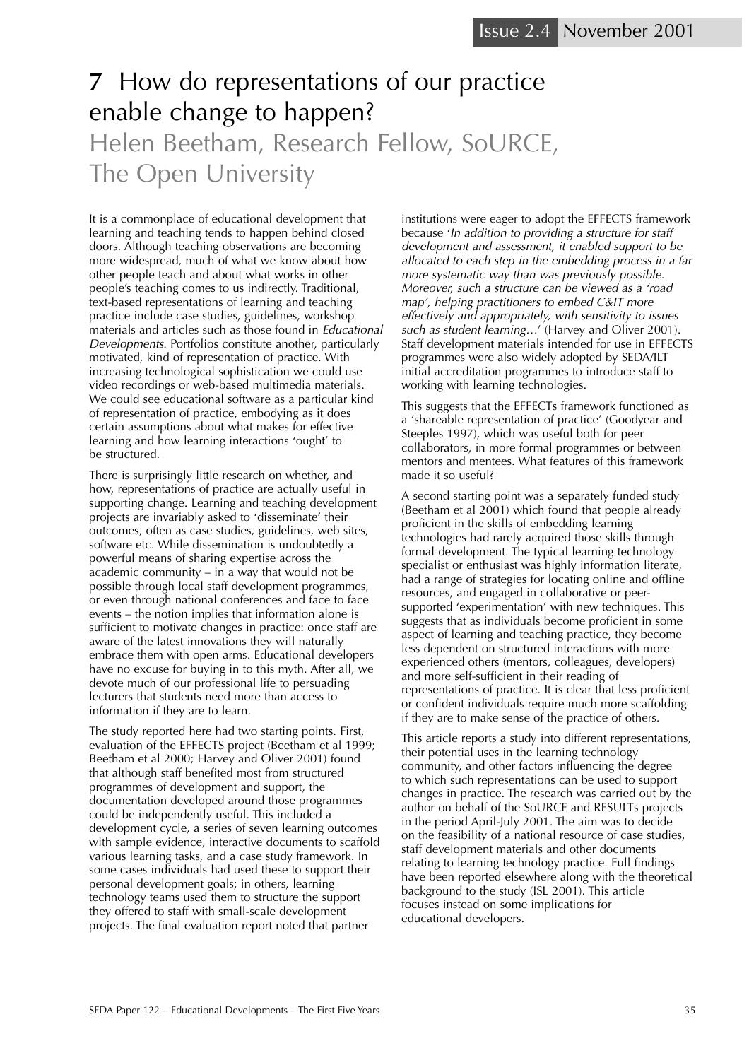# 7 How do representations of our practice enable change to happen?

## Helen Beetham, Research Fellow, SoURCE, The Open University

It is a commonplace of educational development that learning and teaching tends to happen behind closed doors. Although teaching observations are becoming more widespread, much of what we know about how other people teach and about what works in other people's teaching comes to us indirectly. Traditional, text-based representations of learning and teaching practice include case studies, guidelines, workshop materials and articles such as those found in *Educational Developments*. Portfolios constitute another, particularly motivated, kind of representation of practice. With increasing technological sophistication we could use video recordings or web-based multimedia materials. We could see educational software as a particular kind of representation of practice, embodying as it does certain assumptions about what makes for effective learning and how learning interactions 'ought' to be structured.

There is surprisingly little research on whether, and how, representations of practice are actually useful in supporting change. Learning and teaching development projects are invariably asked to 'disseminate' their outcomes, often as case studies, guidelines, web sites, software etc. While dissemination is undoubtedly a powerful means of sharing expertise across the academic community – in a way that would not be possible through local staff development programmes, or even through national conferences and face to face events – the notion implies that information alone is sufficient to motivate changes in practice: once staff are aware of the latest innovations they will naturally embrace them with open arms. Educational developers have no excuse for buying in to this myth. After all, we devote much of our professional life to persuading lecturers that students need more than access to information if they are to learn.

The study reported here had two starting points. First, evaluation of the EFFECTS project (Beetham et al 1999; Beetham et al 2000; Harvey and Oliver 2001) found that although staff benefited most from structured programmes of development and support, the documentation developed around those programmes could be independently useful. This included a development cycle, a series of seven learning outcomes with sample evidence, interactive documents to scaffold various learning tasks, and a case study framework. In some cases individuals had used these to support their personal development goals; in others, learning technology teams used them to structure the support they offered to staff with small-scale development projects. The final evaluation report noted that partner institutions were eager to adopt the EFFECTS framework because '*In addition to providing a structure for staff development and assessment, it enabled support to be allocated to each step in the embedding process in a far more systematic way than was previously possible. Moreover, such a structure can be viewed as a 'road map', helping practitioners to embed C&IT more effectively and appropriately, with sensitivity to issues such as student learning…*' (Harvey and Oliver 2001). Staff development materials intended for use in EFFECTS programmes were also widely adopted by SEDA/ILT initial accreditation programmes to introduce staff to working with learning technologies.

This suggests that the EFFECTs framework functioned as a 'shareable representation of practice' (Goodyear and Steeples 1997), which was useful both for peer collaborators, in more formal programmes or between mentors and mentees. What features of this framework made it so useful?

A second starting point was a separately funded study (Beetham et al 2001) which found that people already proficient in the skills of embedding learning technologies had rarely acquired those skills through formal development. The typical learning technology specialist or enthusiast was highly information literate, had a range of strategies for locating online and offline resources, and engaged in collaborative or peer-supported 'experimentation' with new techniques. This suggests that as individuals become proficient in some aspect of learning and teaching practice, they become less dependent on structured interactions with more experienced others (mentors, colleagues, developers) and more self-sufficient in their reading of representations of practice. It is clear that less proficient or confident individuals require much more scaffolding if they are to make sense of the practice of others.

This article reports a study into different representations, their potential uses in the learning technology community, and other factors influencing the degree to which such representations can be used to support changes in practice. The research was carried out by the author on behalf of the SoURCE and RESULTs projects in the period April-July 2001. The aim was to decide on the feasibility of a national resource of case studies, staff development materials and other documents relating to learning technology practice. Full findings have been reported elsewhere along with the theoretical background to the study (ISL 2001). This article focuses instead on some implications for educational developers.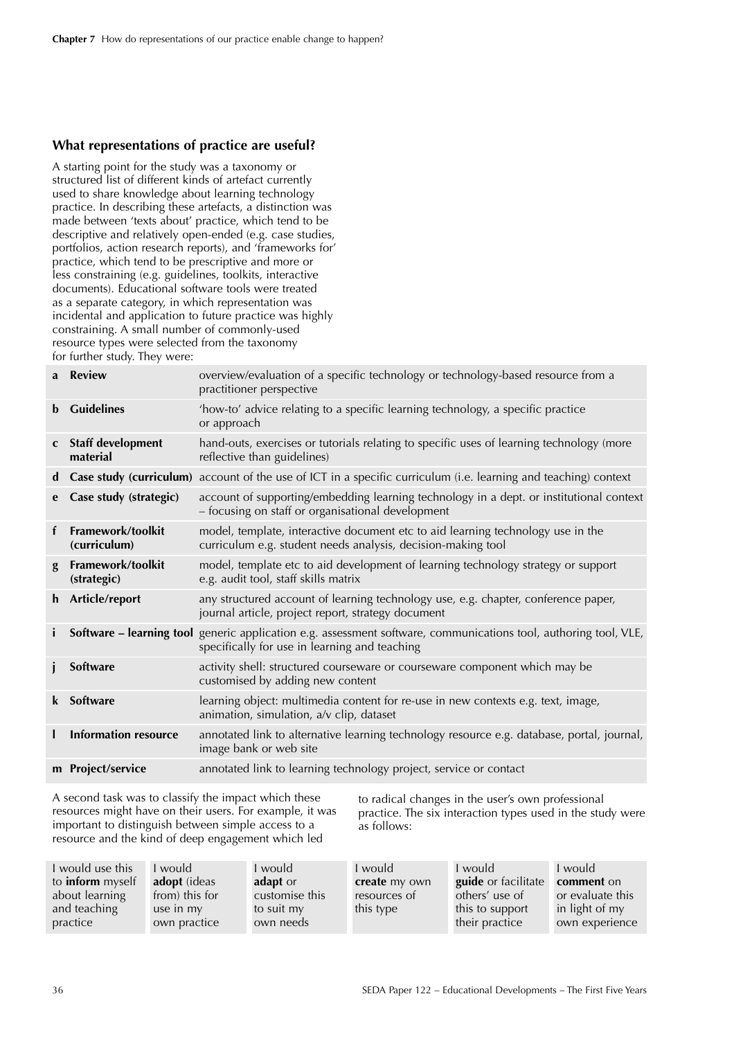## What representations of practice are useful?

A starting point for the study was a taxonomy or structured list of different kinds of artefact currently used to share knowledge about learning technology practice. In describing these artefacts, a distinction was made between 'texts about' practice, which tend to be descriptive and relatively open-ended (e.g. case studies, portfolios, action research reports), and 'frameworks for' practice, which tend to be prescriptive and more or less constraining (e.g. guidelines, toolkits, interactive documents). Educational software tools were treated as a separate category, in which representation was incidental and application to future practice was highly constraining. A small number of commonly-used resource types were selected from the taxonomy for further study. They were:

| | | |
|---|---|---|
| **a** | **Review** | overview/evaluation of a specific technology or technology-based resource from a practitioner perspective |
| **b** | **Guidelines** | 'how-to' advice relating to a specific learning technology, a specific practice or approach |
| **c** | **Staff development material** | hand-outs, exercises or tutorials relating to specific uses of learning technology (more reflective than guidelines) |
| **d** | **Case study (curriculum)** | account of the use of ICT in a specific curriculum (i.e. learning and teaching) context |
| **e** | **Case study (strategic)** | account of supporting/embedding learning technology in a dept. or institutional context – focusing on staff or organisational development |
| **f** | **Framework/toolkit (curriculum)** | model, template, interactive document etc to aid learning technology use in the curriculum e.g. student needs analysis, decision-making tool |
| **g** | **Framework/toolkit (strategic)** | model, template etc to aid development of learning technology strategy or support e.g. audit tool, staff skills matrix |
| **h** | **Article/report** | any structured account of learning technology use, e.g. chapter, conference paper, journal article, project report, strategy document |
| **i** | **Software – learning tool** | generic application e.g. assessment software, communications tool, authoring tool, VLE, specifically for use in learning and teaching |
| **j** | **Software** | activity shell: structured courseware or courseware component which may be customised by adding new content |
| **k** | **Software** | learning object: multimedia content for re-use in new contexts e.g. text, image, animation, simulation, a/v clip, dataset |
| **l** | **Information resource** | annotated link to alternative learning technology resource e.g. database, portal, journal, image bank or web site |
| **m** | **Project/service** | annotated link to learning technology project, service or contact |

A second task was to classify the impact which these resources might have on their users. For example, it was important to distinguish between simple access to a resource and the kind of deep engagement which led to radical changes in the user's own professional practice. The six interaction types used in the study were as follows:

| | | | | | |
|---|---|---|---|---|---|
| I would use this to **inform** myself about learning and teaching practice | I would **adopt** (ideas from) this for use in my own practice | I would **adapt** or customise this to suit my own needs | I would **create** my own resources of this type | I would **guide** or facilitate others' use of this to support their practice | I would **comment** on or evaluate this in light of my own experience |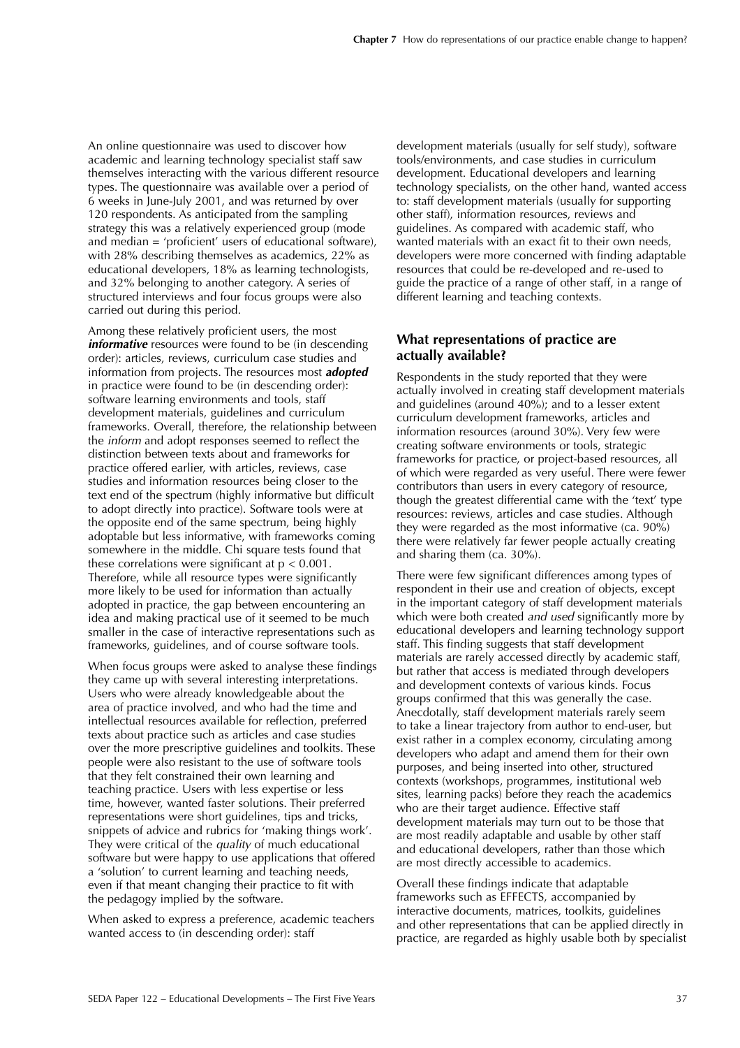An online questionnaire was used to discover how academic and learning technology specialist staff saw themselves interacting with the various different resource types. The questionnaire was available over a period of 6 weeks in June-July 2001, and was returned by over 120 respondents. As anticipated from the sampling strategy this was a relatively experienced group (mode and median = 'proficient' users of educational software), with 28% describing themselves as academics, 22% as educational developers, 18% as learning technologists, and 32% belonging to another category. A series of structured interviews and four focus groups were also carried out during this period.

Among these relatively proficient users, the most ***informative*** resources were found to be (in descending order): articles, reviews, curriculum case studies and information from projects. The resources most ***adopted*** in practice were found to be (in descending order): software learning environments and tools, staff development materials, guidelines and curriculum frameworks. Overall, therefore, the relationship between the *inform* and adopt responses seemed to reflect the distinction between texts about and frameworks for practice offered earlier, with articles, reviews, case studies and information resources being closer to the text end of the spectrum (highly informative but difficult to adopt directly into practice). Software tools were at the opposite end of the same spectrum, being highly adoptable but less informative, with frameworks coming somewhere in the middle. Chi square tests found that these correlations were significant at $p < 0.001$. Therefore, while all resource types were significantly more likely to be used for information than actually adopted in practice, the gap between encountering an idea and making practical use of it seemed to be much smaller in the case of interactive representations such as frameworks, guidelines, and of course software tools.

When focus groups were asked to analyse these findings they came up with several interesting interpretations. Users who were already knowledgeable about the area of practice involved, and who had the time and intellectual resources available for reflection, preferred texts about practice such as articles and case studies over the more prescriptive guidelines and toolkits. These people were also resistant to the use of software tools that they felt constrained their own learning and teaching practice. Users with less expertise or less time, however, wanted faster solutions. Their preferred representations were short guidelines, tips and tricks, snippets of advice and rubrics for 'making things work'. They were critical of the *quality* of much educational software but were happy to use applications that offered a 'solution' to current learning and teaching needs, even if that meant changing their practice to fit with the pedagogy implied by the software.

When asked to express a preference, academic teachers wanted access to (in descending order): staff development materials (usually for self study), software tools/environments, and case studies in curriculum development. Educational developers and learning technology specialists, on the other hand, wanted access to: staff development materials (usually for supporting other staff), information resources, reviews and guidelines. As compared with academic staff, who wanted materials with an exact fit to their own needs, developers were more concerned with finding adaptable resources that could be re-developed and re-used to guide the practice of a range of other staff, in a range of different learning and teaching contexts.

## What representations of practice are actually available?

Respondents in the study reported that they were actually involved in creating staff development materials and guidelines (around 40%); and to a lesser extent curriculum development frameworks, articles and information resources (around 30%). Very few were creating software environments or tools, strategic frameworks for practice, or project-based resources, all of which were regarded as very useful. There were fewer contributors than users in every category of resource, though the greatest differential came with the 'text' type resources: reviews, articles and case studies. Although they were regarded as the most informative (ca. 90%) there were relatively far fewer people actually creating and sharing them (ca. 30%).

There were few significant differences among types of respondent in their use and creation of objects, except in the important category of staff development materials which were both created *and used* significantly more by educational developers and learning technology support staff. This finding suggests that staff development materials are rarely accessed directly by academic staff, but rather that access is mediated through developers and development contexts of various kinds. Focus groups confirmed that this was generally the case. Anecdotally, staff development materials rarely seem to take a linear trajectory from author to end-user, but exist rather in a complex economy, circulating among developers who adapt and amend them for their own purposes, and being inserted into other, structured contexts (workshops, programmes, institutional web sites, learning packs) before they reach the academics who are their target audience. Effective staff development materials may turn out to be those that are most readily adaptable and usable by other staff and educational developers, rather than those which are most directly accessible to academics.

Overall these findings indicate that adaptable frameworks such as EFFECTS, accompanied by interactive documents, matrices, toolkits, guidelines and other representations that can be applied directly in practice, are regarded as highly usable both by specialist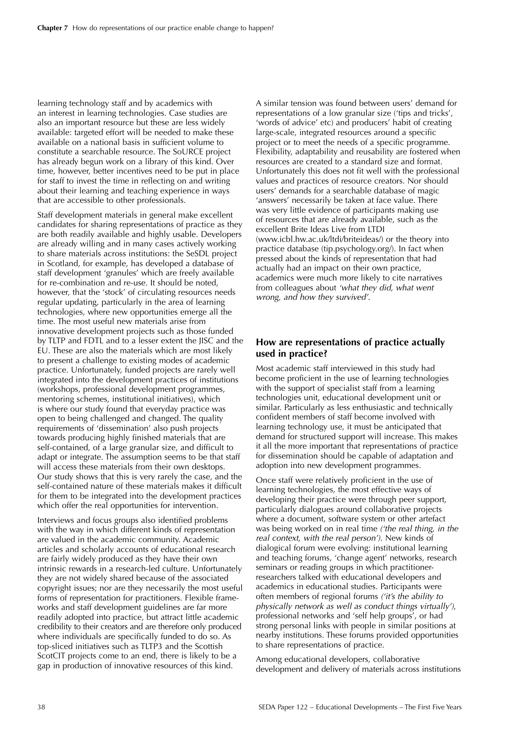learning technology staff and by academics with an interest in learning technologies. Case studies are also an important resource but these are less widely available: targeted effort will be needed to make these available on a national basis in sufficient volume to constitute a searchable resource. The SoURCE project has already begun work on a library of this kind. Over time, however, better incentives need to be put in place for staff to invest the time in reflecting on and writing about their learning and teaching experience in ways that are accessible to other professionals.

Staff development materials in general make excellent candidates for sharing representations of practice as they are both readily available and highly usable. Developers are already willing and in many cases actively working to share materials across institutions: the SeSDL project in Scotland, for example, has developed a database of staff development 'granules' which are freely available for re-combination and re-use. It should be noted, however, that the 'stock' of circulating resources needs regular updating, particularly in the area of learning technologies, where new opportunities emerge all the time. The most useful new materials arise from innovative development projects such as those funded by TLTP and FDTL and to a lesser extent the JISC and the EU. These are also the materials which are most likely to present a challenge to existing modes of academic practice. Unfortunately, funded projects are rarely well integrated into the development practices of institutions (workshops, professional development programmes, mentoring schemes, institutional initiatives), which is where our study found that everyday practice was open to being challenged and changed. The quality requirements of 'dissemination' also push projects towards producing highly finished materials that are self-contained, of a large granular size, and difficult to adapt or integrate. The assumption seems to be that staff will access these materials from their own desktops. Our study shows that this is very rarely the case, and the self-contained nature of these materials makes it difficult for them to be integrated into the development practices which offer the real opportunities for intervention.

Interviews and focus groups also identified problems with the way in which different kinds of representation are valued in the academic community. Academic articles and scholarly accounts of educational research are fairly widely produced as they have their own intrinsic rewards in a research-led culture. Unfortunately they are not widely shared because of the associated copyright issues; nor are they necessarily the most useful forms of representation for practitioners. Flexible frameworks and staff development guidelines are far more readily adopted into practice, but attract little academic credibility to their creators and are therefore only produced where individuals are specifically funded to do so. As top-sliced initiatives such as TLTP3 and the Scottish ScotCIT projects come to an end, there is likely to be a gap in production of innovative resources of this kind.

A similar tension was found between users' demand for representations of a low granular size ('tips and tricks', 'words of advice' etc) and producers' habit of creating large-scale, integrated resources around a specific project or to meet the needs of a specific programme. Flexibility, adaptability and reusability are fostered when resources are created to a standard size and format. Unfortunately this does not fit well with the professional values and practices of resource creators. Nor should users' demands for a searchable database of magic 'answers' necessarily be taken at face value. There was very little evidence of participants making use of resources that are already available, such as the excellent Brite Ideas Live from LTDI (www.icbl.hw.ac.uk/ltdi/briteideas/) or the theory into practice database (tip.psychology.org/). In fact when pressed about the kinds of representation that had actually had an impact on their own practice, academics were much more likely to cite narratives from colleagues about *'what they did, what went wrong, and how they survived'*.

## How are representations of practice actually used in practice?

Most academic staff interviewed in this study had become proficient in the use of learning technologies with the support of specialist staff from a learning technologies unit, educational development unit or similar. Particularly as less enthusiastic and technically confident members of staff become involved with learning technology use, it must be anticipated that demand for structured support will increase. This makes it all the more important that representations of practice for dissemination should be capable of adaptation and adoption into new development programmes.

Once staff were relatively proficient in the use of learning technologies, the most effective ways of developing their practice were through peer support, particularly dialogues around collaborative projects where a document, software system or other artefact was being worked on in real time *('the real thing, in the real context, with the real person')*. New kinds of dialogical forum were evolving: institutional learning and teaching forums, 'change agent' networks, research seminars or reading groups in which practitioner-researchers talked with educational developers and academics in educational studies. Participants were often members of regional forums *('it's the ability to physically network as well as conduct things virtually')*, professional networks and 'self help groups', or had strong personal links with people in similar positions at nearby institutions. These forums provided opportunities to share representations of practice.

Among educational developers, collaborative development and delivery of materials across institutions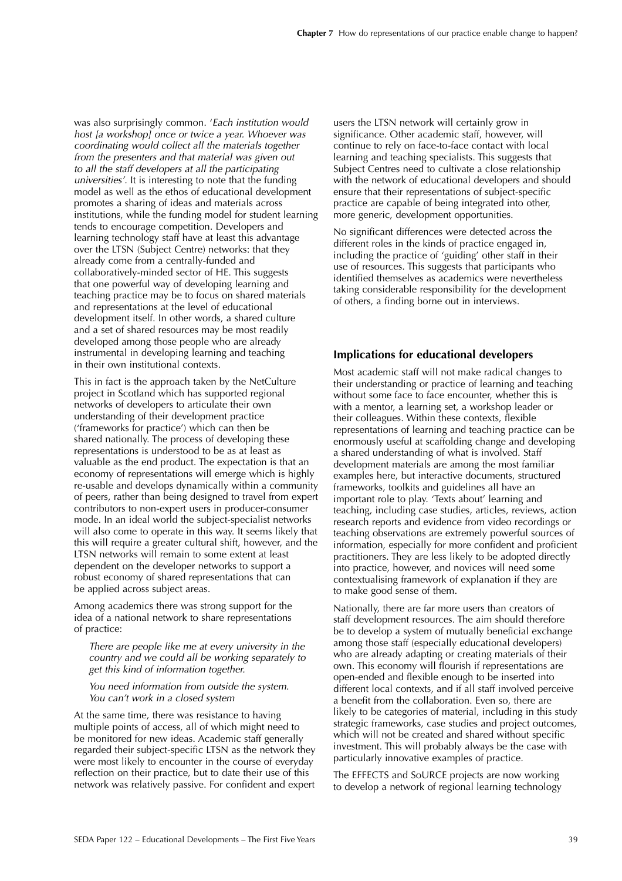was also surprisingly common. '*Each institution would host [a workshop] once or twice a year. Whoever was coordinating would collect all the materials together from the presenters and that material was given out to all the staff developers at all the participating universities'*. It is interesting to note that the funding model as well as the ethos of educational development promotes a sharing of ideas and materials across institutions, while the funding model for student learning tends to encourage competition. Developers and learning technology staff have at least this advantage over the LTSN (Subject Centre) networks: that they already come from a centrally-funded and collaboratively-minded sector of HE. This suggests that one powerful way of developing learning and teaching practice may be to focus on shared materials and representations at the level of educational development itself. In other words, a shared culture and a set of shared resources may be most readily developed among those people who are already instrumental in developing learning and teaching in their own institutional contexts.

This in fact is the approach taken by the NetCulture project in Scotland which has supported regional networks of developers to articulate their own understanding of their development practice ('frameworks for practice') which can then be shared nationally. The process of developing these representations is understood to be as at least as valuable as the end product. The expectation is that an economy of representations will emerge which is highly re-usable and develops dynamically within a community of peers, rather than being designed to travel from expert contributors to non-expert users in producer-consumer mode. In an ideal world the subject-specialist networks will also come to operate in this way. It seems likely that this will require a greater cultural shift, however, and the LTSN networks will remain to some extent at least dependent on the developer networks to support a robust economy of shared representations that can be applied across subject areas.

Among academics there was strong support for the idea of a national network to share representations of practice:

> *There are people like me at every university in the country and we could all be working separately to get this kind of information together.*
>
> *You need information from outside the system. You can't work in a closed system*

At the same time, there was resistance to having multiple points of access, all of which might need to be monitored for new ideas. Academic staff generally regarded their subject-specific LTSN as the network they were most likely to encounter in the course of everyday reflection on their practice, but to date their use of this network was relatively passive. For confident and expert users the LTSN network will certainly grow in significance. Other academic staff, however, will continue to rely on face-to-face contact with local learning and teaching specialists. This suggests that Subject Centres need to cultivate a close relationship with the network of educational developers and should ensure that their representations of subject-specific practice are capable of being integrated into other, more generic, development opportunities.

No significant differences were detected across the different roles in the kinds of practice engaged in, including the practice of 'guiding' other staff in their use of resources. This suggests that participants who identified themselves as academics were nevertheless taking considerable responsibility for the development of others, a finding borne out in interviews.

## Implications for educational developers

Most academic staff will not make radical changes to their understanding or practice of learning and teaching without some face to face encounter, whether this is with a mentor, a learning set, a workshop leader or their colleagues. Within these contexts, flexible representations of learning and teaching practice can be enormously useful at scaffolding change and developing a shared understanding of what is involved. Staff development materials are among the most familiar examples here, but interactive documents, structured frameworks, toolkits and guidelines all have an important role to play. 'Texts about' learning and teaching, including case studies, articles, reviews, action research reports and evidence from video recordings or teaching observations are extremely powerful sources of information, especially for more confident and proficient practitioners. They are less likely to be adopted directly into practice, however, and novices will need some contextualising framework of explanation if they are to make good sense of them.

Nationally, there are far more users than creators of staff development resources. The aim should therefore be to develop a system of mutually beneficial exchange among those staff (especially educational developers) who are already adapting or creating materials of their own. This economy will flourish if representations are open-ended and flexible enough to be inserted into different local contexts, and if all staff involved perceive a benefit from the collaboration. Even so, there are likely to be categories of material, including in this study strategic frameworks, case studies and project outcomes, which will not be created and shared without specific investment. This will probably always be the case with particularly innovative examples of practice.

The EFFECTS and SoURCE projects are now working to develop a network of regional learning technology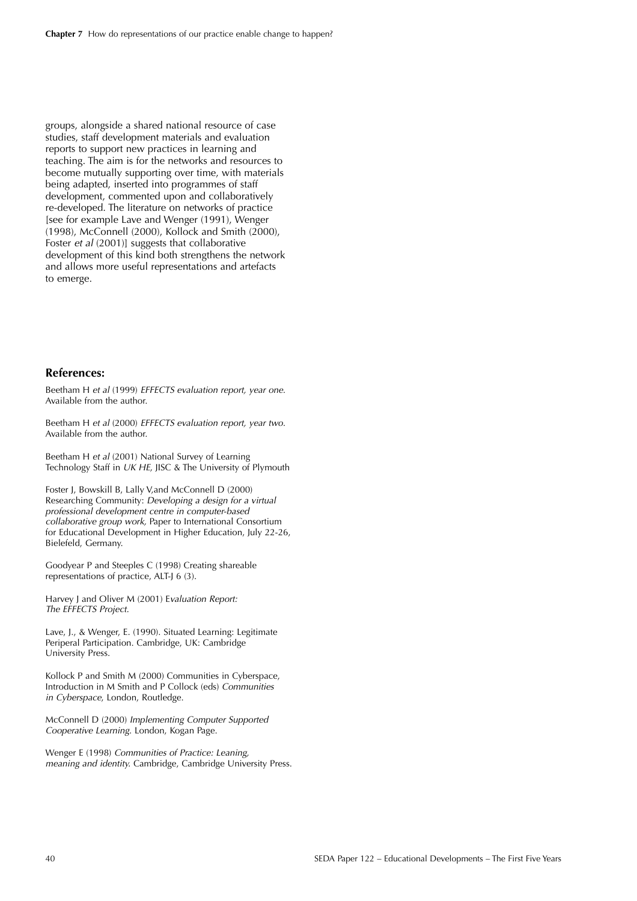groups, alongside a shared national resource of case studies, staff development materials and evaluation reports to support new practices in learning and teaching. The aim is for the networks and resources to become mutually supporting over time, with materials being adapted, inserted into programmes of staff development, commented upon and collaboratively re-developed. The literature on networks of practice [see for example Lave and Wenger (1991), Wenger (1998), McConnell (2000), Kollock and Smith (2000), Foster *et al* (2001)] suggests that collaborative development of this kind both strengthens the network and allows more useful representations and artefacts to emerge.

## References:

Beetham H *et al* (1999) *EFFECTS evaluation report, year one.* Available from the author.

Beetham H *et al* (2000) *EFFECTS evaluation report, year two.* Available from the author.

Beetham H *et al* (2001) National Survey of Learning Technology Staff in *UK HE*, JISC & The University of Plymouth

Foster J, Bowskill B, Lally V,and McConnell D (2000) Researching Community: *Developing a design for a virtual professional development centre in computer-based collaborative group work,* Paper to International Consortium for Educational Development in Higher Education, July 22-26, Bielefeld, Germany.

Goodyear P and Steeples C (1998) Creating shareable representations of practice, ALT-J 6 (3).

Harvey J and Oliver M (2001) E*valuation Report: The EFFECTS Project.*

Lave, J., & Wenger, E. (1990). Situated Learning: Legitimate Periperal Participation. Cambridge, UK: Cambridge University Press.

Kollock P and Smith M (2000) Communities in Cyberspace, Introduction in M Smith and P Collock (eds) *Communities in Cyberspace*, London, Routledge.

McConnell D (2000) *Implementing Computer Supported Cooperative Learning.* London, Kogan Page.

Wenger E (1998) *Communities of Practice: Leaning, meaning and identity.* Cambridge, Cambridge University Press.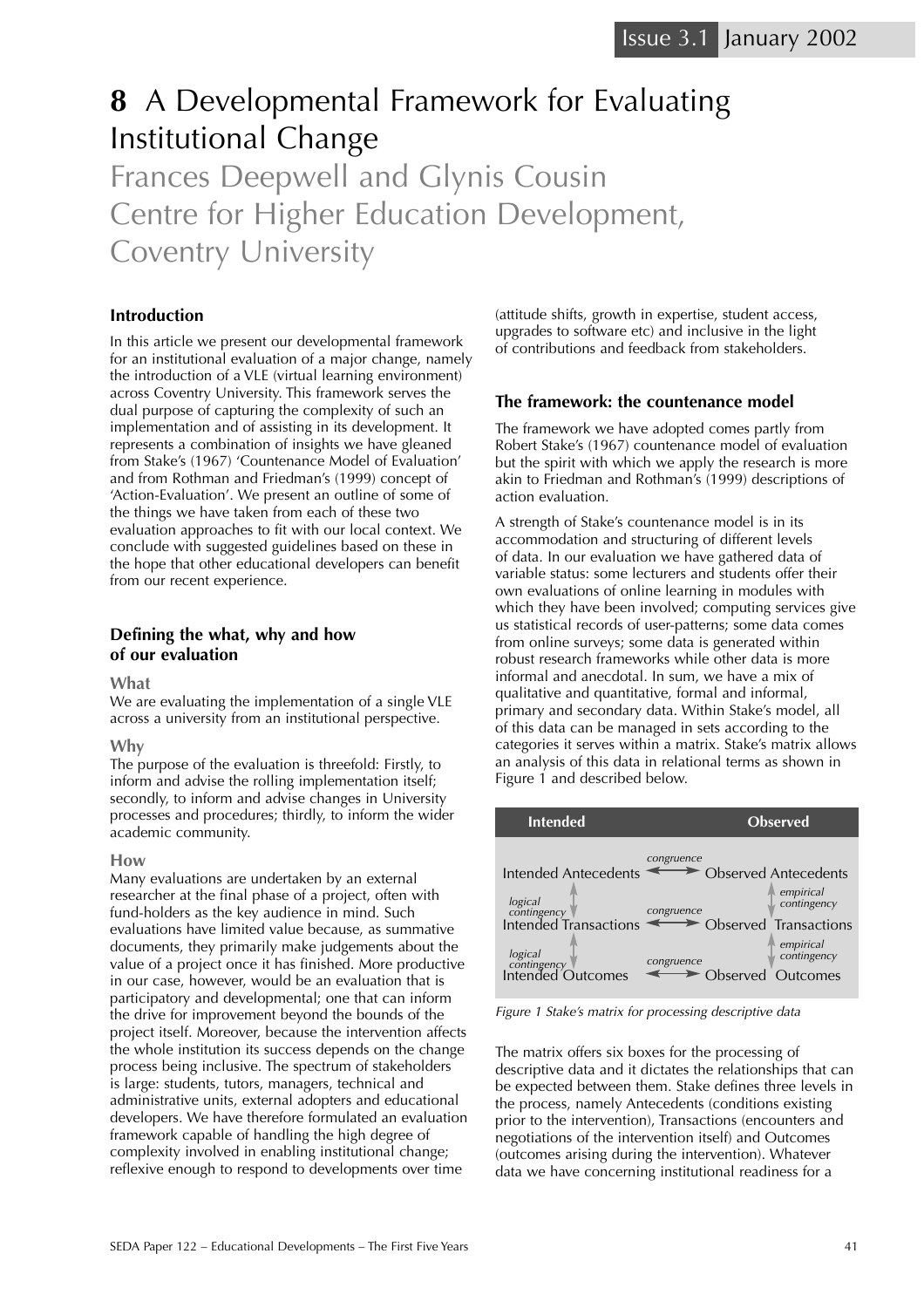# 8 A Developmental Framework for Evaluating Institutional Change

## Frances Deepwell and Glynis Cousin
## Centre for Higher Education Development, Coventry University

### Introduction

In this article we present our developmental framework for an institutional evaluation of a major change, namely the introduction of a VLE (virtual learning environment) across Coventry University. This framework serves the dual purpose of capturing the complexity of such an implementation and of assisting in its development. It represents a combination of insights we have gleaned from Stake's (1967) 'Countenance Model of Evaluation' and from Rothman and Friedman's (1999) concept of 'Action-Evaluation'. We present an outline of some of the things we have taken from each of these two evaluation approaches to fit with our local context. We conclude with suggested guidelines based on these in the hope that other educational developers can benefit from our recent experience.

### Defining the what, why and how of our evaluation

#### What

We are evaluating the implementation of a single VLE across a university from an institutional perspective.

#### Why

The purpose of the evaluation is threefold: Firstly, to inform and advise the rolling implementation itself; secondly, to inform and advise changes in University processes and procedures; thirdly, to inform the wider academic community.

#### How

Many evaluations are undertaken by an external researcher at the final phase of a project, often with fund-holders as the key audience in mind. Such evaluations have limited value because, as summative documents, they primarily make judgements about the value of a project once it has finished. More productive in our case, however, would be an evaluation that is participatory and developmental; one that can inform the drive for improvement beyond the bounds of the project itself. Moreover, because the intervention affects the whole institution its success depends on the change process being inclusive. The spectrum of stakeholders is large: students, tutors, managers, technical and administrative units, external adopters and educational developers. We have therefore formulated an evaluation framework capable of handling the high degree of complexity involved in enabling institutional change; reflexive enough to respond to developments over time (attitude shifts, growth in expertise, student access, upgrades to software etc) and inclusive in the light of contributions and feedback from stakeholders.

### The framework: the countenance model

The framework we have adopted comes partly from Robert Stake's (1967) countenance model of evaluation but the spirit with which we apply the research is more akin to Friedman and Rothman's (1999) descriptions of action evaluation.

A strength of Stake's countenance model is in its accommodation and structuring of different levels of data. In our evaluation we have gathered data of variable status: some lecturers and students offer their own evaluations of online learning in modules with which they have been involved; computing services give us statistical records of user-patterns; some data comes from online surveys; some data is generated within robust research frameworks while other data is more informal and anecdotal. In sum, we have a mix of qualitative and quantitative, formal and informal, primary and secondary data. Within Stake's model, all of this data can be managed in sets according to the categories it serves within a matrix. Stake's matrix allows an analysis of this data in relational terms as shown in Figure 1 and described below.

| Intended | | Observed |
|---|---|---|
| Intended Antecedents | ← *congruence* → | Observed Antecedents |
| ↕ *logical contingency* | | ↕ *empirical contingency* |
| Intended Transactions | ← *congruence* → | Observed Transactions |
| ↕ *logical contingency* | | ↕ *empirical contingency* |
| Intended Outcomes | ← *congruence* → | Observed Outcomes |

*Figure 1 Stake's matrix for processing descriptive data*

The matrix offers six boxes for the processing of descriptive data and it dictates the relationships that can be expected between them. Stake defines three levels in the process, namely Antecedents (conditions existing prior to the intervention), Transactions (encounters and negotiations of the intervention itself) and Outcomes (outcomes arising during the intervention). Whatever data we have concerning institutional readiness for a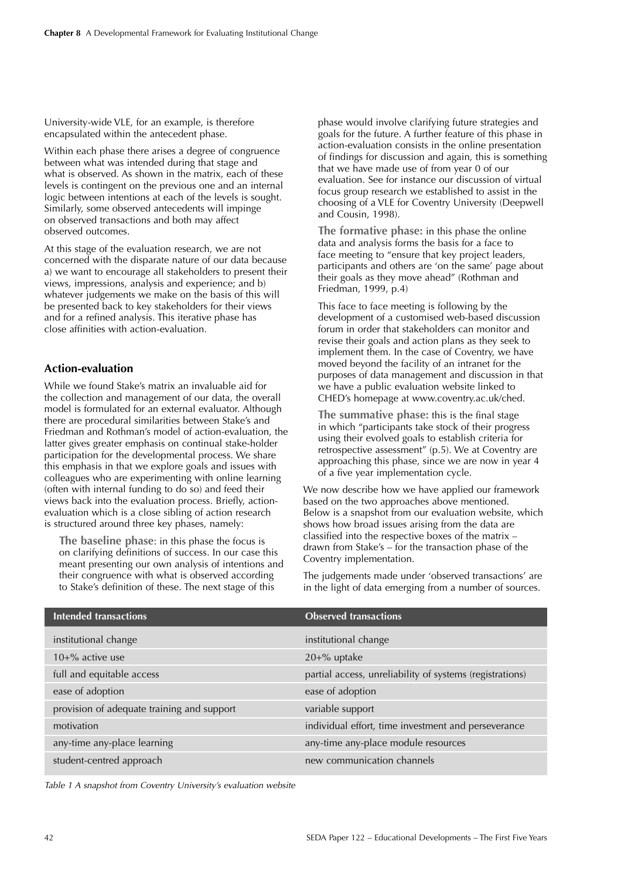University-wide VLE, for an example, is therefore encapsulated within the antecedent phase.

Within each phase there arises a degree of congruence between what was intended during that stage and what is observed. As shown in the matrix, each of these levels is contingent on the previous one and an internal logic between intentions at each of the levels is sought. Similarly, some observed antecedents will impinge on observed transactions and both may affect observed outcomes.

At this stage of the evaluation research, we are not concerned with the disparate nature of our data because a) we want to encourage all stakeholders to present their views, impressions, analysis and experience; and b) whatever judgements we make on the basis of this will be presented back to key stakeholders for their views and for a refined analysis. This iterative phase has close affinities with action-evaluation.

### Action-evaluation

While we found Stake's matrix an invaluable aid for the collection and management of our data, the overall model is formulated for an external evaluator. Although there are procedural similarities between Stake's and Friedman and Rothman's model of action-evaluation, the latter gives greater emphasis on continual stake-holder participation for the developmental process. We share this emphasis in that we explore goals and issues with colleagues who are experimenting with online learning (often with internal funding to do so) and feed their views back into the evaluation process. Briefly, action-evaluation which is a close sibling of action research is structured around three key phases, namely:

**The baseline phase**: in this phase the focus is on clarifying definitions of success. In our case this meant presenting our own analysis of intentions and their congruence with what is observed according to Stake's definition of these. The next stage of this phase would involve clarifying future strategies and goals for the future. A further feature of this phase in action-evaluation consists in the online presentation of findings for discussion and again, this is something that we have made use of from year 0 of our evaluation. See for instance our discussion of virtual focus group research we established to assist in the choosing of a VLE for Coventry University (Deepwell and Cousin, 1998).

**The formative phase:** in this phase the online data and analysis forms the basis for a face to face meeting to "ensure that key project leaders, participants and others are 'on the same' page about their goals as they move ahead" (Rothman and Friedman, 1999, p.4)

This face to face meeting is following by the development of a customised web-based discussion forum in order that stakeholders can monitor and revise their goals and action plans as they seek to implement them. In the case of Coventry, we have moved beyond the facility of an intranet for the purposes of data management and discussion in that we have a public evaluation website linked to CHED's homepage at www.coventry.ac.uk/ched.

**The summative phase:** this is the final stage in which "participants take stock of their progress using their evolved goals to establish criteria for retrospective assessment" (p.5). We at Coventry are approaching this phase, since we are now in year 4 of a five year implementation cycle.

We now describe how we have applied our framework based on the two approaches above mentioned. Below is a snapshot from our evaluation website, which shows how broad issues arising from the data are classified into the respective boxes of the matrix – drawn from Stake's – for the transaction phase of the Coventry implementation.

The judgements made under 'observed transactions' are in the light of data emerging from a number of sources.

| Intended transactions | Observed transactions |
|---|---|
| institutional change | institutional change |
| 10+% active use | 20+% uptake |
| full and equitable access | partial access, unreliability of systems (registrations) |
| ease of adoption | ease of adoption |
| provision of adequate training and support | variable support |
| motivation | individual effort, time investment and perseverance |
| any-time any-place learning | any-time any-place module resources |
| student-centred approach | new communication channels |

*Table 1 A snapshot from Coventry University's evaluation website*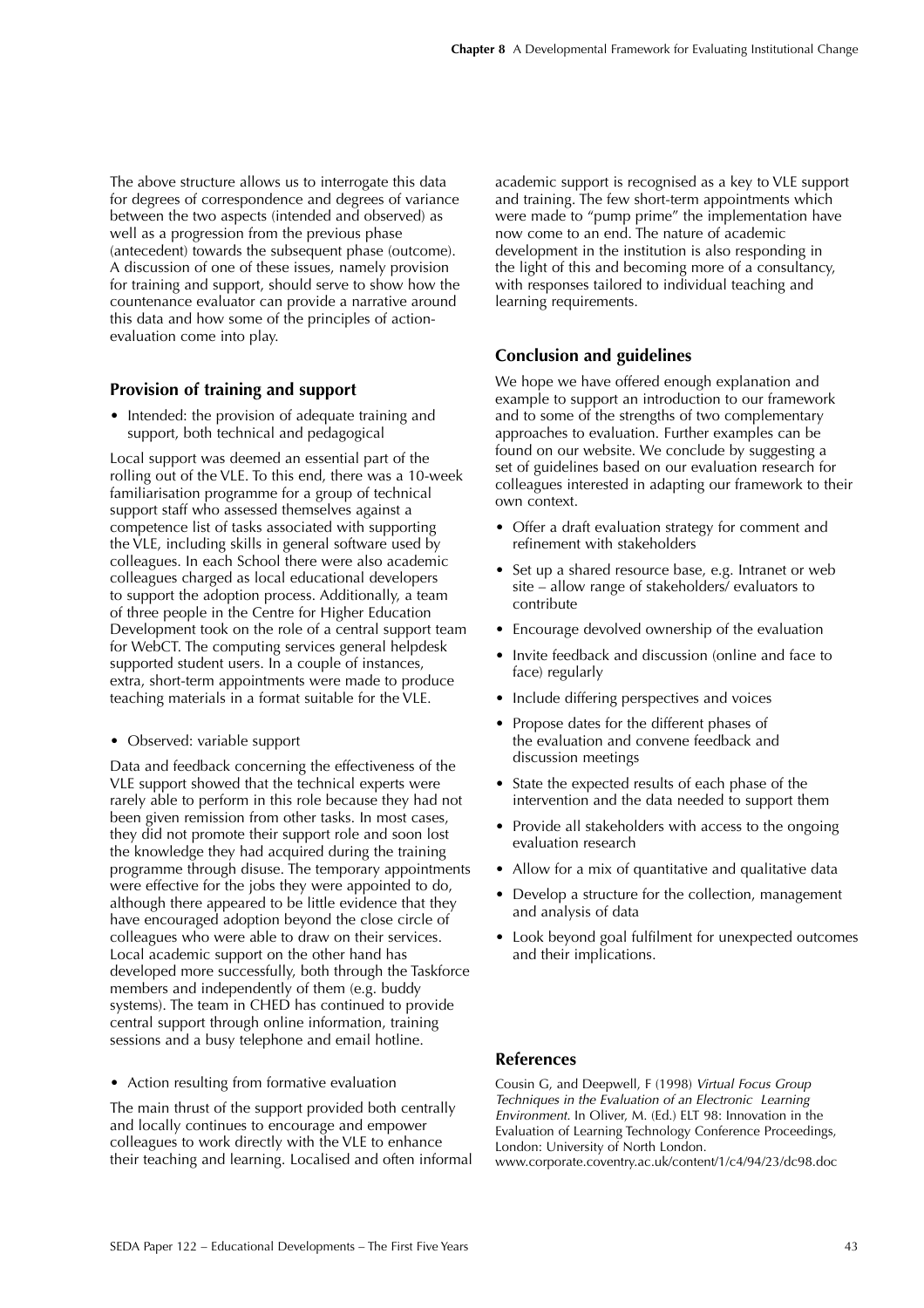The above structure allows us to interrogate this data for degrees of correspondence and degrees of variance between the two aspects (intended and observed) as well as a progression from the previous phase (antecedent) towards the subsequent phase (outcome). A discussion of one of these issues, namely provision for training and support, should serve to show how the countenance evaluator can provide a narrative around this data and how some of the principles of action-evaluation come into play.

## Provision of training and support

- Intended: the provision of adequate training and support, both technical and pedagogical

Local support was deemed an essential part of the rolling out of the VLE. To this end, there was a 10-week familiarisation programme for a group of technical support staff who assessed themselves against a competence list of tasks associated with supporting the VLE, including skills in general software used by colleagues. In each School there were also academic colleagues charged as local educational developers to support the adoption process. Additionally, a team of three people in the Centre for Higher Education Development took on the role of a central support team for WebCT. The computing services general helpdesk supported student users. In a couple of instances, extra, short-term appointments were made to produce teaching materials in a format suitable for the VLE.

- Observed: variable support

Data and feedback concerning the effectiveness of the VLE support showed that the technical experts were rarely able to perform in this role because they had not been given remission from other tasks. In most cases, they did not promote their support role and soon lost the knowledge they had acquired during the training programme through disuse. The temporary appointments were effective for the jobs they were appointed to do, although there appeared to be little evidence that they have encouraged adoption beyond the close circle of colleagues who were able to draw on their services. Local academic support on the other hand has developed more successfully, both through the Taskforce members and independently of them (e.g. buddy systems). The team in CHED has continued to provide central support through online information, training sessions and a busy telephone and email hotline.

- Action resulting from formative evaluation

The main thrust of the support provided both centrally and locally continues to encourage and empower colleagues to work directly with the VLE to enhance their teaching and learning. Localised and often informal academic support is recognised as a key to VLE support and training. The few short-term appointments which were made to "pump prime" the implementation have now come to an end. The nature of academic development in the institution is also responding in the light of this and becoming more of a consultancy, with responses tailored to individual teaching and learning requirements.

## Conclusion and guidelines

We hope we have offered enough explanation and example to support an introduction to our framework and to some of the strengths of two complementary approaches to evaluation. Further examples can be found on our website. We conclude by suggesting a set of guidelines based on our evaluation research for colleagues interested in adapting our framework to their own context.

- Offer a draft evaluation strategy for comment and refinement with stakeholders
- Set up a shared resource base, e.g. Intranet or web site – allow range of stakeholders/ evaluators to contribute
- Encourage devolved ownership of the evaluation
- Invite feedback and discussion (online and face to face) regularly
- Include differing perspectives and voices
- Propose dates for the different phases of the evaluation and convene feedback and discussion meetings
- State the expected results of each phase of the intervention and the data needed to support them
- Provide all stakeholders with access to the ongoing evaluation research
- Allow for a mix of quantitative and qualitative data
- Develop a structure for the collection, management and analysis of data
- Look beyond goal fulfilment for unexpected outcomes and their implications.

## References

Cousin G, and Deepwell, F (1998) *Virtual Focus Group Techniques in the Evaluation of an Electronic Learning Environment.* In Oliver, M. (Ed.) ELT 98: Innovation in the Evaluation of Learning Technology Conference Proceedings, London: University of North London.
www.corporate.coventry.ac.uk/content/1/c4/94/23/dc98.doc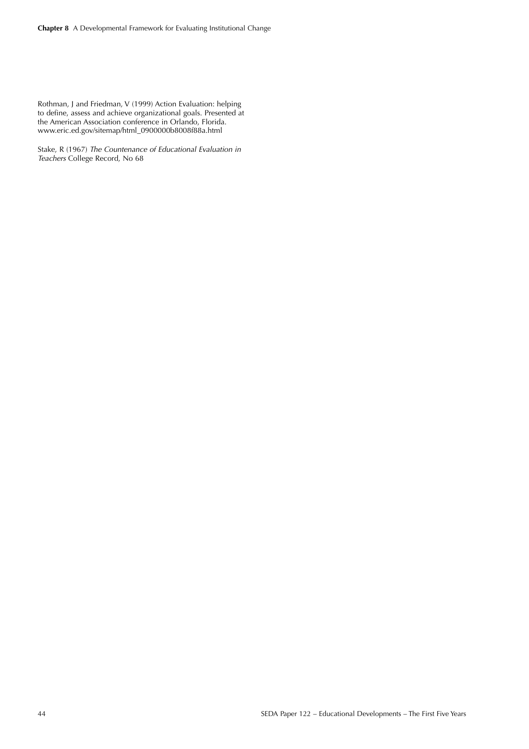Rothman, J and Friedman, V (1999) Action Evaluation: helping to define, assess and achieve organizational goals. Presented at the American Association conference in Orlando, Florida. www.eric.ed.gov/sitemap/html_0900000b8008f88a.html

Stake, R (1967) *The Countenance of Educational Evaluation in Teachers* College Record, No 68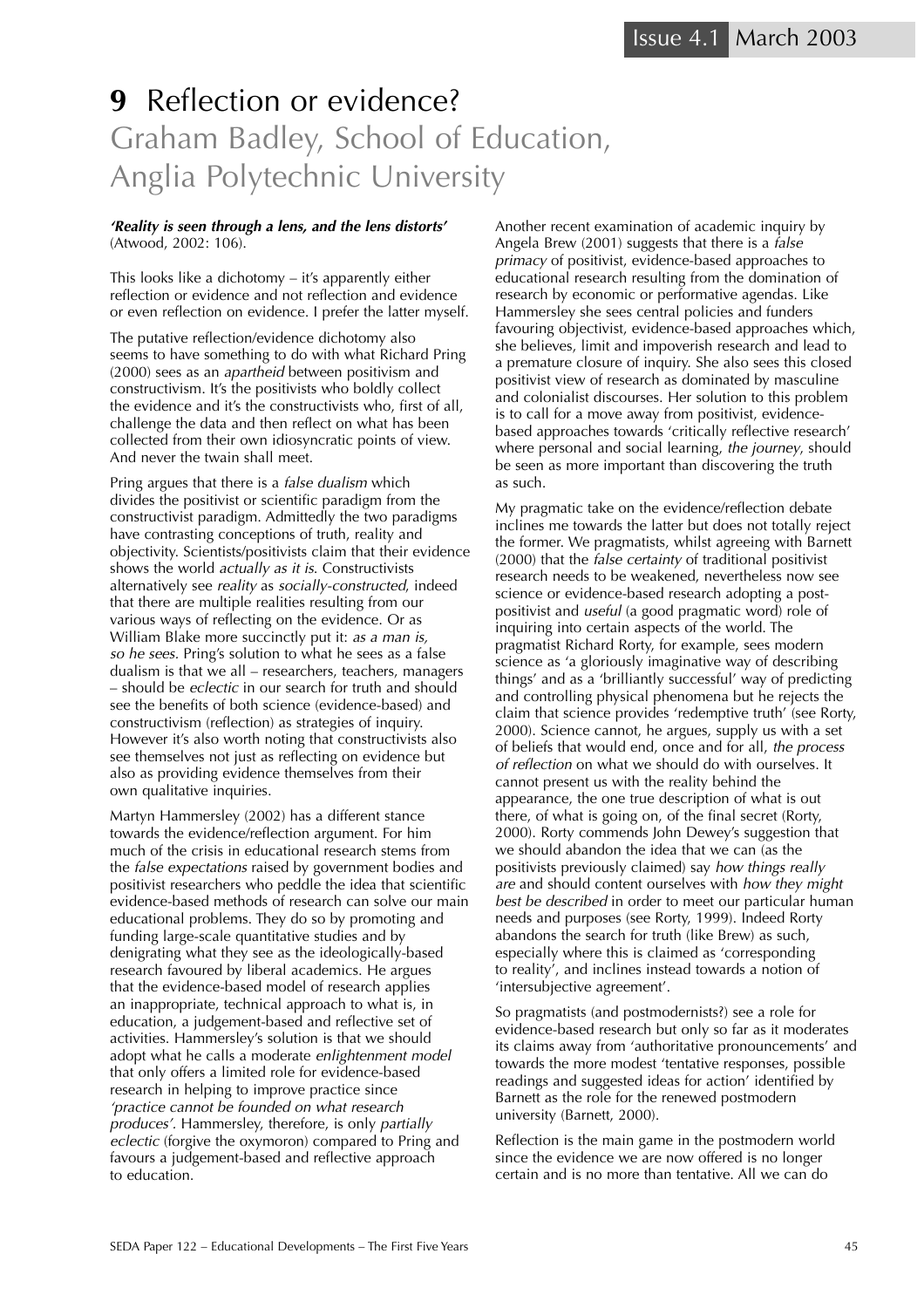# 9 Reflection or evidence?

## Graham Badley, School of Education, Anglia Polytechnic University

***'Reality is seen through a lens, and the lens distorts'*** (Atwood, 2002: 106).

This looks like a dichotomy – it's apparently either reflection or evidence and not reflection and evidence or even reflection on evidence. I prefer the latter myself.

The putative reflection/evidence dichotomy also seems to have something to do with what Richard Pring (2000) sees as an *apartheid* between positivism and constructivism. It's the positivists who boldly collect the evidence and it's the constructivists who, first of all, challenge the data and then reflect on what has been collected from their own idiosyncratic points of view. And never the twain shall meet.

Pring argues that there is a *false dualism* which divides the positivist or scientific paradigm from the constructivist paradigm. Admittedly the two paradigms have contrasting conceptions of truth, reality and objectivity. Scientists/positivists claim that their evidence shows the world *actually as it is*. Constructivists alternatively see *reality* as *socially-constructed*, indeed that there are multiple realities resulting from our various ways of reflecting on the evidence. Or as William Blake more succinctly put it: *as a man is, so he sees*. Pring's solution to what he sees as a false dualism is that we all – researchers, teachers, managers – should be *eclectic* in our search for truth and should see the benefits of both science (evidence-based) and constructivism (reflection) as strategies of inquiry. However it's also worth noting that constructivists also see themselves not just as reflecting on evidence but also as providing evidence themselves from their own qualitative inquiries.

Martyn Hammersley (2002) has a different stance towards the evidence/reflection argument. For him much of the crisis in educational research stems from the *false expectations* raised by government bodies and positivist researchers who peddle the idea that scientific evidence-based methods of research can solve our main educational problems. They do so by promoting and funding large-scale quantitative studies and by denigrating what they see as the ideologically-based research favoured by liberal academics. He argues that the evidence-based model of research applies an inappropriate, technical approach to what is, in education, a judgement-based and reflective set of activities. Hammersley's solution is that we should adopt what he calls a moderate *enlightenment model* that only offers a limited role for evidence-based research in helping to improve practice since *'practice cannot be founded on what research produces'*. Hammersley, therefore, is only *partially eclectic* (forgive the oxymoron) compared to Pring and favours a judgement-based and reflective approach to education.

Another recent examination of academic inquiry by Angela Brew (2001) suggests that there is a *false primacy* of positivist, evidence-based approaches to educational research resulting from the domination of research by economic or performative agendas. Like Hammersley she sees central policies and funders favouring objectivist, evidence-based approaches which, she believes, limit and impoverish research and lead to a premature closure of inquiry. She also sees this closed positivist view of research as dominated by masculine and colonialist discourses. Her solution to this problem is to call for a move away from positivist, evidence-based approaches towards 'critically reflective research' where personal and social learning, *the journey*, should be seen as more important than discovering the truth as such.

My pragmatic take on the evidence/reflection debate inclines me towards the latter but does not totally reject the former. We pragmatists, whilst agreeing with Barnett (2000) that the *false certainty* of traditional positivist research needs to be weakened, nevertheless now see science or evidence-based research adopting a post-positivist and *useful* (a good pragmatic word) role of inquiring into certain aspects of the world. The pragmatist Richard Rorty, for example, sees modern science as 'a gloriously imaginative way of describing things' and as a 'brilliantly successful' way of predicting and controlling physical phenomena but he rejects the claim that science provides 'redemptive truth' (see Rorty, 2000). Science cannot, he argues, supply us with a set of beliefs that would end, once and for all, *the process of reflection* on what we should do with ourselves. It cannot present us with the reality behind the appearance, the one true description of what is out there, of what is going on, of the final secret (Rorty, 2000). Rorty commends John Dewey's suggestion that we should abandon the idea that we can (as the positivists previously claimed) say *how things really are* and should content ourselves with *how they might best be described* in order to meet our particular human needs and purposes (see Rorty, 1999). Indeed Rorty abandons the search for truth (like Brew) as such, especially where this is claimed as 'corresponding to reality', and inclines instead towards a notion of 'intersubjective agreement'.

So pragmatists (and postmodernists?) see a role for evidence-based research but only so far as it moderates its claims away from 'authoritative pronouncements' and towards the more modest 'tentative responses, possible readings and suggested ideas for action' identified by Barnett as the role for the renewed postmodern university (Barnett, 2000).

Reflection is the main game in the postmodern world since the evidence we are now offered is no longer certain and is no more than tentative. All we can do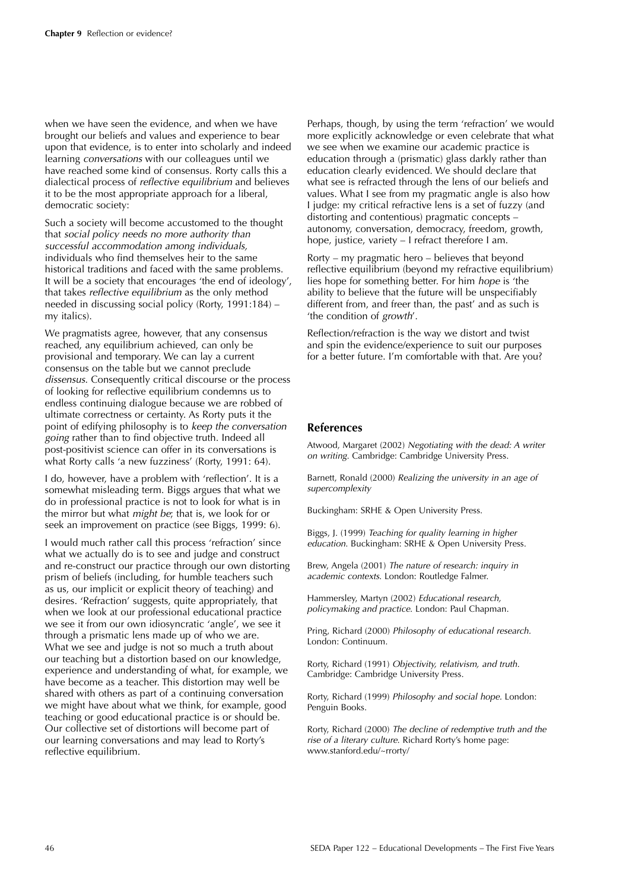when we have seen the evidence, and when we have brought our beliefs and values and experience to bear upon that evidence, is to enter into scholarly and indeed learning *conversations* with our colleagues until we have reached some kind of consensus. Rorty calls this a dialectical process of *reflective equilibrium* and believes it to be the most appropriate approach for a liberal, democratic society:

Such a society will become accustomed to the thought that *social policy needs no more authority than successful accommodation among individuals,* individuals who find themselves heir to the same historical traditions and faced with the same problems. It will be a society that encourages 'the end of ideology', that takes *reflective equilibrium* as the only method needed in discussing social policy (Rorty, 1991:184) – my italics).

We pragmatists agree, however, that any consensus reached, any equilibrium achieved, can only be provisional and temporary. We can lay a current consensus on the table but we cannot preclude *dissensus*. Consequently critical discourse or the process of looking for reflective equilibrium condemns us to endless continuing dialogue because we are robbed of ultimate correctness or certainty. As Rorty puts it the point of edifying philosophy is to *keep the conversation going* rather than to find objective truth. Indeed all post-positivist science can offer in its conversations is what Rorty calls 'a new fuzziness' (Rorty, 1991: 64).

I do, however, have a problem with 'reflection'. It is a somewhat misleading term. Biggs argues that what we do in professional practice is not to look for what is in the mirror but what *might be*; that is, we look for or seek an improvement on practice (see Biggs, 1999: 6).

I would much rather call this process 'refraction' since what we actually do is to see and judge and construct and re-construct our practice through our own distorting prism of beliefs (including, for humble teachers such as us, our implicit or explicit theory of teaching) and desires. 'Refraction' suggests, quite appropriately, that when we look at our professional educational practice we see it from our own idiosyncratic 'angle', we see it through a prismatic lens made up of who we are. What we see and judge is not so much a truth about our teaching but a distortion based on our knowledge, experience and understanding of what, for example, we have become as a teacher. This distortion may well be shared with others as part of a continuing conversation we might have about what we think, for example, good teaching or good educational practice is or should be. Our collective set of distortions will become part of our learning conversations and may lead to Rorty's reflective equilibrium.

Perhaps, though, by using the term 'refraction' we would more explicitly acknowledge or even celebrate that what we see when we examine our academic practice is education through a (prismatic) glass darkly rather than education clearly evidenced. We should declare that what see is refracted through the lens of our beliefs and values. What I see from my pragmatic angle is also how I judge: my critical refractive lens is a set of fuzzy (and distorting and contentious) pragmatic concepts – autonomy, conversation, democracy, freedom, growth, hope, justice, variety – I refract therefore I am.

Rorty – my pragmatic hero – believes that beyond reflective equilibrium (beyond my refractive equilibrium) lies hope for something better. For him *hope* is 'the ability to believe that the future will be unspecifiably different from, and freer than, the past' and as such is 'the condition of *growth*'.

Reflection/refraction is the way we distort and twist and spin the evidence/experience to suit our purposes for a better future. I'm comfortable with that. Are you?

## References

Atwood, Margaret (2002) *Negotiating with the dead: A writer on writing*. Cambridge: Cambridge University Press.

Barnett, Ronald (2000) *Realizing the university in an age of supercomplexity*

Buckingham: SRHE & Open University Press.

Biggs, J. (1999) *Teaching for quality learning in higher education*. Buckingham: SRHE & Open University Press.

Brew, Angela (2001) *The nature of research: inquiry in academic contexts*. London: Routledge Falmer.

Hammersley, Martyn (2002) *Educational research, policymaking and practice*. London: Paul Chapman.

Pring, Richard (2000) *Philosophy of educational research*. London: Continuum.

Rorty, Richard (1991) *Objectivity, relativism, and truth*. Cambridge: Cambridge University Press.

Rorty, Richard (1999) *Philosophy and social hope*. London: Penguin Books.

Rorty, Richard (2000) *The decline of redemptive truth and the rise of a literary culture*. Richard Rorty's home page: www.stanford.edu/~rrorty/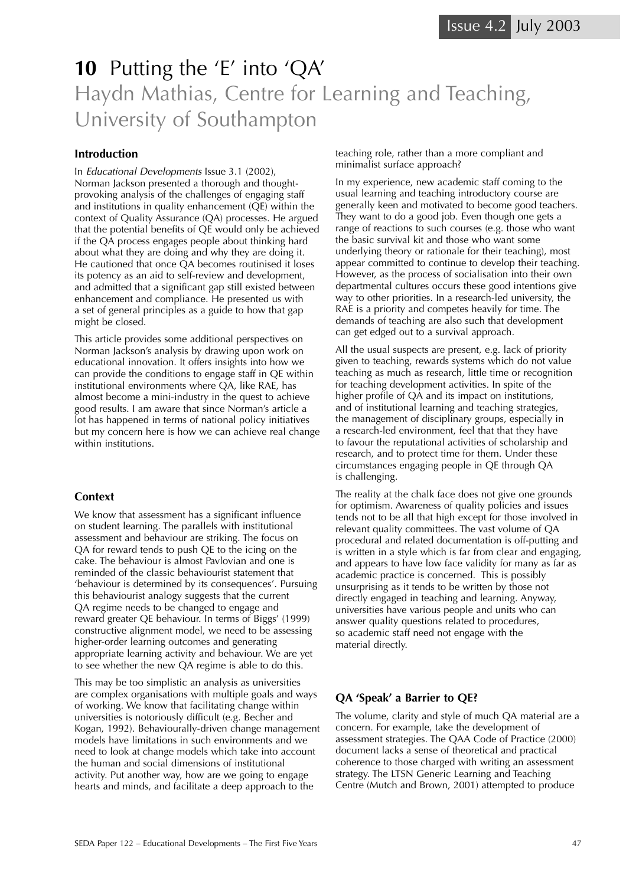# 10 Putting the 'E' into 'QA'

## Haydn Mathias, Centre for Learning and Teaching, University of Southampton

### Introduction

In *Educational Developments* Issue 3.1 (2002), Norman Jackson presented a thorough and thought-provoking analysis of the challenges of engaging staff and institutions in quality enhancement (QE) within the context of Quality Assurance (QA) processes. He argued that the potential benefits of QE would only be achieved if the QA process engages people about thinking hard about what they are doing and why they are doing it. He cautioned that once QA becomes routinised it loses its potency as an aid to self-review and development, and admitted that a significant gap still existed between enhancement and compliance. He presented us with a set of general principles as a guide to how that gap might be closed.

This article provides some additional perspectives on Norman Jackson's analysis by drawing upon work on educational innovation. It offers insights into how we can provide the conditions to engage staff in QE within institutional environments where QA, like RAE, has almost become a mini-industry in the quest to achieve good results. I am aware that since Norman's article a lot has happened in terms of national policy initiatives but my concern here is how we can achieve real change within institutions.

### Context

We know that assessment has a significant influence on student learning. The parallels with institutional assessment and behaviour are striking. The focus on QA for reward tends to push QE to the icing on the cake. The behaviour is almost Pavlovian and one is reminded of the classic behaviourist statement that 'behaviour is determined by its consequences'. Pursuing this behaviourist analogy suggests that the current QA regime needs to be changed to engage and reward greater QE behaviour. In terms of Biggs' (1999) constructive alignment model, we need to be assessing higher-order learning outcomes and generating appropriate learning activity and behaviour. We are yet to see whether the new QA regime is able to do this.

This may be too simplistic an analysis as universities are complex organisations with multiple goals and ways of working. We know that facilitating change within universities is notoriously difficult (e.g. Becher and Kogan, 1992). Behaviourally-driven change management models have limitations in such environments and we need to look at change models which take into account the human and social dimensions of institutional activity. Put another way, how are we going to engage hearts and minds, and facilitate a deep approach to the teaching role, rather than a more compliant and minimalist surface approach?

In my experience, new academic staff coming to the usual learning and teaching introductory course are generally keen and motivated to become good teachers. They want to do a good job. Even though one gets a range of reactions to such courses (e.g. those who want the basic survival kit and those who want some underlying theory or rationale for their teaching), most appear committed to continue to develop their teaching. However, as the process of socialisation into their own departmental cultures occurs these good intentions give way to other priorities. In a research-led university, the RAE is a priority and competes heavily for time. The demands of teaching are also such that development can get edged out to a survival approach.

All the usual suspects are present, e.g. lack of priority given to teaching, rewards systems which do not value teaching as much as research, little time or recognition for teaching development activities. In spite of the higher profile of QA and its impact on institutions, and of institutional learning and teaching strategies, the management of disciplinary groups, especially in a research-led environment, feel that that they have to favour the reputational activities of scholarship and research, and to protect time for them. Under these circumstances engaging people in QE through QA is challenging.

The reality at the chalk face does not give one grounds for optimism. Awareness of quality policies and issues tends not to be all that high except for those involved in relevant quality committees. The vast volume of QA procedural and related documentation is off-putting and is written in a style which is far from clear and engaging, and appears to have low face validity for many as far as academic practice is concerned. This is possibly unsurprising as it tends to be written by those not directly engaged in teaching and learning. Anyway, universities have various people and units who can answer quality questions related to procedures, so academic staff need not engage with the material directly.

### QA 'Speak' a Barrier to QE?

The volume, clarity and style of much QA material are a concern. For example, take the development of assessment strategies. The QAA Code of Practice (2000) document lacks a sense of theoretical and practical coherence to those charged with writing an assessment strategy. The LTSN Generic Learning and Teaching Centre (Mutch and Brown, 2001) attempted to produce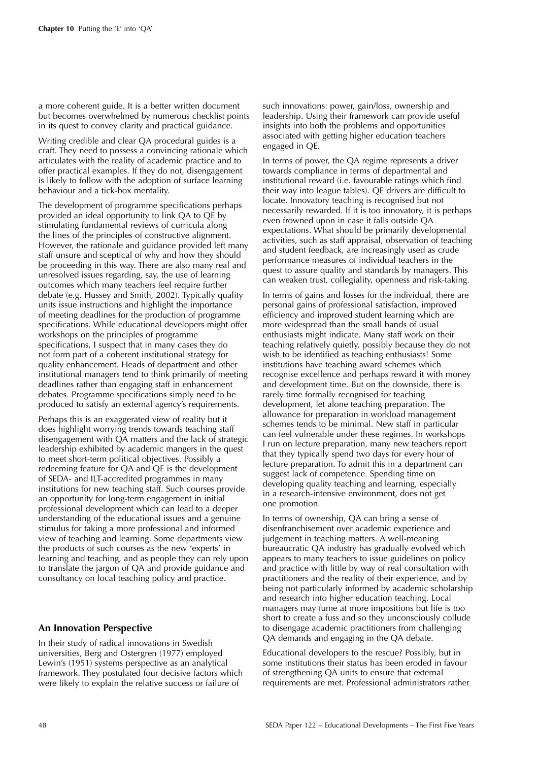a more coherent guide. It is a better written document but becomes overwhelmed by numerous checklist points in its quest to convey clarity and practical guidance.

Writing credible and clear QA procedural guides is a craft. They need to possess a convincing rationale which articulates with the reality of academic practice and to offer practical examples. If they do not, disengagement is likely to follow with the adoption of surface learning behaviour and a tick-box mentality.

The development of programme specifications perhaps provided an ideal opportunity to link QA to QE by stimulating fundamental reviews of curricula along the lines of the principles of constructive alignment. However, the rationale and guidance provided left many staff unsure and sceptical of why and how they should be proceeding in this way. There are also many real and unresolved issues regarding, say, the use of learning outcomes which many teachers feel require further debate (e.g. Hussey and Smith, 2002). Typically quality units issue instructions and highlight the importance of meeting deadlines for the production of programme specifications. While educational developers might offer workshops on the principles of programme specifications, I suspect that in many cases they do not form part of a coherent institutional strategy for quality enhancement. Heads of department and other institutional managers tend to think primarily of meeting deadlines rather than engaging staff in enhancement debates. Programme specifications simply need to be produced to satisfy an external agency's requirements.

Perhaps this is an exaggerated view of reality but it does highlight worrying trends towards teaching staff disengagement with QA matters and the lack of strategic leadership exhibited by academic mangers in the quest to meet short-term political objectives. Possibly a redeeming feature for QA and QE is the development of SEDA- and ILT-accredited programmes in many institutions for new teaching staff. Such courses provide an opportunity for long-term engagement in initial professional development which can lead to a deeper understanding of the educational issues and a genuine stimulus for taking a more professional and informed view of teaching and learning. Some departments view the products of such courses as the new 'experts' in learning and teaching, and as people they can rely upon to translate the jargon of QA and provide guidance and consultancy on local teaching policy and practice.

## An Innovation Perspective

In their study of radical innovations in Swedish universities, Berg and Ostergren (1977) employed Lewin's (1951) systems perspective as an analytical framework. They postulated four decisive factors which were likely to explain the relative success or failure of such innovations: power, gain/loss, ownership and leadership. Using their framework can provide useful insights into both the problems and opportunities associated with getting higher education teachers engaged in QE.

In terms of power, the QA regime represents a driver towards compliance in terms of departmental and institutional reward (i.e. favourable ratings which find their way into league tables). QE drivers are difficult to locate. Innovatory teaching is recognised but not necessarily rewarded. If it is too innovatory, it is perhaps even frowned upon in case it falls outside QA expectations. What should be primarily developmental activities, such as staff appraisal, observation of teaching and student feedback, are increasingly used as crude performance measures of individual teachers in the quest to assure quality and standards by managers. This can weaken trust, collegiality, openness and risk-taking.

In terms of gains and losses for the individual, there are personal gains of professional satisfaction, improved efficiency and improved student learning which are more widespread than the small bands of usual enthusiasts might indicate. Many staff work on their teaching relatively quietly, possibly because they do not wish to be identified as teaching enthusiasts! Some institutions have teaching award schemes which recognise excellence and perhaps reward it with money and development time. But on the downside, there is rarely time formally recognised for teaching development, let alone teaching preparation. The allowance for preparation in workload management schemes tends to be minimal. New staff in particular can feel vulnerable under these regimes. In workshops I run on lecture preparation, many new teachers report that they typically spend two days for every hour of lecture preparation. To admit this in a department can suggest lack of competence. Spending time on developing quality teaching and learning, especially in a research-intensive environment, does not get one promotion.

In terms of ownership, QA can bring a sense of disenfranchisement over academic experience and judgement in teaching matters. A well-meaning bureaucratic QA industry has gradually evolved which appears to many teachers to issue guidelines on policy and practice with little by way of real consultation with practitioners and the reality of their experience, and by being not particularly informed by academic scholarship and research into higher education teaching. Local managers may fume at more impositions but life is too short to create a fuss and so they unconsciously collude to disengage academic practitioners from challenging QA demands and engaging in the QA debate.

Educational developers to the rescue? Possibly, but in some institutions their status has been eroded in favour of strengthening QA units to ensure that external requirements are met. Professional administrators rather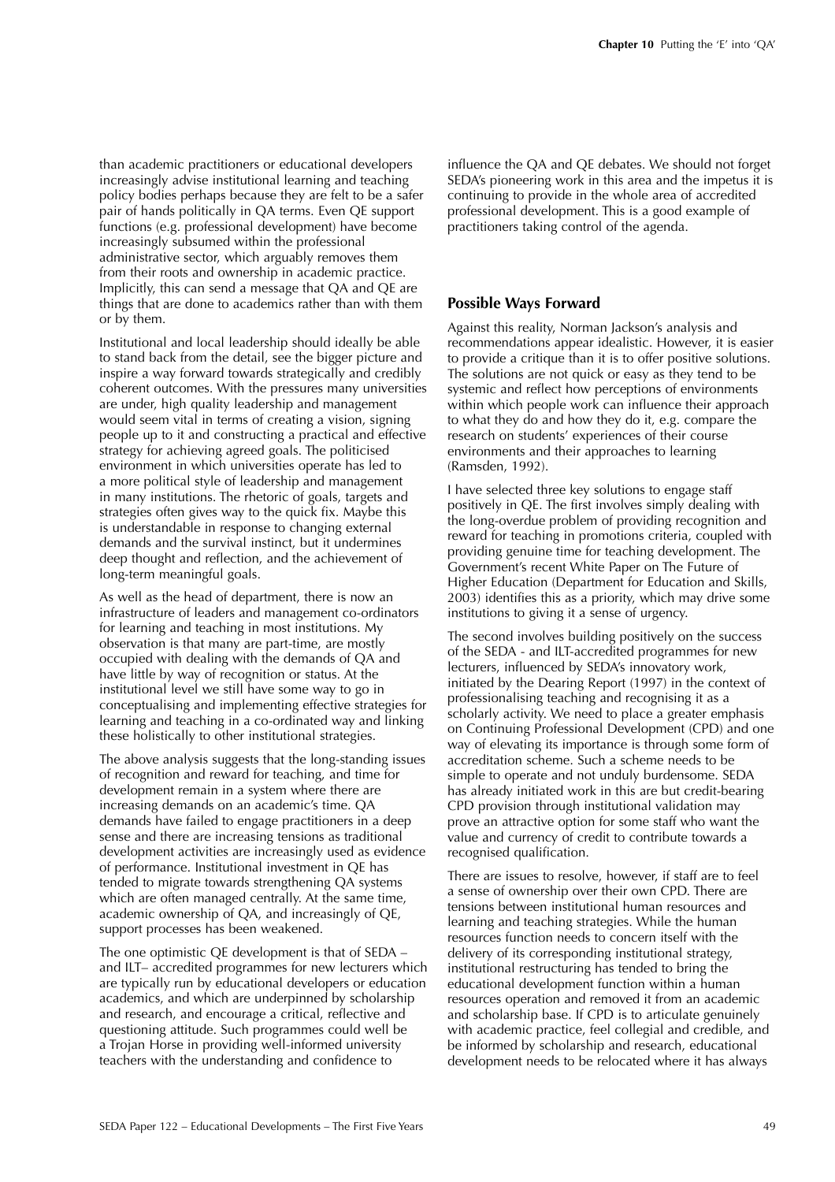than academic practitioners or educational developers increasingly advise institutional learning and teaching policy bodies perhaps because they are felt to be a safer pair of hands politically in QA terms. Even QE support functions (e.g. professional development) have become increasingly subsumed within the professional administrative sector, which arguably removes them from their roots and ownership in academic practice. Implicitly, this can send a message that QA and QE are things that are done to academics rather than with them or by them.

Institutional and local leadership should ideally be able to stand back from the detail, see the bigger picture and inspire a way forward towards strategically and credibly coherent outcomes. With the pressures many universities are under, high quality leadership and management would seem vital in terms of creating a vision, signing people up to it and constructing a practical and effective strategy for achieving agreed goals. The politicised environment in which universities operate has led to a more political style of leadership and management in many institutions. The rhetoric of goals, targets and strategies often gives way to the quick fix. Maybe this is understandable in response to changing external demands and the survival instinct, but it undermines deep thought and reflection, and the achievement of long-term meaningful goals.

As well as the head of department, there is now an infrastructure of leaders and management co-ordinators for learning and teaching in most institutions. My observation is that many are part-time, are mostly occupied with dealing with the demands of QA and have little by way of recognition or status. At the institutional level we still have some way to go in conceptualising and implementing effective strategies for learning and teaching in a co-ordinated way and linking these holistically to other institutional strategies.

The above analysis suggests that the long-standing issues of recognition and reward for teaching, and time for development remain in a system where there are increasing demands on an academic's time. QA demands have failed to engage practitioners in a deep sense and there are increasing tensions as traditional development activities are increasingly used as evidence of performance. Institutional investment in QE has tended to migrate towards strengthening QA systems which are often managed centrally. At the same time, academic ownership of QA, and increasingly of QE, support processes has been weakened.

The one optimistic QE development is that of SEDA – and ILT– accredited programmes for new lecturers which are typically run by educational developers or education academics, and which are underpinned by scholarship and research, and encourage a critical, reflective and questioning attitude. Such programmes could well be a Trojan Horse in providing well-informed university teachers with the understanding and confidence to influence the QA and QE debates. We should not forget SEDA's pioneering work in this area and the impetus it is continuing to provide in the whole area of accredited professional development. This is a good example of practitioners taking control of the agenda.

## Possible Ways Forward

Against this reality, Norman Jackson's analysis and recommendations appear idealistic. However, it is easier to provide a critique than it is to offer positive solutions. The solutions are not quick or easy as they tend to be systemic and reflect how perceptions of environments within which people work can influence their approach to what they do and how they do it, e.g. compare the research on students' experiences of their course environments and their approaches to learning (Ramsden, 1992).

I have selected three key solutions to engage staff positively in QE. The first involves simply dealing with the long-overdue problem of providing recognition and reward for teaching in promotions criteria, coupled with providing genuine time for teaching development. The Government's recent White Paper on The Future of Higher Education (Department for Education and Skills, 2003) identifies this as a priority, which may drive some institutions to giving it a sense of urgency.

The second involves building positively on the success of the SEDA - and ILT-accredited programmes for new lecturers, influenced by SEDA's innovatory work, initiated by the Dearing Report (1997) in the context of professionalising teaching and recognising it as a scholarly activity. We need to place a greater emphasis on Continuing Professional Development (CPD) and one way of elevating its importance is through some form of accreditation scheme. Such a scheme needs to be simple to operate and not unduly burdensome. SEDA has already initiated work in this are but credit-bearing CPD provision through institutional validation may prove an attractive option for some staff who want the value and currency of credit to contribute towards a recognised qualification.

There are issues to resolve, however, if staff are to feel a sense of ownership over their own CPD. There are tensions between institutional human resources and learning and teaching strategies. While the human resources function needs to concern itself with the delivery of its corresponding institutional strategy, institutional restructuring has tended to bring the educational development function within a human resources operation and removed it from an academic and scholarship base. If CPD is to articulate genuinely with academic practice, feel collegial and credible, and be informed by scholarship and research, educational development needs to be relocated where it has always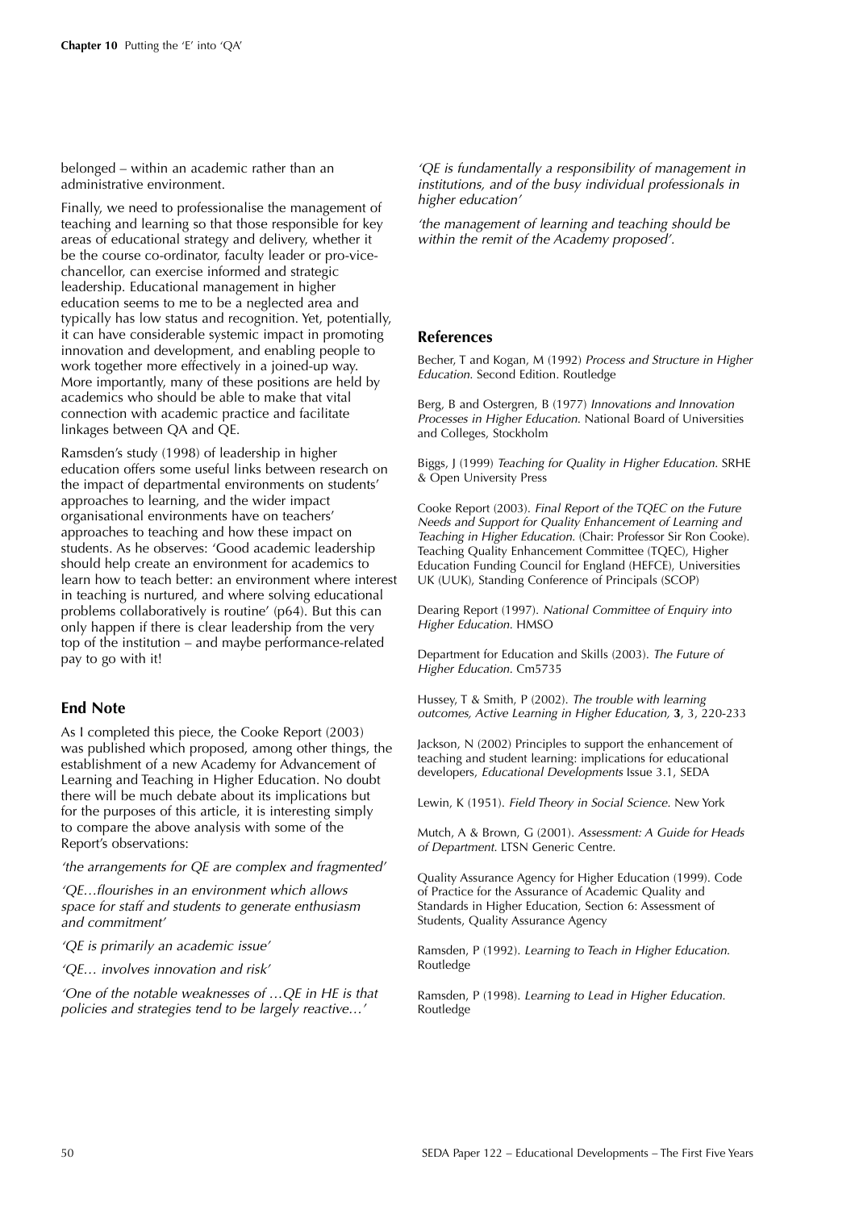belonged – within an academic rather than an administrative environment.

Finally, we need to professionalise the management of teaching and learning so that those responsible for key areas of educational strategy and delivery, whether it be the course co-ordinator, faculty leader or pro-vice-chancellor, can exercise informed and strategic leadership. Educational management in higher education seems to me to be a neglected area and typically has low status and recognition. Yet, potentially, it can have considerable systemic impact in promoting innovation and development, and enabling people to work together more effectively in a joined-up way. More importantly, many of these positions are held by academics who should be able to make that vital connection with academic practice and facilitate linkages between QA and QE.

Ramsden's study (1998) of leadership in higher education offers some useful links between research on the impact of departmental environments on students' approaches to learning, and the wider impact organisational environments have on teachers' approaches to teaching and how these impact on students. As he observes: 'Good academic leadership should help create an environment for academics to learn how to teach better: an environment where interest in teaching is nurtured, and where solving educational problems collaboratively is routine' (p64). But this can only happen if there is clear leadership from the very top of the institution – and maybe performance-related pay to go with it!

## End Note

As I completed this piece, the Cooke Report (2003) was published which proposed, among other things, the establishment of a new Academy for Advancement of Learning and Teaching in Higher Education. No doubt there will be much debate about its implications but for the purposes of this article, it is interesting simply to compare the above analysis with some of the Report's observations:

*'the arrangements for QE are complex and fragmented'*

*'QE…flourishes in an environment which allows space for staff and students to generate enthusiasm and commitment'*

*'QE is primarily an academic issue'*

*'QE… involves innovation and risk'*

*'One of the notable weaknesses of …QE in HE is that policies and strategies tend to be largely reactive…'*

*'QE is fundamentally a responsibility of management in institutions, and of the busy individual professionals in higher education'*

*'the management of learning and teaching should be within the remit of the Academy proposed'.*

## References

Becher, T and Kogan, M (1992) *Process and Structure in Higher Education.* Second Edition. Routledge

Berg, B and Ostergren, B (1977) *Innovations and Innovation Processes in Higher Education.* National Board of Universities and Colleges, Stockholm

Biggs, J (1999) *Teaching for Quality in Higher Education.* SRHE & Open University Press

Cooke Report (2003). *Final Report of the TQEC on the Future Needs and Support for Quality Enhancement of Learning and Teaching in Higher Education.* (Chair: Professor Sir Ron Cooke). Teaching Quality Enhancement Committee (TQEC), Higher Education Funding Council for England (HEFCE), Universities UK (UUK), Standing Conference of Principals (SCOP)

Dearing Report (1997). *National Committee of Enquiry into Higher Education.* HMSO

Department for Education and Skills (2003). *The Future of Higher Education.* Cm5735

Hussey, T & Smith, P (2002). *The trouble with learning outcomes, Active Learning in Higher Education,* **3**, 3, 220-233

Jackson, N (2002) Principles to support the enhancement of teaching and student learning: implications for educational developers, *Educational Developments* Issue 3.1, SEDA

Lewin, K (1951). *Field Theory in Social Science.* New York

Mutch, A & Brown, G (2001). *Assessment: A Guide for Heads of Department.* LTSN Generic Centre.

Quality Assurance Agency for Higher Education (1999). Code of Practice for the Assurance of Academic Quality and Standards in Higher Education, Section 6: Assessment of Students, Quality Assurance Agency

Ramsden, P (1992). *Learning to Teach in Higher Education.* Routledge

Ramsden, P (1998). *Learning to Lead in Higher Education.* Routledge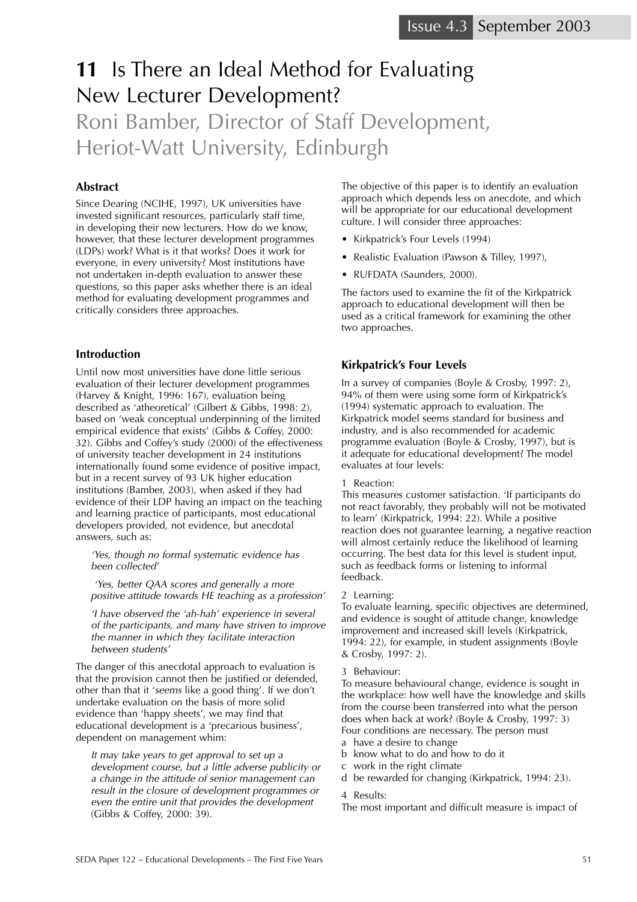# 11 Is There an Ideal Method for Evaluating New Lecturer Development?

## Roni Bamber, Director of Staff Development, Heriot-Watt University, Edinburgh

### Abstract

Since Dearing (NCIHE, 1997), UK universities have invested significant resources, particularly staff time, in developing their new lecturers. How do we know, however, that these lecturer development programmes (LDPs) work? What is it that works? Does it work for everyone, in every university? Most institutions have not undertaken in-depth evaluation to answer these questions, so this paper asks whether there is an ideal method for evaluating development programmes and critically considers three approaches.

### Introduction

Until now most universities have done little serious evaluation of their lecturer development programmes (Harvey & Knight, 1996: 167), evaluation being described as 'atheoretical' (Gilbert & Gibbs, 1998: 2), based on 'weak conceptual underpinning of the limited empirical evidence that exists' (Gibbs & Coffey, 2000: 32). Gibbs and Coffey's study (2000) of the effectiveness of university teacher development in 24 institutions internationally found some evidence of positive impact, but in a recent survey of 93 UK higher education institutions (Bamber, 2003), when asked if they had evidence of their LDP having an impact on the teaching and learning practice of participants, most educational developers provided, not evidence, but anecdotal answers, such as:

> *'Yes, though no formal systematic evidence has been collected'*
>
> *'Yes, better QAA scores and generally a more positive attitude towards HE teaching as a profession'*
>
> *'I have observed the 'ah-hah' experience in several of the participants, and many have striven to improve the manner in which they facilitate interaction between students'*

The danger of this anecdotal approach to evaluation is that the provision cannot then be justified or defended, other than that it '*seems* like a good thing'. If we don't undertake evaluation on the basis of more solid evidence than 'happy sheets', we may find that educational development is a 'precarious business', dependent on management whim:

> *It may take years to get approval to set up a development course, but a little adverse publicity or a change in the attitude of senior management can result in the closure of development programmes or even the entire unit that provides the development* (Gibbs & Coffey, 2000: 39).

The objective of this paper is to identify an evaluation approach which depends less on anecdote, and which will be appropriate for our educational development culture. I will consider three approaches:

- Kirkpatrick's Four Levels (1994)
- Realistic Evaluation (Pawson & Tilley, 1997),
- RUFDATA (Saunders, 2000).

The factors used to examine the fit of the Kirkpatrick approach to educational development will then be used as a critical framework for examining the other two approaches.

### Kirkpatrick's Four Levels

In a survey of companies (Boyle & Crosby, 1997: 2), 94% of them were using some form of Kirkpatrick's (1994) systematic approach to evaluation. The Kirkpatrick model seems standard for business and industry, and is also recommended for academic programme evaluation (Boyle & Crosby, 1997), but is it adequate for educational development? The model evaluates at four levels:

1 Reaction:
This measures customer satisfaction. 'If participants do not react favorably, they probably will not be motivated to learn' (Kirkpatrick, 1994: 22). While a positive reaction does not guarantee learning, a negative reaction will almost certainly reduce the likelihood of learning occurring. The best data for this level is student input, such as feedback forms or listening to informal feedback.

2 Learning:
To evaluate learning, specific objectives are determined, and evidence is sought of attitude change, knowledge improvement and increased skill levels (Kirkpatrick, 1994: 22), for example, in student assignments (Boyle & Crosby, 1997: 2).

3 Behaviour:
To measure behavioural change, evidence is sought in the workplace: how well have the knowledge and skills from the course been transferred into what the person does when back at work? (Boyle & Crosby, 1997: 3) Four conditions are necessary. The person must

a have a desire to change
b know what to do and how to do it
c work in the right climate
d be rewarded for changing (Kirkpatrick, 1994: 23).

4 Results:
The most important and difficult measure is impact of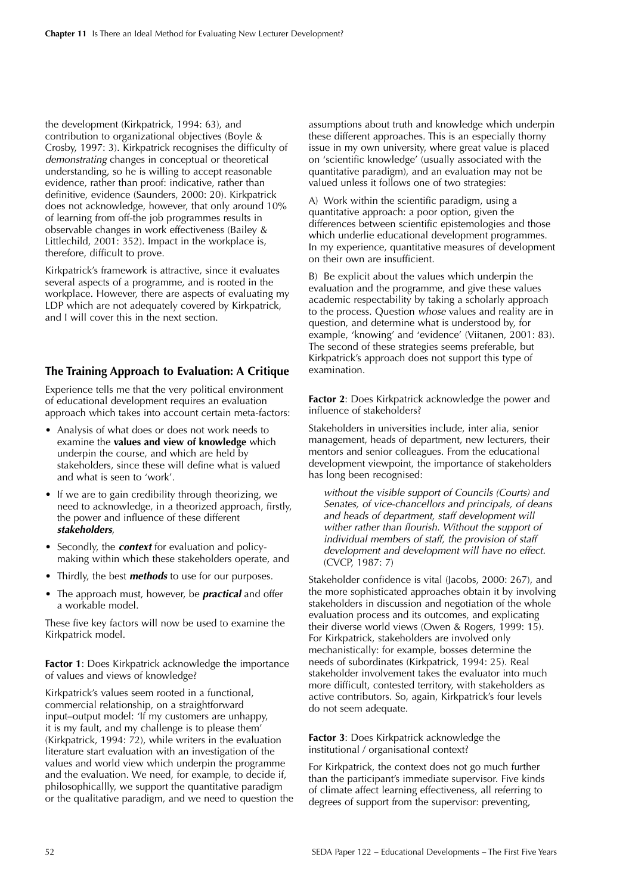the development (Kirkpatrick, 1994: 63), and contribution to organizational objectives (Boyle & Crosby, 1997: 3). Kirkpatrick recognises the difficulty of *demonstrating* changes in conceptual or theoretical understanding, so he is willing to accept reasonable evidence, rather than proof: indicative, rather than definitive, evidence (Saunders, 2000: 20). Kirkpatrick does not acknowledge, however, that only around 10% of learning from off-the job programmes results in observable changes in work effectiveness (Bailey & Littlechild, 2001: 352). Impact in the workplace is, therefore, difficult to prove.

Kirkpatrick's framework is attractive, since it evaluates several aspects of a programme, and is rooted in the workplace. However, there are aspects of evaluating my LDP which are not adequately covered by Kirkpatrick, and I will cover this in the next section.

## The Training Approach to Evaluation: A Critique

Experience tells me that the very political environment of educational development requires an evaluation approach which takes into account certain meta-factors:

- Analysis of what does or does not work needs to examine the **values and view of knowledge** which underpin the course, and which are held by stakeholders, since these will define what is valued and what is seen to 'work'.
- If we are to gain credibility through theorizing, we need to acknowledge, in a theorized approach, firstly, the power and influence of these different ***stakeholders***,
- Secondly, the ***context*** for evaluation and policy-making within which these stakeholders operate, and
- Thirdly, the best ***methods*** to use for our purposes.
- The approach must, however, be ***practical*** and offer a workable model.

These five key factors will now be used to examine the Kirkpatrick model.

**Factor 1**: Does Kirkpatrick acknowledge the importance of values and views of knowledge?

Kirkpatrick's values seem rooted in a functional, commercial relationship, on a straightforward input–output model: 'If my customers are unhappy, it is my fault, and my challenge is to please them' (Kirkpatrick, 1994: 72), while writers in the evaluation literature start evaluation with an investigation of the values and world view which underpin the programme and the evaluation. We need, for example, to decide if, philosophicallly, we support the quantitative paradigm or the qualitative paradigm, and we need to question the assumptions about truth and knowledge which underpin these different approaches. This is an especially thorny issue in my own university, where great value is placed on 'scientific knowledge' (usually associated with the quantitative paradigm), and an evaluation may not be valued unless it follows one of two strategies:

A) Work within the scientific paradigm, using a quantitative approach: a poor option, given the differences between scientific epistemologies and those which underlie educational development programmes. In my experience, quantitative measures of development on their own are insufficient.

B) Be explicit about the values which underpin the evaluation and the programme, and give these values academic respectability by taking a scholarly approach to the process. Question *whose* values and reality are in question, and determine what is understood by, for example, 'knowing' and 'evidence' (Viitanen, 2001: 83). The second of these strategies seems preferable, but Kirkpatrick's approach does not support this type of examination.

**Factor 2**: Does Kirkpatrick acknowledge the power and influence of stakeholders?

Stakeholders in universities include, inter alia, senior management, heads of department, new lecturers, their mentors and senior colleagues. From the educational development viewpoint, the importance of stakeholders has long been recognised:

> *without the visible support of Councils (Courts) and Senates, of vice-chancellors and principals, of deans and heads of department, staff development will wither rather than flourish. Without the support of individual members of staff, the provision of staff development and development will have no effect.* (CVCP, 1987: 7)

Stakeholder confidence is vital (Jacobs, 2000: 267), and the more sophisticated approaches obtain it by involving stakeholders in discussion and negotiation of the whole evaluation process and its outcomes, and explicating their diverse world views (Owen & Rogers, 1999: 15). For Kirkpatrick, stakeholders are involved only mechanistically: for example, bosses determine the needs of subordinates (Kirkpatrick, 1994: 25). Real stakeholder involvement takes the evaluator into much more difficult, contested territory, with stakeholders as active contributors. So, again, Kirkpatrick's four levels do not seem adequate.

**Factor 3**: Does Kirkpatrick acknowledge the institutional / organisational context?

For Kirkpatrick, the context does not go much further than the participant's immediate supervisor. Five kinds of climate affect learning effectiveness, all referring to degrees of support from the supervisor: preventing,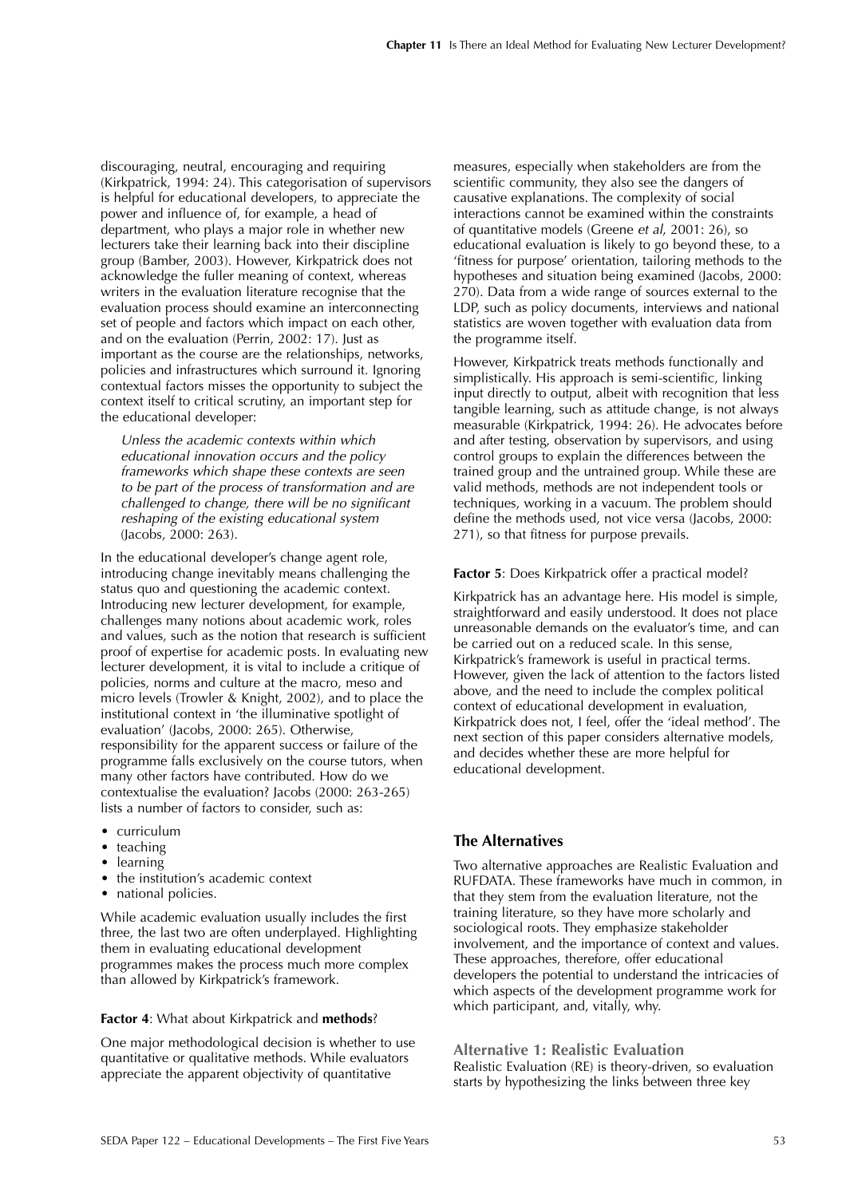discouraging, neutral, encouraging and requiring (Kirkpatrick, 1994: 24). This categorisation of supervisors is helpful for educational developers, to appreciate the power and influence of, for example, a head of department, who plays a major role in whether new lecturers take their learning back into their discipline group (Bamber, 2003). However, Kirkpatrick does not acknowledge the fuller meaning of context, whereas writers in the evaluation literature recognise that the evaluation process should examine an interconnecting set of people and factors which impact on each other, and on the evaluation (Perrin, 2002: 17). Just as important as the course are the relationships, networks, policies and infrastructures which surround it. Ignoring contextual factors misses the opportunity to subject the context itself to critical scrutiny, an important step for the educational developer:

> *Unless the academic contexts within which educational innovation occurs and the policy frameworks which shape these contexts are seen to be part of the process of transformation and are challenged to change, there will be no significant reshaping of the existing educational system* (Jacobs, 2000: 263).

In the educational developer's change agent role, introducing change inevitably means challenging the status quo and questioning the academic context. Introducing new lecturer development, for example, challenges many notions about academic work, roles and values, such as the notion that research is sufficient proof of expertise for academic posts. In evaluating new lecturer development, it is vital to include a critique of policies, norms and culture at the macro, meso and micro levels (Trowler & Knight, 2002), and to place the institutional context in 'the illuminative spotlight of evaluation' (Jacobs, 2000: 265). Otherwise, responsibility for the apparent success or failure of the programme falls exclusively on the course tutors, when many other factors have contributed. How do we contextualise the evaluation? Jacobs (2000: 263-265) lists a number of factors to consider, such as:

- curriculum
- teaching
- learning
- the institution's academic context
- national policies.

While academic evaluation usually includes the first three, the last two are often underplayed. Highlighting them in evaluating educational development programmes makes the process much more complex than allowed by Kirkpatrick's framework.

**Factor 4**: What about Kirkpatrick and **methods**?

One major methodological decision is whether to use quantitative or qualitative methods. While evaluators appreciate the apparent objectivity of quantitative measures, especially when stakeholders are from the scientific community, they also see the dangers of causative explanations. The complexity of social interactions cannot be examined within the constraints of quantitative models (Greene *et al*, 2001: 26), so educational evaluation is likely to go beyond these, to a 'fitness for purpose' orientation, tailoring methods to the hypotheses and situation being examined (Jacobs, 2000: 270). Data from a wide range of sources external to the LDP, such as policy documents, interviews and national statistics are woven together with evaluation data from the programme itself.

However, Kirkpatrick treats methods functionally and simplistically. His approach is semi-scientific, linking input directly to output, albeit with recognition that less tangible learning, such as attitude change, is not always measurable (Kirkpatrick, 1994: 26). He advocates before and after testing, observation by supervisors, and using control groups to explain the differences between the trained group and the untrained group. While these are valid methods, methods are not independent tools or techniques, working in a vacuum. The problem should define the methods used, not vice versa (Jacobs, 2000: 271), so that fitness for purpose prevails.

**Factor 5**: Does Kirkpatrick offer a practical model?

Kirkpatrick has an advantage here. His model is simple, straightforward and easily understood. It does not place unreasonable demands on the evaluator's time, and can be carried out on a reduced scale. In this sense, Kirkpatrick's framework is useful in practical terms. However, given the lack of attention to the factors listed above, and the need to include the complex political context of educational development in evaluation, Kirkpatrick does not, I feel, offer the 'ideal method'. The next section of this paper considers alternative models, and decides whether these are more helpful for educational development.

## The Alternatives

Two alternative approaches are Realistic Evaluation and RUFDATA. These frameworks have much in common, in that they stem from the evaluation literature, not the training literature, so they have more scholarly and sociological roots. They emphasize stakeholder involvement, and the importance of context and values. These approaches, therefore, offer educational developers the potential to understand the intricacies of which aspects of the development programme work for which participant, and, vitally, why.

### Alternative 1: Realistic Evaluation

Realistic Evaluation (RE) is theory-driven, so evaluation starts by hypothesizing the links between three key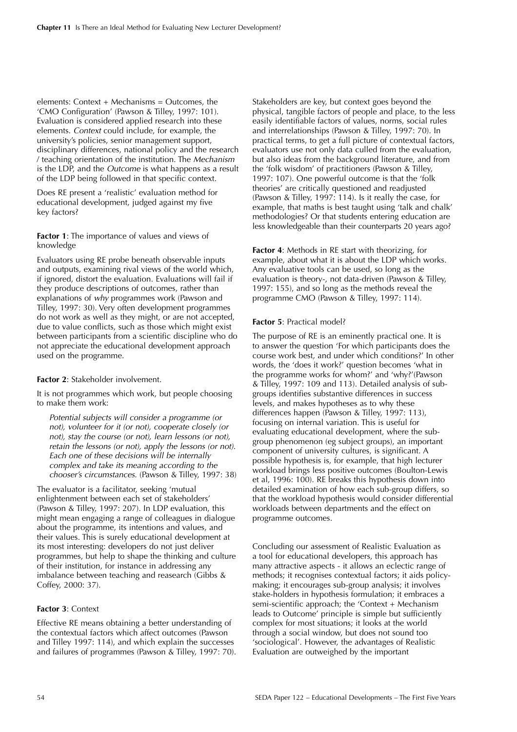elements: Context + Mechanisms = Outcomes, the 'CMO Configuration' (Pawson & Tilley, 1997: 101). Evaluation is considered applied research into these elements. *Context* could include, for example, the university's policies, senior management support, disciplinary differences, national policy and the research / teaching orientation of the institution. The *Mechanism* is the LDP, and the *Outcome* is what happens as a result of the LDP being followed in that specific context.

Does RE present a 'realistic' evaluation method for educational development, judged against my five key factors?

**Factor 1**: The importance of values and views of knowledge

Evaluators using RE probe beneath observable inputs and outputs, examining rival views of the world which, if ignored, distort the evaluation. Evaluations will fail if they produce descriptions of outcomes, rather than explanations of *why* programmes work (Pawson and Tilley, 1997: 30). Very often development programmes do not work as well as they might, or are not accepted, due to value conflicts, such as those which might exist between participants from a scientific discipline who do not appreciate the educational development approach used on the programme.

**Factor 2**: Stakeholder involvement.

It is not programmes which work, but people choosing to make them work:

> *Potential subjects will consider a programme (or not), volunteer for it (or not), cooperate closely (or not), stay the course (or not), learn lessons (or not), retain the lessons (or not), apply the lessons (or not). Each one of these decisions will be internally complex and take its meaning according to the chooser's circumstances.* (Pawson & Tilley, 1997: 38)

The evaluator is a facilitator, seeking 'mutual enlightenment between each set of stakeholders' (Pawson & Tilley, 1997: 207). In LDP evaluation, this might mean engaging a range of colleagues in dialogue about the programme, its intentions and values, and their values. This is surely educational development at its most interesting: developers do not just deliver programmes, but help to shape the thinking and culture of their institution, for instance in addressing any imbalance between teaching and reasearch (Gibbs & Coffey, 2000: 37).

**Factor 3**: Context

Effective RE means obtaining a better understanding of the contextual factors which affect outcomes (Pawson and Tilley 1997: 114), and which explain the successes and failures of programmes (Pawson & Tilley, 1997: 70). Stakeholders are key, but context goes beyond the physical, tangible factors of people and place, to the less easily identifiable factors of values, norms, social rules and interrelationships (Pawson & Tilley, 1997: 70). In practical terms, to get a full picture of contextual factors, evaluators use not only data culled from the evaluation, but also ideas from the background literature, and from the 'folk wisdom' of practitioners (Pawson & Tilley, 1997: 107). One powerful outcome is that the 'folk theories' are critically questioned and readjusted (Pawson & Tilley, 1997: 114). Is it really the case, for example, that maths is best taught using 'talk and chalk' methodologies? Or that students entering education are less knowledgeable than their counterparts 20 years ago?

**Factor 4**: Methods in RE start with theorizing, for example, about what it is about the LDP which works. Any evaluative tools can be used, so long as the evaluation is theory-, not data-driven (Pawson & Tilley, 1997: 155), and so long as the methods reveal the programme CMO (Pawson & Tilley, 1997: 114).

**Factor 5**: Practical model?

The purpose of RE is an eminently practical one. It is to answer the question 'For which participants does the course work best, and under which conditions?' In other words, the 'does it work?' question becomes 'what in the programme works for whom?' and 'why?'(Pawson & Tilley, 1997: 109 and 113). Detailed analysis of sub-groups identifies substantive differences in success levels, and makes hypotheses as to why these differences happen (Pawson & Tilley, 1997: 113), focusing on internal variation. This is useful for evaluating educational development, where the sub-group phenomenon (eg subject groups), an important component of university cultures, is significant. A possible hypothesis is, for example, that high lecturer workload brings less positive outcomes (Boulton-Lewis et al, 1996: 100). RE breaks this hypothesis down into detailed examination of how each sub-group differs, so that the workload hypothesis would consider differential workloads between departments and the effect on programme outcomes.

Concluding our assessment of Realistic Evaluation as a tool for educational developers, this approach has many attractive aspects - it allows an eclectic range of methods; it recognises contextual factors; it aids policy-making; it encourages sub-group analysis; it involves stake-holders in hypothesis formulation; it embraces a semi-scientific approach; the 'Context + Mechanism leads to Outcome' principle is simple but sufficiently complex for most situations; it looks at the world through a social window, but does not sound too 'sociological'. However, the advantages of Realistic Evaluation are outweighed by the important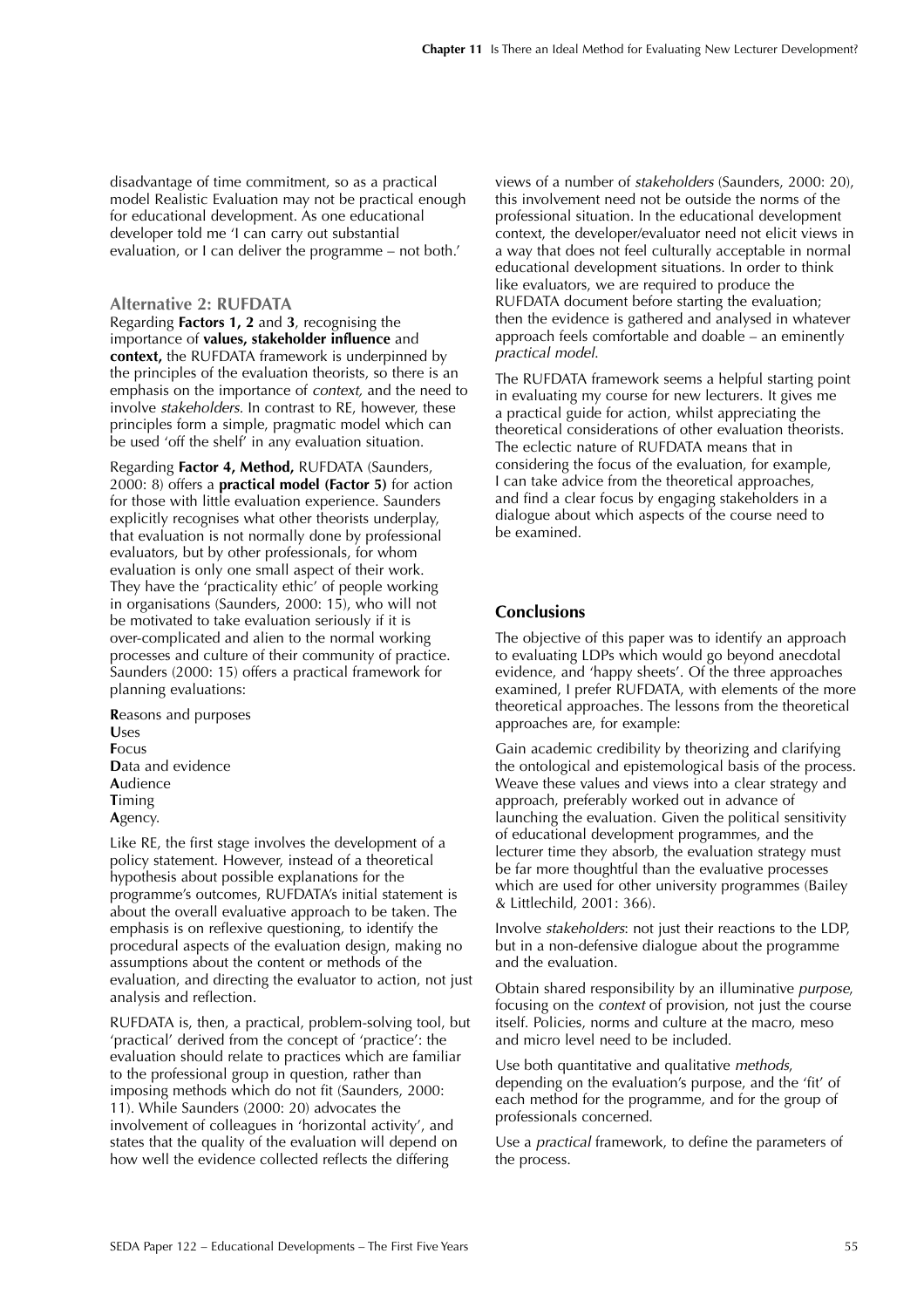disadvantage of time commitment, so as a practical model Realistic Evaluation may not be practical enough for educational development. As one educational developer told me 'I can carry out substantial evaluation, or I can deliver the programme – not both.'

### Alternative 2: RUFDATA

Regarding **Factors 1, 2** and **3**, recognising the importance of **values, stakeholder influence** and **context,** the RUFDATA framework is underpinned by the principles of the evaluation theorists, so there is an emphasis on the importance of *context,* and the need to involve *stakeholders.* In contrast to RE, however, these principles form a simple, pragmatic model which can be used 'off the shelf' in any evaluation situation.

Regarding **Factor 4, Method,** RUFDATA (Saunders, 2000: 8) offers a **practical model (Factor 5)** for action for those with little evaluation experience. Saunders explicitly recognises what other theorists underplay, that evaluation is not normally done by professional evaluators, but by other professionals, for whom evaluation is only one small aspect of their work. They have the 'practicality ethic' of people working in organisations (Saunders, 2000: 15), who will not be motivated to take evaluation seriously if it is over-complicated and alien to the normal working processes and culture of their community of practice. Saunders (2000: 15) offers a practical framework for planning evaluations:

**R**easons and purposes
**U**ses
**F**ocus
**D**ata and evidence
**A**udience
**T**iming
**A**gency.

Like RE, the first stage involves the development of a policy statement. However, instead of a theoretical hypothesis about possible explanations for the programme's outcomes, RUFDATA's initial statement is about the overall evaluative approach to be taken. The emphasis is on reflexive questioning, to identify the procedural aspects of the evaluation design, making no assumptions about the content or methods of the evaluation, and directing the evaluator to action, not just analysis and reflection.

RUFDATA is, then, a practical, problem-solving tool, but 'practical' derived from the concept of 'practice': the evaluation should relate to practices which are familiar to the professional group in question, rather than imposing methods which do not fit (Saunders, 2000: 11). While Saunders (2000: 20) advocates the involvement of colleagues in 'horizontal activity', and states that the quality of the evaluation will depend on how well the evidence collected reflects the differing views of a number of *stakeholders* (Saunders, 2000: 20), this involvement need not be outside the norms of the professional situation. In the educational development context, the developer/evaluator need not elicit views in a way that does not feel culturally acceptable in normal educational development situations. In order to think like evaluators, we are required to produce the RUFDATA document before starting the evaluation; then the evidence is gathered and analysed in whatever approach feels comfortable and doable – an eminently *practical model.*

The RUFDATA framework seems a helpful starting point in evaluating my course for new lecturers. It gives me a practical guide for action, whilst appreciating the theoretical considerations of other evaluation theorists. The eclectic nature of RUFDATA means that in considering the focus of the evaluation, for example, I can take advice from the theoretical approaches, and find a clear focus by engaging stakeholders in a dialogue about which aspects of the course need to be examined.

## Conclusions

The objective of this paper was to identify an approach to evaluating LDPs which would go beyond anecdotal evidence, and 'happy sheets'. Of the three approaches examined, I prefer RUFDATA, with elements of the more theoretical approaches. The lessons from the theoretical approaches are, for example:

Gain academic credibility by theorizing and clarifying the ontological and epistemological basis of the process. Weave these values and views into a clear strategy and approach, preferably worked out in advance of launching the evaluation. Given the political sensitivity of educational development programmes, and the lecturer time they absorb, the evaluation strategy must be far more thoughtful than the evaluative processes which are used for other university programmes (Bailey & Littlechild, 2001: 366).

Involve *stakeholders*: not just their reactions to the LDP, but in a non-defensive dialogue about the programme and the evaluation.

Obtain shared responsibility by an illuminative *purpose*, focusing on the *context* of provision, not just the course itself. Policies, norms and culture at the macro, meso and micro level need to be included.

Use both quantitative and qualitative *methods*, depending on the evaluation's purpose, and the 'fit' of each method for the programme, and for the group of professionals concerned.

Use a *practical* framework, to define the parameters of the process.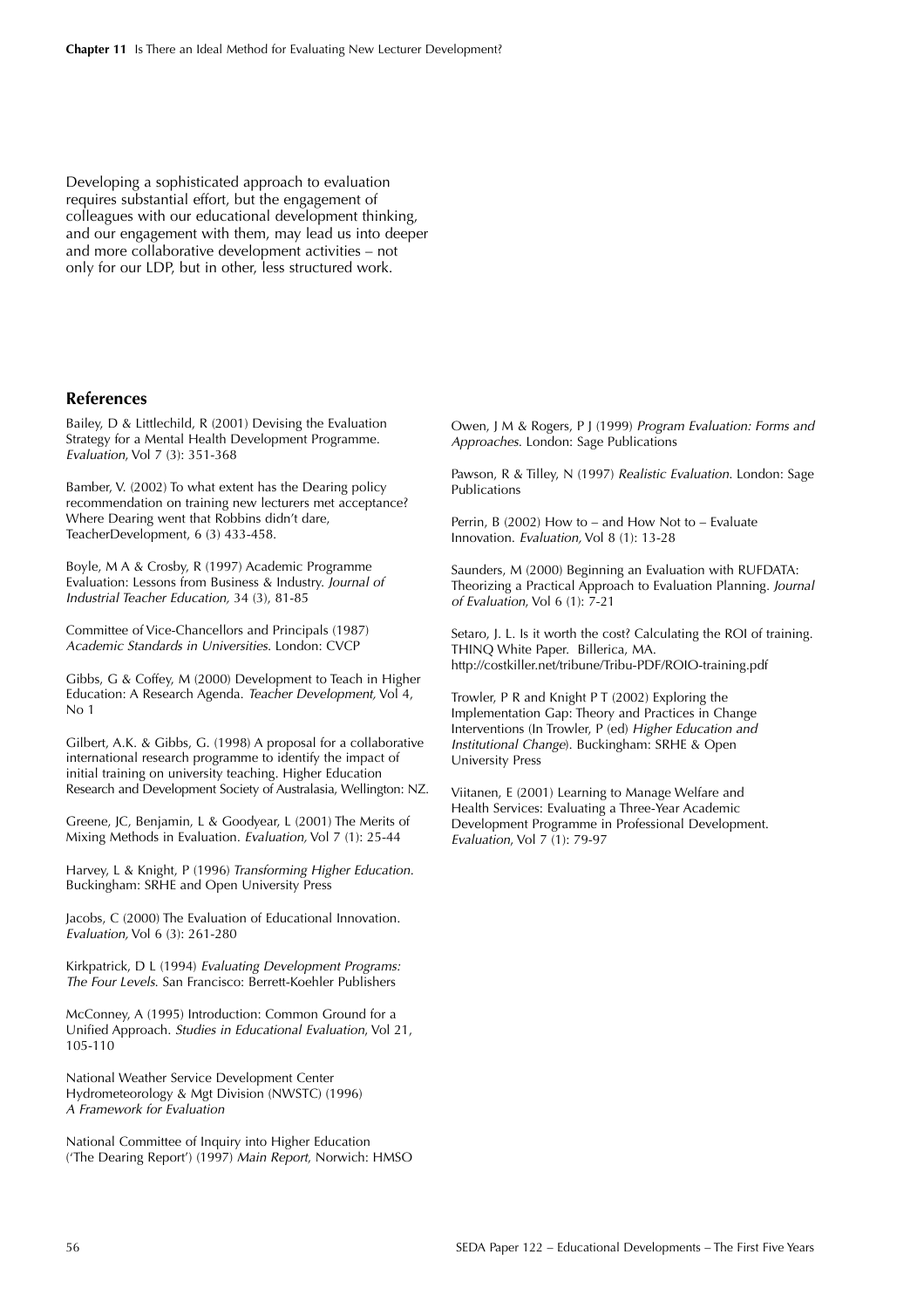Developing a sophisticated approach to evaluation requires substantial effort, but the engagement of colleagues with our educational development thinking, and our engagement with them, may lead us into deeper and more collaborative development activities – not only for our LDP, but in other, less structured work.

## References

Bailey, D & Littlechild, R (2001) Devising the Evaluation Strategy for a Mental Health Development Programme. *Evaluation*, Vol 7 (3): 351-368

Bamber, V. (2002) To what extent has the Dearing policy recommendation on training new lecturers met acceptance? Where Dearing went that Robbins didn't dare, TeacherDevelopment, 6 (3) 433-458.

Boyle, M A & Crosby, R (1997) Academic Programme Evaluation: Lessons from Business & Industry. *Journal of Industrial Teacher Education,* 34 (3), 81-85

Committee of Vice-Chancellors and Principals (1987) *Academic Standards in Universities*. London: CVCP

Gibbs, G & Coffey, M (2000) Development to Teach in Higher Education: A Research Agenda. *Teacher Development,* Vol 4, No 1

Gilbert, A.K. & Gibbs, G. (1998) A proposal for a collaborative international research programme to identify the impact of initial training on university teaching. Higher Education Research and Development Society of Australasia, Wellington: NZ.

Greene, JC, Benjamin, L & Goodyear, L (2001) The Merits of Mixing Methods in Evaluation. *Evaluation,* Vol 7 (1): 25-44

Harvey, L & Knight, P (1996) *Transforming Higher Education*. Buckingham: SRHE and Open University Press

Jacobs, C (2000) The Evaluation of Educational Innovation. *Evaluation,* Vol 6 (3): 261-280

Kirkpatrick, D L (1994) *Evaluating Development Programs: The Four Levels*. San Francisco: Berrett-Koehler Publishers

McConney, A (1995) Introduction: Common Ground for a Unified Approach. *Studies in Educational Evaluation*, Vol 21, 105-110

National Weather Service Development Center Hydrometeorology & Mgt Division (NWSTC) (1996) *A Framework for Evaluation*

National Committee of Inquiry into Higher Education ('The Dearing Report') (1997) *Main Report,* Norwich: HMSO

Owen, J M & Rogers, P J (1999) *Program Evaluation: Forms and Approaches*. London: Sage Publications

Pawson, R & Tilley, N (1997) *Realistic Evaluation*. London: Sage Publications

Perrin, B (2002) How to – and How Not to – Evaluate Innovation. *Evaluation,* Vol 8 (1): 13-28

Saunders, M (2000) Beginning an Evaluation with RUFDATA: Theorizing a Practical Approach to Evaluation Planning. *Journal of Evaluation*, Vol 6 (1): 7-21

Setaro, J. L. Is it worth the cost? Calculating the ROI of training. THINQ White Paper. Billerica, MA. http://costkiller.net/tribune/Tribu-PDF/ROIO-training.pdf

Trowler, P R and Knight P T (2002) Exploring the Implementation Gap: Theory and Practices in Change Interventions (In Trowler, P (ed) *Higher Education and Institutional Change*). Buckingham: SRHE & Open University Press

Viitanen, E (2001) Learning to Manage Welfare and Health Services: Evaluating a Three-Year Academic Development Programme in Professional Development. *Evaluation*, Vol 7 (1): 79-97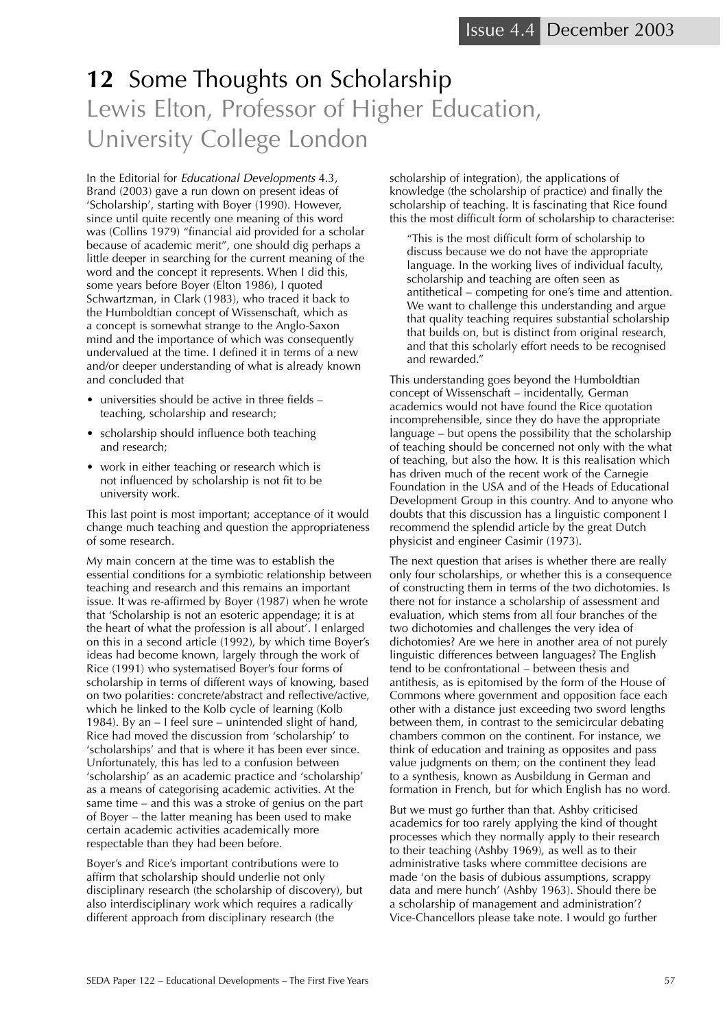# 12 Some Thoughts on Scholarship

## Lewis Elton, Professor of Higher Education, University College London

In the Editorial for *Educational Developments* 4.3, Brand (2003) gave a run down on present ideas of 'Scholarship', starting with Boyer (1990). However, since until quite recently one meaning of this word was (Collins 1979) "financial aid provided for a scholar because of academic merit", one should dig perhaps a little deeper in searching for the current meaning of the word and the concept it represents. When I did this, some years before Boyer (Elton 1986), I quoted Schwartzman, in Clark (1983), who traced it back to the Humboldtian concept of Wissenschaft, which as a concept is somewhat strange to the Anglo-Saxon mind and the importance of which was consequently undervalued at the time. I defined it in terms of a new and/or deeper understanding of what is already known and concluded that

- universities should be active in three fields – teaching, scholarship and research;
- scholarship should influence both teaching and research;
- work in either teaching or research which is not influenced by scholarship is not fit to be university work.

This last point is most important; acceptance of it would change much teaching and question the appropriateness of some research.

My main concern at the time was to establish the essential conditions for a symbiotic relationship between teaching and research and this remains an important issue. It was re-affirmed by Boyer (1987) when he wrote that 'Scholarship is not an esoteric appendage; it is at the heart of what the profession is all about'. I enlarged on this in a second article (1992), by which time Boyer's ideas had become known, largely through the work of Rice (1991) who systematised Boyer's four forms of scholarship in terms of different ways of knowing, based on two polarities: concrete/abstract and reflective/active, which he linked to the Kolb cycle of learning (Kolb 1984). By an – I feel sure – unintended slight of hand, Rice had moved the discussion from 'scholarship' to 'scholarships' and that is where it has been ever since. Unfortunately, this has led to a confusion between 'scholarship' as an academic practice and 'scholarship' as a means of categorising academic activities. At the same time – and this was a stroke of genius on the part of Boyer – the latter meaning has been used to make certain academic activities academically more respectable than they had been before.

Boyer's and Rice's important contributions were to affirm that scholarship should underlie not only disciplinary research (the scholarship of discovery), but also interdisciplinary work which requires a radically different approach from disciplinary research (the scholarship of integration), the applications of knowledge (the scholarship of practice) and finally the scholarship of teaching. It is fascinating that Rice found this the most difficult form of scholarship to characterise:

> "This is the most difficult form of scholarship to discuss because we do not have the appropriate language. In the working lives of individual faculty, scholarship and teaching are often seen as antithetical – competing for one's time and attention. We want to challenge this understanding and argue that quality teaching requires substantial scholarship that builds on, but is distinct from original research, and that this scholarly effort needs to be recognised and rewarded."

This understanding goes beyond the Humboldtian concept of Wissenschaft – incidentally, German academics would not have found the Rice quotation incomprehensible, since they do have the appropriate language – but opens the possibility that the scholarship of teaching should be concerned not only with the what of teaching, but also the how. It is this realisation which has driven much of the recent work of the Carnegie Foundation in the USA and of the Heads of Educational Development Group in this country. And to anyone who doubts that this discussion has a linguistic component I recommend the splendid article by the great Dutch physicist and engineer Casimir (1973).

The next question that arises is whether there are really only four scholarships, or whether this is a consequence of constructing them in terms of the two dichotomies. Is there not for instance a scholarship of assessment and evaluation, which stems from all four branches of the two dichotomies and challenges the very idea of dichotomies? Are we here in another area of not purely linguistic differences between languages? The English tend to be confrontational – between thesis and antithesis, as is epitomised by the form of the House of Commons where government and opposition face each other with a distance just exceeding two sword lengths between them, in contrast to the semicircular debating chambers common on the continent. For instance, we think of education and training as opposites and pass value judgments on them; on the continent they lead to a synthesis, known as Ausbildung in German and formation in French, but for which English has no word.

But we must go further than that. Ashby criticised academics for too rarely applying the kind of thought processes which they normally apply to their research to their teaching (Ashby 1969), as well as to their administrative tasks where committee decisions are made 'on the basis of dubious assumptions, scrappy data and mere hunch' (Ashby 1963). Should there be a scholarship of management and administration'? Vice-Chancellors please take note. I would go further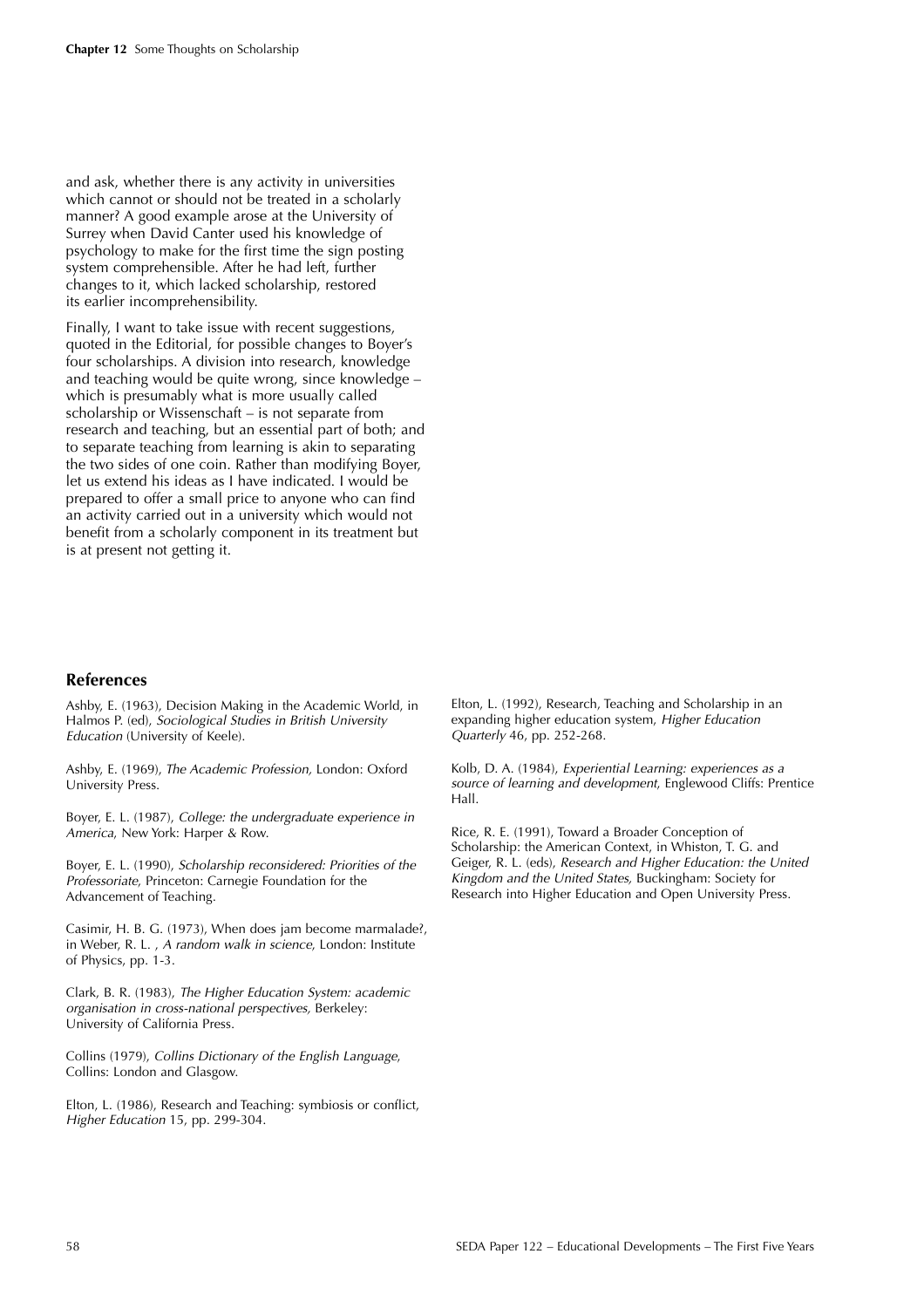and ask, whether there is any activity in universities which cannot or should not be treated in a scholarly manner? A good example arose at the University of Surrey when David Canter used his knowledge of psychology to make for the first time the sign posting system comprehensible. After he had left, further changes to it, which lacked scholarship, restored its earlier incomprehensibility.

Finally, I want to take issue with recent suggestions, quoted in the Editorial, for possible changes to Boyer's four scholarships. A division into research, knowledge and teaching would be quite wrong, since knowledge – which is presumably what is more usually called scholarship or Wissenschaft – is not separate from research and teaching, but an essential part of both; and to separate teaching from learning is akin to separating the two sides of one coin. Rather than modifying Boyer, let us extend his ideas as I have indicated. I would be prepared to offer a small price to anyone who can find an activity carried out in a university which would not benefit from a scholarly component in its treatment but is at present not getting it.

## References

Ashby, E. (1963), Decision Making in the Academic World, in Halmos P. (ed), *Sociological Studies in British University Education* (University of Keele).

Ashby, E. (1969), *The Academic Profession,* London: Oxford University Press.

Boyer, E. L. (1987), *College: the undergraduate experience in America,* New York: Harper & Row.

Boyer, E. L. (1990), *Scholarship reconsidered: Priorities of the Professoriate,* Princeton: Carnegie Foundation for the Advancement of Teaching.

Casimir, H. B. G. (1973), When does jam become marmalade?, in Weber, R. L. , *A random walk in science,* London: Institute of Physics, pp. 1-3.

Clark, B. R. (1983), *The Higher Education System: academic organisation in cross-national perspectives,* Berkeley: University of California Press.

Collins (1979), *Collins Dictionary of the English Language,* Collins: London and Glasgow.

Elton, L. (1986), Research and Teaching: symbiosis or conflict, *Higher Education* 15, pp. 299-304.

Elton, L. (1992), Research, Teaching and Scholarship in an expanding higher education system, *Higher Education Quarterly* 46, pp. 252-268.

Kolb, D. A. (1984), *Experiential Learning: experiences as a source of learning and development,* Englewood Cliffs: Prentice Hall.

Rice, R. E. (1991), Toward a Broader Conception of Scholarship: the American Context, in Whiston, T. G. and Geiger, R. L. (eds), *Research and Higher Education: the United Kingdom and the United States,* Buckingham: Society for Research into Higher Education and Open University Press.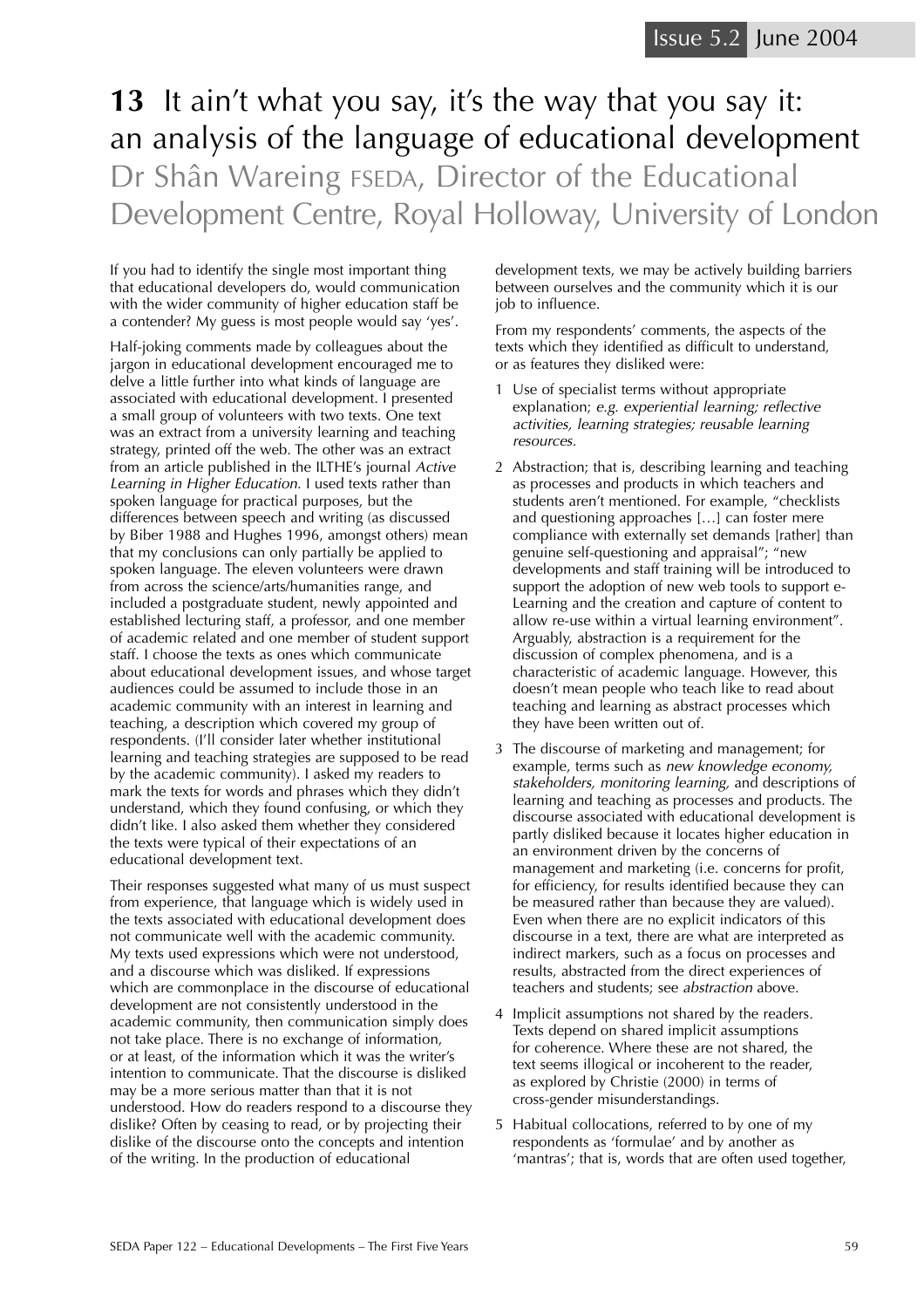# 13 It ain't what you say, it's the way that you say it: an analysis of the language of educational development

## Dr Shân Wareing FSEDA, Director of the Educational Development Centre, Royal Holloway, University of London

If you had to identify the single most important thing that educational developers do, would communication with the wider community of higher education staff be a contender? My guess is most people would say 'yes'.

Half-joking comments made by colleagues about the jargon in educational development encouraged me to delve a little further into what kinds of language are associated with educational development. I presented a small group of volunteers with two texts. One text was an extract from a university learning and teaching strategy, printed off the web. The other was an extract from an article published in the ILTHE's journal *Active Learning in Higher Education*. I used texts rather than spoken language for practical purposes, but the differences between speech and writing (as discussed by Biber 1988 and Hughes 1996, amongst others) mean that my conclusions can only partially be applied to spoken language. The eleven volunteers were drawn from across the science/arts/humanities range, and included a postgraduate student, newly appointed and established lecturing staff, a professor, and one member of academic related and one member of student support staff. I choose the texts as ones which communicate about educational development issues, and whose target audiences could be assumed to include those in an academic community with an interest in learning and teaching, a description which covered my group of respondents. (I'll consider later whether institutional learning and teaching strategies are supposed to be read by the academic community). I asked my readers to mark the texts for words and phrases which they didn't understand, which they found confusing, or which they didn't like. I also asked them whether they considered the texts were typical of their expectations of an educational development text.

Their responses suggested what many of us must suspect from experience, that language which is widely used in the texts associated with educational development does not communicate well with the academic community. My texts used expressions which were not understood, and a discourse which was disliked. If expressions which are commonplace in the discourse of educational development are not consistently understood in the academic community, then communication simply does not take place. There is no exchange of information, or at least, of the information which it was the writer's intention to communicate. That the discourse is disliked may be a more serious matter than that it is not understood. How do readers respond to a discourse they dislike? Often by ceasing to read, or by projecting their dislike of the discourse onto the concepts and intention of the writing. In the production of educational development texts, we may be actively building barriers between ourselves and the community which it is our job to influence.

From my respondents' comments, the aspects of the texts which they identified as difficult to understand, or as features they disliked were:

1. Use of specialist terms without appropriate explanation; *e.g. experiential learning; reflective activities, learning strategies; reusable learning resources.*
2. Abstraction; that is, describing learning and teaching as processes and products in which teachers and students aren't mentioned. For example, "checklists and questioning approaches […] can foster mere compliance with externally set demands [rather] than genuine self-questioning and appraisal"; "new developments and staff training will be introduced to support the adoption of new web tools to support e-Learning and the creation and capture of content to allow re-use within a virtual learning environment". Arguably, abstraction is a requirement for the discussion of complex phenomena, and is a characteristic of academic language. However, this doesn't mean people who teach like to read about teaching and learning as abstract processes which they have been written out of.
3. The discourse of marketing and management; for example, terms such as *new knowledge economy, stakeholders, monitoring learning,* and descriptions of learning and teaching as processes and products. The discourse associated with educational development is partly disliked because it locates higher education in an environment driven by the concerns of management and marketing (i.e. concerns for profit, for efficiency, for results identified because they can be measured rather than because they are valued). Even when there are no explicit indicators of this discourse in a text, there are what are interpreted as indirect markers, such as a focus on processes and results, abstracted from the direct experiences of teachers and students; see *abstraction* above.
4. Implicit assumptions not shared by the readers. Texts depend on shared implicit assumptions for coherence. Where these are not shared, the text seems illogical or incoherent to the reader, as explored by Christie (2000) in terms of cross-gender misunderstandings.
5. Habitual collocations, referred to by one of my respondents as 'formulae' and by another as 'mantras'; that is, words that are often used together,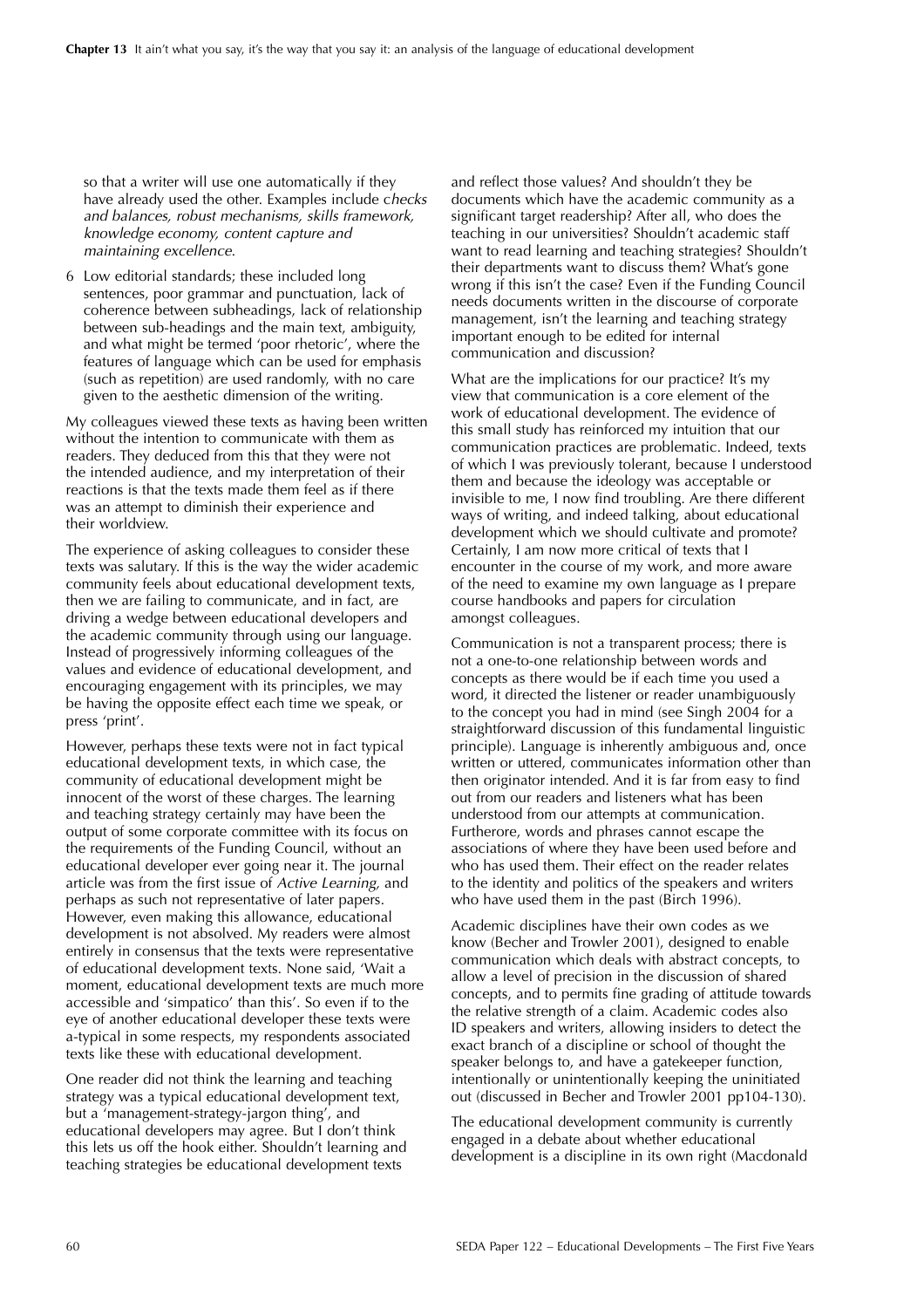so that a writer will use one automatically if they have already used the other. Examples include c*hecks and balances, robust mechanisms, skills framework, knowledge economy, content capture and maintaining excellence*.

6 Low editorial standards; these included long sentences, poor grammar and punctuation, lack of coherence between subheadings, lack of relationship between sub-headings and the main text, ambiguity, and what might be termed 'poor rhetoric', where the features of language which can be used for emphasis (such as repetition) are used randomly, with no care given to the aesthetic dimension of the writing.

My colleagues viewed these texts as having been written without the intention to communicate with them as readers. They deduced from this that they were not the intended audience, and my interpretation of their reactions is that the texts made them feel as if there was an attempt to diminish their experience and their worldview.

The experience of asking colleagues to consider these texts was salutary. If this is the way the wider academic community feels about educational development texts, then we are failing to communicate, and in fact, are driving a wedge between educational developers and the academic community through using our language. Instead of progressively informing colleagues of the values and evidence of educational development, and encouraging engagement with its principles, we may be having the opposite effect each time we speak, or press 'print'.

However, perhaps these texts were not in fact typical educational development texts, in which case, the community of educational development might be innocent of the worst of these charges. The learning and teaching strategy certainly may have been the output of some corporate committee with its focus on the requirements of the Funding Council, without an educational developer ever going near it. The journal article was from the first issue of *Active Learning*, and perhaps as such not representative of later papers. However, even making this allowance, educational development is not absolved. My readers were almost entirely in consensus that the texts were representative of educational development texts. None said, 'Wait a moment, educational development texts are much more accessible and 'simpatico' than this'. So even if to the eye of another educational developer these texts were a-typical in some respects, my respondents associated texts like these with educational development.

One reader did not think the learning and teaching strategy was a typical educational development text, but a 'management-strategy-jargon thing', and educational developers may agree. But I don't think this lets us off the hook either. Shouldn't learning and teaching strategies be educational development texts and reflect those values? And shouldn't they be documents which have the academic community as a significant target readership? After all, who does the teaching in our universities? Shouldn't academic staff want to read learning and teaching strategies? Shouldn't their departments want to discuss them? What's gone wrong if this isn't the case? Even if the Funding Council needs documents written in the discourse of corporate management, isn't the learning and teaching strategy important enough to be edited for internal communication and discussion?

What are the implications for our practice? It's my view that communication is a core element of the work of educational development. The evidence of this small study has reinforced my intuition that our communication practices are problematic. Indeed, texts of which I was previously tolerant, because I understood them and because the ideology was acceptable or invisible to me, I now find troubling. Are there different ways of writing, and indeed talking, about educational development which we should cultivate and promote? Certainly, I am now more critical of texts that I encounter in the course of my work, and more aware of the need to examine my own language as I prepare course handbooks and papers for circulation amongst colleagues.

Communication is not a transparent process; there is not a one-to-one relationship between words and concepts as there would be if each time you used a word, it directed the listener or reader unambiguously to the concept you had in mind (see Singh 2004 for a straightforward discussion of this fundamental linguistic principle). Language is inherently ambiguous and, once written or uttered, communicates information other than then originator intended. And it is far from easy to find out from our readers and listeners what has been understood from our attempts at communication. Furtherore, words and phrases cannot escape the associations of where they have been used before and who has used them. Their effect on the reader relates to the identity and politics of the speakers and writers who have used them in the past (Birch 1996).

Academic disciplines have their own codes as we know (Becher and Trowler 2001), designed to enable communication which deals with abstract concepts, to allow a level of precision in the discussion of shared concepts, and to permits fine grading of attitude towards the relative strength of a claim. Academic codes also ID speakers and writers, allowing insiders to detect the exact branch of a discipline or school of thought the speaker belongs to, and have a gatekeeper function, intentionally or unintentionally keeping the uninitiated out (discussed in Becher and Trowler 2001 pp104-130).

The educational development community is currently engaged in a debate about whether educational development is a discipline in its own right (Macdonald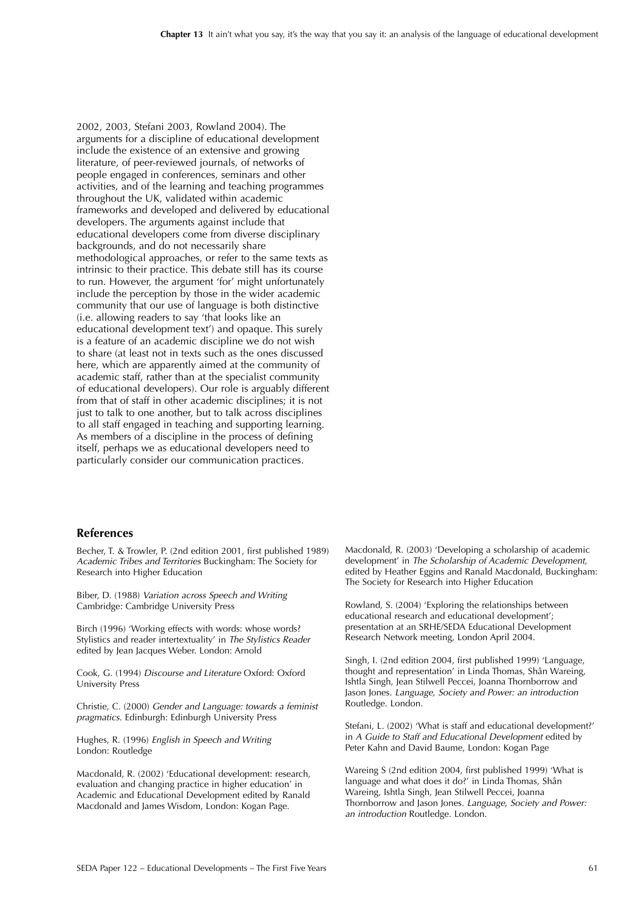2002, 2003, Stefani 2003, Rowland 2004). The arguments for a discipline of educational development include the existence of an extensive and growing literature, of peer-reviewed journals, of networks of people engaged in conferences, seminars and other activities, and of the learning and teaching programmes throughout the UK, validated within academic frameworks and developed and delivered by educational developers. The arguments against include that educational developers come from diverse disciplinary backgrounds, and do not necessarily share methodological approaches, or refer to the same texts as intrinsic to their practice. This debate still has its course to run. However, the argument 'for' might unfortunately include the perception by those in the wider academic community that our use of language is both distinctive (i.e. allowing readers to say 'that looks like an educational development text') and opaque. This surely is a feature of an academic discipline we do not wish to share (at least not in texts such as the ones discussed here, which are apparently aimed at the community of academic staff, rather than at the specialist community of educational developers). Our role is arguably different from that of staff in other academic disciplines; it is not just to talk to one another, but to talk across disciplines to all staff engaged in teaching and supporting learning. As members of a discipline in the process of defining itself, perhaps we as educational developers need to particularly consider our communication practices.

## References

Becher, T. & Trowler, P. (2nd edition 2001, first published 1989) *Academic Tribes and Territories* Buckingham: The Society for Research into Higher Education

Biber, D. (1988) *Variation across Speech and Writing* Cambridge: Cambridge University Press

Birch (1996) 'Working effects with words: whose words? Stylistics and reader intertextuality' in *The Stylistics Reader* edited by Jean Jacques Weber. London: Arnold

Cook, G. (1994) *Discourse and Literature* Oxford: Oxford University Press

Christie, C. (2000) *Gender and Language: towards a feminist pragmatics*. Edinburgh: Edinburgh University Press

Hughes, R. (1996) *English in Speech and Writing* London: Routledge

Macdonald, R. (2002) 'Educational development: research, evaluation and changing practice in higher education' in Academic and Educational Development edited by Ranald Macdonald and James Wisdom, London: Kogan Page.

Macdonald, R. (2003) 'Developing a scholarship of academic development' in *The Scholarship of Academic Development*, edited by Heather Eggins and Ranald Macdonald, Buckingham: The Society for Research into Higher Education

Rowland, S. (2004) 'Exploring the relationships between educational research and educational development'; presentation at an SRHE/SEDA Educational Development Research Network meeting, London April 2004.

Singh, I. (2nd edition 2004, first published 1999) 'Language, thought and representation' in Linda Thomas, Shân Wareing, Ishtla Singh, Jean Stilwell Peccei, Joanna Thornborrow and Jason Jones. *Language, Society and Power: an introduction* Routledge. London.

Stefani, L. (2002) 'What is staff and educational development?' in *A Guide to Staff and Educational Development* edited by Peter Kahn and David Baume, London: Kogan Page

Wareing S (2nd edition 2004, first published 1999) 'What is language and what does it do?' in Linda Thomas, Shân Wareing, Ishtla Singh, Jean Stilwell Peccei, Joanna Thornborrow and Jason Jones. *Language, Society and Power: an introduction* Routledge. London.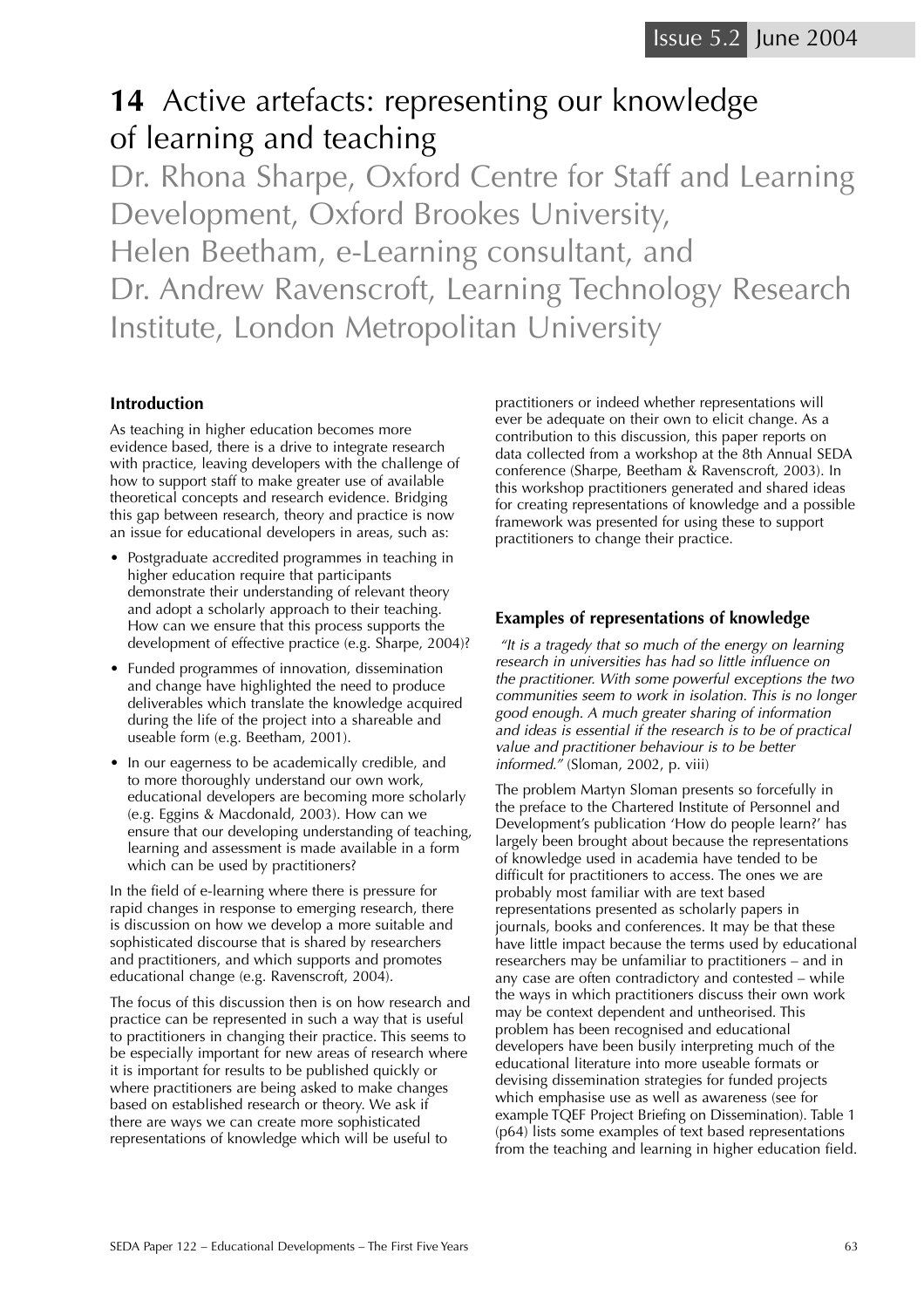# 14 Active artefacts: representing our knowledge of learning and teaching

Dr. Rhona Sharpe, Oxford Centre for Staff and Learning Development, Oxford Brookes University,
Helen Beetham, e-Learning consultant, and
Dr. Andrew Ravenscroft, Learning Technology Research Institute, London Metropolitan University

### Introduction

As teaching in higher education becomes more evidence based, there is a drive to integrate research with practice, leaving developers with the challenge of how to support staff to make greater use of available theoretical concepts and research evidence. Bridging this gap between research, theory and practice is now an issue for educational developers in areas, such as:

- Postgraduate accredited programmes in teaching in higher education require that participants demonstrate their understanding of relevant theory and adopt a scholarly approach to their teaching. How can we ensure that this process supports the development of effective practice (e.g. Sharpe, 2004)?
- Funded programmes of innovation, dissemination and change have highlighted the need to produce deliverables which translate the knowledge acquired during the life of the project into a shareable and useable form (e.g. Beetham, 2001).
- In our eagerness to be academically credible, and to more thoroughly understand our own work, educational developers are becoming more scholarly (e.g. Eggins & Macdonald, 2003). How can we ensure that our developing understanding of teaching, learning and assessment is made available in a form which can be used by practitioners?

In the field of e-learning where there is pressure for rapid changes in response to emerging research, there is discussion on how we develop a more suitable and sophisticated discourse that is shared by researchers and practitioners, and which supports and promotes educational change (e.g. Ravenscroft, 2004).

The focus of this discussion then is on how research and practice can be represented in such a way that is useful to practitioners in changing their practice. This seems to be especially important for new areas of research where it is important for results to be published quickly or where practitioners are being asked to make changes based on established research or theory. We ask if there are ways we can create more sophisticated representations of knowledge which will be useful to practitioners or indeed whether representations will ever be adequate on their own to elicit change. As a contribution to this discussion, this paper reports on data collected from a workshop at the 8th Annual SEDA conference (Sharpe, Beetham & Ravenscroft, 2003). In this workshop practitioners generated and shared ideas for creating representations of knowledge and a possible framework was presented for using these to support practitioners to change their practice.

### Examples of representations of knowledge

*"It is a tragedy that so much of the energy on learning research in universities has had so little influence on the practitioner. With some powerful exceptions the two communities seem to work in isolation. This is no longer good enough. A much greater sharing of information and ideas is essential if the research is to be of practical value and practitioner behaviour is to be better informed."* (Sloman, 2002, p. viii)

The problem Martyn Sloman presents so forcefully in the preface to the Chartered Institute of Personnel and Development's publication 'How do people learn?' has largely been brought about because the representations of knowledge used in academia have tended to be difficult for practitioners to access. The ones we are probably most familiar with are text based representations presented as scholarly papers in journals, books and conferences. It may be that these have little impact because the terms used by educational researchers may be unfamiliar to practitioners – and in any case are often contradictory and contested – while the ways in which practitioners discuss their own work may be context dependent and untheorised. This problem has been recognised and educational developers have been busily interpreting much of the educational literature into more useable formats or devising dissemination strategies for funded projects which emphasise use as well as awareness (see for example TQEF Project Briefing on Dissemination). Table 1 (p64) lists some examples of text based representations from the teaching and learning in higher education field.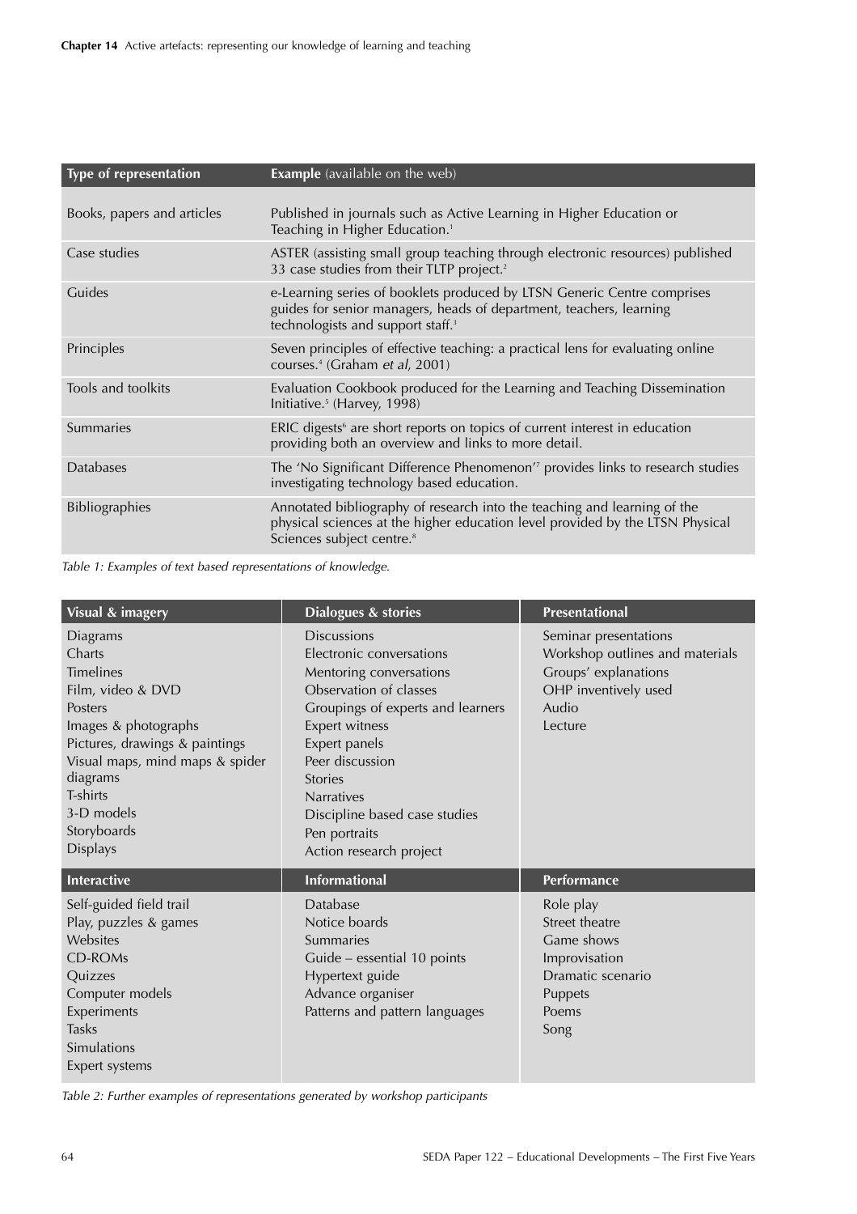| Type of representation | **Example** (available on the web) |
|---|---|
| Books, papers and articles | Published in journals such as Active Learning in Higher Education or Teaching in Higher Education.[1] |
| Case studies | ASTER (assisting small group teaching through electronic resources) published 33 case studies from their TLTP project.[2] |
| Guides | e-Learning series of booklets produced by LTSN Generic Centre comprises guides for senior managers, heads of department, teachers, learning technologists and support staff.[3] |
| Principles | Seven principles of effective teaching: a practical lens for evaluating online courses.[4] (Graham *et al*, 2001) |
| Tools and toolkits | Evaluation Cookbook produced for the Learning and Teaching Dissemination Initiative.[5] (Harvey, 1998) |
| Summaries | ERIC digests[6] are short reports on topics of current interest in education providing both an overview and links to more detail. |
| Databases | The 'No Significant Difference Phenomenon'[7] provides links to research studies investigating technology based education. |
| Bibliographies | Annotated bibliography of research into the teaching and learning of the physical sciences at the higher education level provided by the LTSN Physical Sciences subject centre.[8] |

*Table 1: Examples of text based representations of knowledge.*

| Visual & imagery | Dialogues & stories | Presentational |
|---|---|---|
| Diagrams<br>Charts<br>Timelines<br>Film, video & DVD<br>Posters<br>Images & photographs<br>Pictures, drawings & paintings<br>Visual maps, mind maps & spider diagrams<br>T-shirts<br>3-D models<br>Storyboards<br>Displays | Discussions<br>Electronic conversations<br>Mentoring conversations<br>Observation of classes<br>Groupings of experts and learners<br>Expert witness<br>Expert panels<br>Peer discussion<br>Stories<br>Narratives<br>Discipline based case studies<br>Pen portraits<br>Action research project | Seminar presentations<br>Workshop outlines and materials<br>Groups' explanations<br>OHP inventively used<br>Audio<br>Lecture |
| **Interactive** | **Informational** | **Performance** |
| Self-guided field trail<br>Play, puzzles & games<br>Websites<br>CD-ROMs<br>Quizzes<br>Computer models<br>Experiments<br>Tasks<br>Simulations<br>Expert systems | Database<br>Notice boards<br>Summaries<br>Guide – essential 10 points<br>Hypertext guide<br>Advance organiser<br>Patterns and pattern languages | Role play<br>Street theatre<br>Game shows<br>Improvisation<br>Dramatic scenario<br>Puppets<br>Poems<br>Song |

*Table 2: Further examples of representations generated by workshop participants*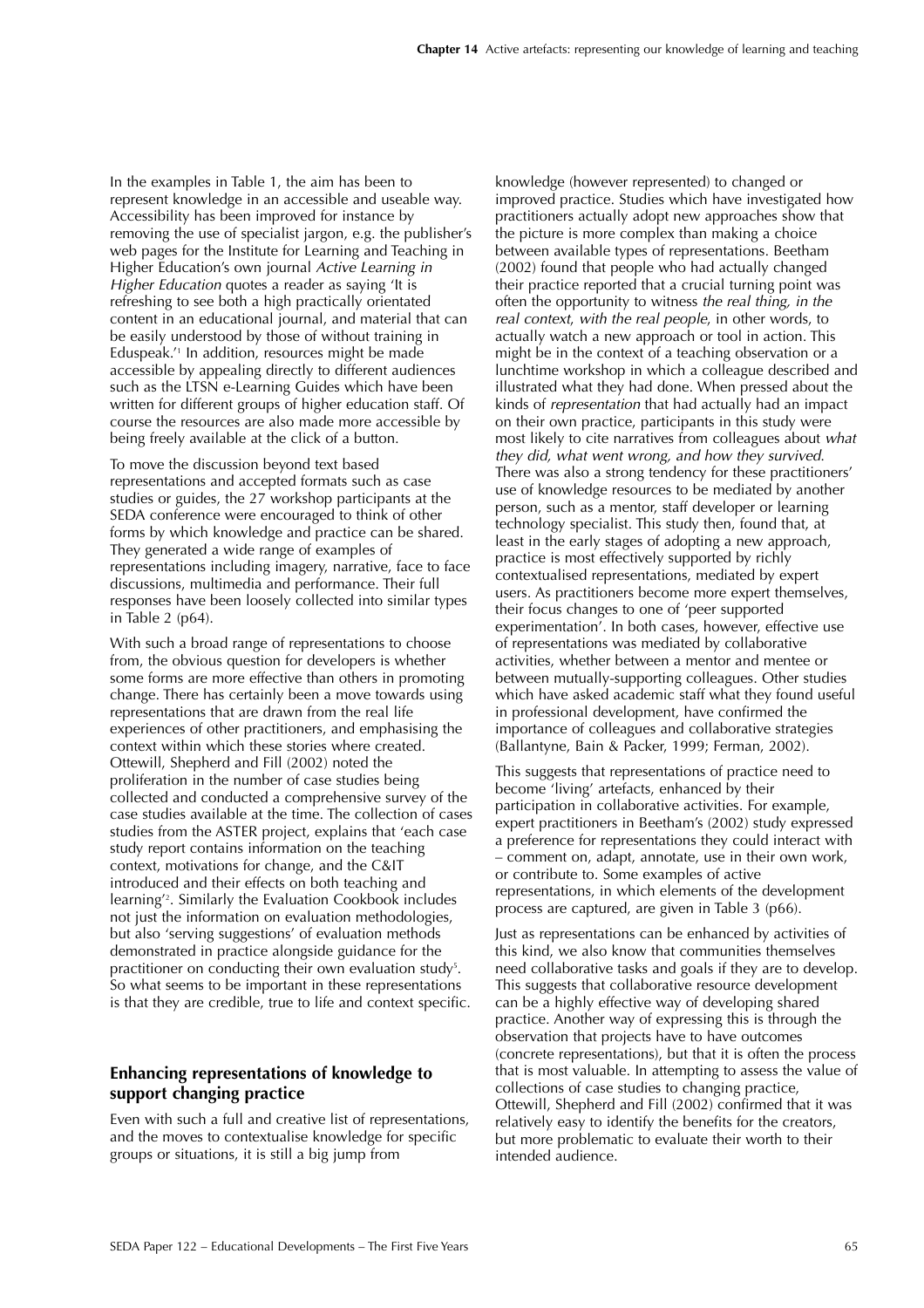In the examples in Table 1, the aim has been to represent knowledge in an accessible and useable way. Accessibility has been improved for instance by removing the use of specialist jargon, e.g. the publisher's web pages for the Institute for Learning and Teaching in Higher Education's own journal *Active Learning in Higher Education* quotes a reader as saying 'It is refreshing to see both a high practically orientated content in an educational journal, and material that can be easily understood by those of without training in Eduspeak.'[1] In addition, resources might be made accessible by appealing directly to different audiences such as the LTSN e-Learning Guides which have been written for different groups of higher education staff. Of course the resources are also made more accessible by being freely available at the click of a button.

To move the discussion beyond text based representations and accepted formats such as case studies or guides, the 27 workshop participants at the SEDA conference were encouraged to think of other forms by which knowledge and practice can be shared. They generated a wide range of examples of representations including imagery, narrative, face to face discussions, multimedia and performance. Their full responses have been loosely collected into similar types in Table 2 (p64).

With such a broad range of representations to choose from, the obvious question for developers is whether some forms are more effective than others in promoting change. There has certainly been a move towards using representations that are drawn from the real life experiences of other practitioners, and emphasising the context within which these stories where created. Ottewill, Shepherd and Fill (2002) noted the proliferation in the number of case studies being collected and conducted a comprehensive survey of the case studies available at the time. The collection of cases studies from the ASTER project, explains that 'each case study report contains information on the teaching context, motivations for change, and the C&IT introduced and their effects on both teaching and learning'[2]. Similarly the Evaluation Cookbook includes not just the information on evaluation methodologies, but also 'serving suggestions' of evaluation methods demonstrated in practice alongside guidance for the practitioner on conducting their own evaluation study[5]. So what seems to be important in these representations is that they are credible, true to life and context specific.

## Enhancing representations of knowledge to support changing practice

Even with such a full and creative list of representations, and the moves to contextualise knowledge for specific groups or situations, it is still a big jump from knowledge (however represented) to changed or improved practice. Studies which have investigated how practitioners actually adopt new approaches show that the picture is more complex than making a choice between available types of representations. Beetham (2002) found that people who had actually changed their practice reported that a crucial turning point was often the opportunity to witness *the real thing, in the real context, with the real people*, in other words, to actually watch a new approach or tool in action. This might be in the context of a teaching observation or a lunchtime workshop in which a colleague described and illustrated what they had done. When pressed about the kinds of *representation* that had actually had an impact on their own practice, participants in this study were most likely to cite narratives from colleagues about *what they did, what went wrong, and how they survived*. There was also a strong tendency for these practitioners' use of knowledge resources to be mediated by another person, such as a mentor, staff developer or learning technology specialist. This study then, found that, at least in the early stages of adopting a new approach, practice is most effectively supported by richly contextualised representations, mediated by expert users. As practitioners become more expert themselves, their focus changes to one of 'peer supported experimentation'. In both cases, however, effective use of representations was mediated by collaborative activities, whether between a mentor and mentee or between mutually-supporting colleagues. Other studies which have asked academic staff what they found useful in professional development, have confirmed the importance of colleagues and collaborative strategies (Ballantyne, Bain & Packer, 1999; Ferman, 2002).

This suggests that representations of practice need to become 'living' artefacts, enhanced by their participation in collaborative activities. For example, expert practitioners in Beetham's (2002) study expressed a preference for representations they could interact with – comment on, adapt, annotate, use in their own work, or contribute to. Some examples of active representations, in which elements of the development process are captured, are given in Table 3 (p66).

Just as representations can be enhanced by activities of this kind, we also know that communities themselves need collaborative tasks and goals if they are to develop. This suggests that collaborative resource development can be a highly effective way of developing shared practice. Another way of expressing this is through the observation that projects have to have outcomes (concrete representations), but that it is often the process that is most valuable. In attempting to assess the value of collections of case studies to changing practice, Ottewill, Shepherd and Fill (2002) confirmed that it was relatively easy to identify the benefits for the creators, but more problematic to evaluate their worth to their intended audience.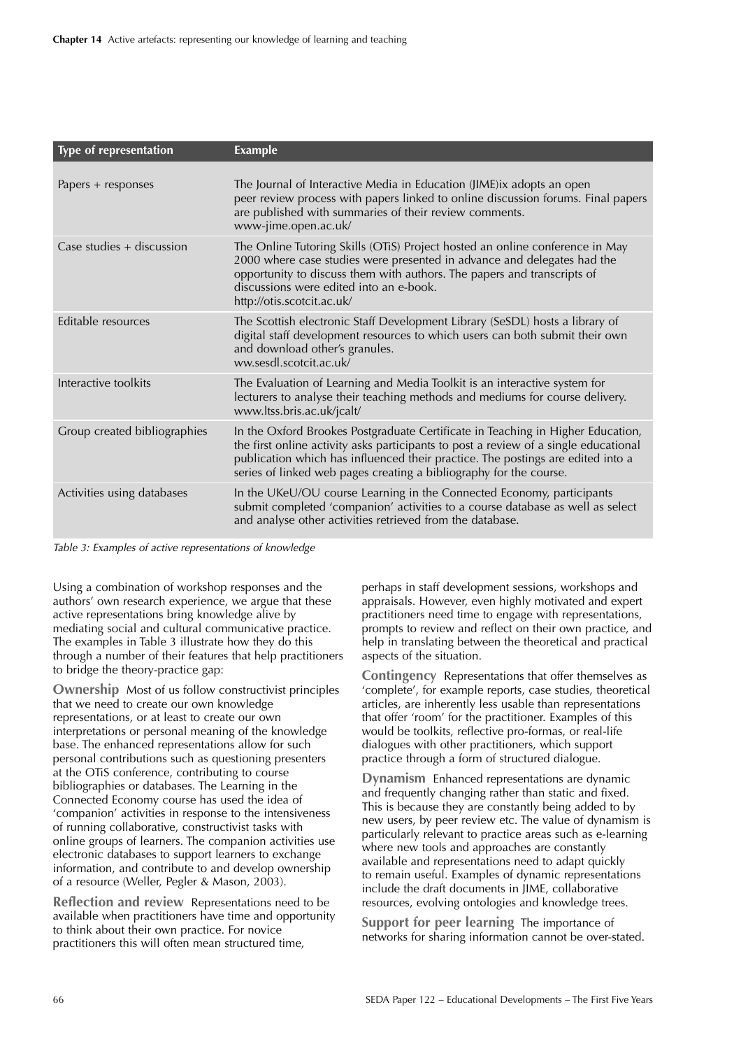| Type of representation | Example |
|---|---|
| Papers + responses | The Journal of Interactive Media in Education (JIME)ix adopts an open peer review process with papers linked to online discussion forums. Final papers are published with summaries of their review comments. www-jime.open.ac.uk/ |
| Case studies + discussion | The Online Tutoring Skills (OTiS) Project hosted an online conference in May 2000 where case studies were presented in advance and delegates had the opportunity to discuss them with authors. The papers and transcripts of discussions were edited into an e-book. http://otis.scotcit.ac.uk/ |
| Editable resources | The Scottish electronic Staff Development Library (SeSDL) hosts a library of digital staff development resources to which users can both submit their own and download other's granules. ww.sesdl.scotcit.ac.uk/ |
| Interactive toolkits | The Evaluation of Learning and Media Toolkit is an interactive system for lecturers to analyse their teaching methods and mediums for course delivery. www.ltss.bris.ac.uk/jcalt/ |
| Group created bibliographies | In the Oxford Brookes Postgraduate Certificate in Teaching in Higher Education, the first online activity asks participants to post a review of a single educational publication which has influenced their practice. The postings are edited into a series of linked web pages creating a bibliography for the course. |
| Activities using databases | In the UKeU/OU course Learning in the Connected Economy, participants submit completed 'companion' activities to a course database as well as select and analyse other activities retrieved from the database. |

*Table 3: Examples of active representations of knowledge*

Using a combination of workshop responses and the authors' own research experience, we argue that these active representations bring knowledge alive by mediating social and cultural communicative practice. The examples in Table 3 illustrate how they do this through a number of their features that help practitioners to bridge the theory-practice gap:

**Ownership** Most of us follow constructivist principles that we need to create our own knowledge representations, or at least to create our own interpretations or personal meaning of the knowledge base. The enhanced representations allow for such personal contributions such as questioning presenters at the OTiS conference, contributing to course bibliographies or databases. The Learning in the Connected Economy course has used the idea of 'companion' activities in response to the intensiveness of running collaborative, constructivist tasks with online groups of learners. The companion activities use electronic databases to support learners to exchange information, and contribute to and develop ownership of a resource (Weller, Pegler & Mason, 2003).

**Reflection and review** Representations need to be available when practitioners have time and opportunity to think about their own practice. For novice practitioners this will often mean structured time, perhaps in staff development sessions, workshops and appraisals. However, even highly motivated and expert practitioners need time to engage with representations, prompts to review and reflect on their own practice, and help in translating between the theoretical and practical aspects of the situation.

**Contingency** Representations that offer themselves as 'complete', for example reports, case studies, theoretical articles, are inherently less usable than representations that offer 'room' for the practitioner. Examples of this would be toolkits, reflective pro-formas, or real-life dialogues with other practitioners, which support practice through a form of structured dialogue.

**Dynamism** Enhanced representations are dynamic and frequently changing rather than static and fixed. This is because they are constantly being added to by new users, by peer review etc. The value of dynamism is particularly relevant to practice areas such as e-learning where new tools and approaches are constantly available and representations need to adapt quickly to remain useful. Examples of dynamic representations include the draft documents in JIME, collaborative resources, evolving ontologies and knowledge trees.

**Support for peer learning** The importance of networks for sharing information cannot be over-stated.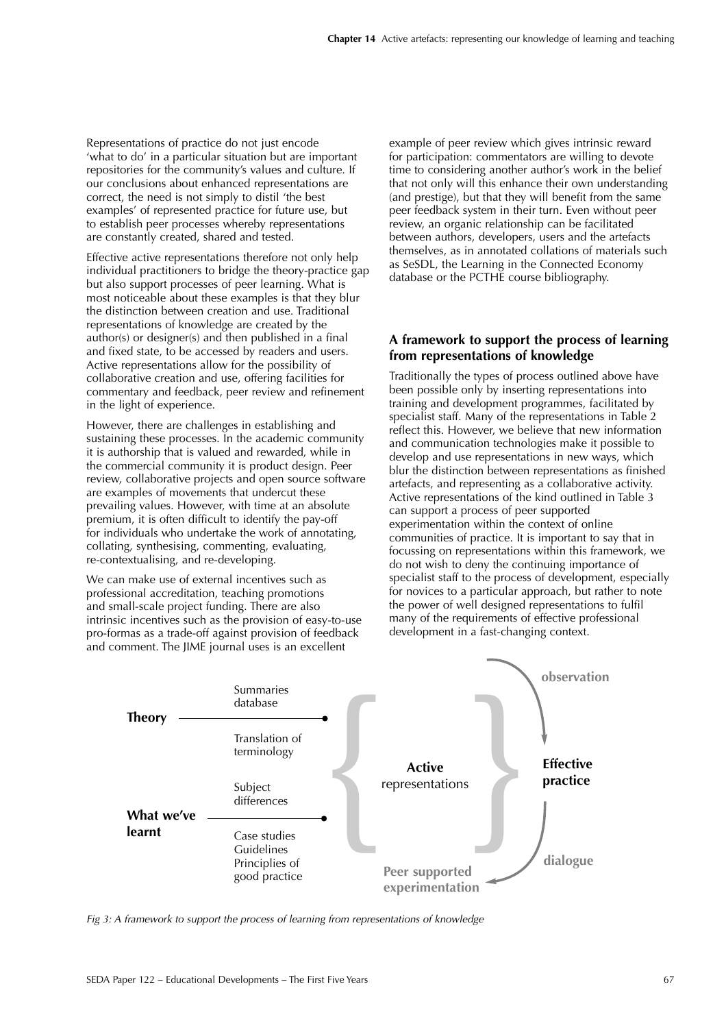Representations of practice do not just encode 'what to do' in a particular situation but are important repositories for the community's values and culture. If our conclusions about enhanced representations are correct, the need is not simply to distil 'the best examples' of represented practice for future use, but to establish peer processes whereby representations are constantly created, shared and tested.

Effective active representations therefore not only help individual practitioners to bridge the theory-practice gap but also support processes of peer learning. What is most noticeable about these examples is that they blur the distinction between creation and use. Traditional representations of knowledge are created by the author(s) or designer(s) and then published in a final and fixed state, to be accessed by readers and users. Active representations allow for the possibility of collaborative creation and use, offering facilities for commentary and feedback, peer review and refinement in the light of experience.

However, there are challenges in establishing and sustaining these processes. In the academic community it is authorship that is valued and rewarded, while in the commercial community it is product design. Peer review, collaborative projects and open source software are examples of movements that undercut these prevailing values. However, with time at an absolute premium, it is often difficult to identify the pay-off for individuals who undertake the work of annotating, collating, synthesising, commenting, evaluating, re-contextualising, and re-developing.

We can make use of external incentives such as professional accreditation, teaching promotions and small-scale project funding. There are also intrinsic incentives such as the provision of easy-to-use pro-formas as a trade-off against provision of feedback and comment. The JIME journal uses is an excellent example of peer review which gives intrinsic reward for participation: commentators are willing to devote time to considering another author's work in the belief that not only will this enhance their own understanding (and prestige), but that they will benefit from the same peer feedback system in their turn. Even without peer review, an organic relationship can be facilitated between authors, developers, users and the artefacts themselves, as in annotated collations of materials such as SeSDL, the Learning in the Connected Economy database or the PCTHE course bibliography.

### A framework to support the process of learning from representations of knowledge

Traditionally the types of process outlined above have been possible only by inserting representations into training and development programmes, facilitated by specialist staff. Many of the representations in Table 2 reflect this. However, we believe that new information and communication technologies make it possible to develop and use representations in new ways, which blur the distinction between representations as finished artefacts, and representing as a collaborative activity. Active representations of the kind outlined in Table 3 can support a process of peer supported experimentation within the context of online communities of practice. It is important to say that in focussing on representations within this framework, we do not wish to deny the continuing importance of specialist staff to the process of development, especially for novices to a particular approach, but rather to note the power of well designed representations to fulfil many of the requirements of effective professional development in a fast-changing context.

**Theory** — Summaries database; Translation of terminology

**What we've learnt** — Subject differences; Case studies; Guidelines; Principles of good practice

{ **Active** representations } → observation → **Effective practice** → dialogue → **Peer supported experimentation**

*Fig 3: A framework to support the process of learning from representations of knowledge*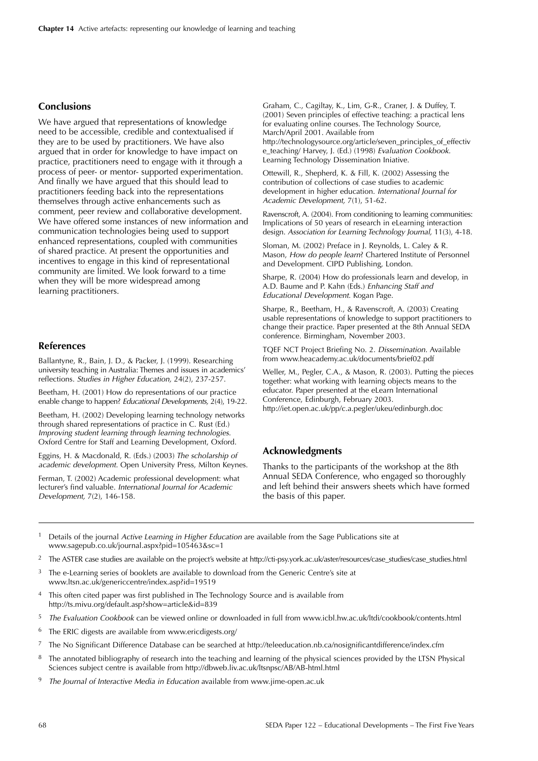## Conclusions

We have argued that representations of knowledge need to be accessible, credible and contextualised if they are to be used by practitioners. We have also argued that in order for knowledge to have impact on practice, practitioners need to engage with it through a process of peer- or mentor- supported experimentation. And finally we have argued that this should lead to practitioners feeding back into the representations themselves through active enhancements such as comment, peer review and collaborative development. We have offered some instances of new information and communication technologies being used to support enhanced representations, coupled with communities of shared practice. At present the opportunities and incentives to engage in this kind of representational community are limited. We look forward to a time when they will be more widespread among learning practitioners.

## References

Ballantyne, R., Bain, J. D., & Packer, J. (1999). Researching university teaching in Australia: Themes and issues in academics' reflections. *Studies in Higher Education,* 24(2), 237-257.

Beetham, H. (2001) How do representations of our practice enable change to happen? *Educational Developments,* 2(4), 19-22.

Beetham, H. (2002) Developing learning technology networks through shared representations of practice in C. Rust (Ed.) *Improving student learning through learning technologies.* Oxford Centre for Staff and Learning Development, Oxford.

Eggins, H. & Macdonald, R. (Eds.) (2003) *The scholarship of academic development.* Open University Press, Milton Keynes.

Ferman, T. (2002) Academic professional development: what lecturer's find valuable. *International Journal for Academic Development,* 7(2), 146-158.

Graham, C., Cagiltay, K., Lim, G-R., Craner, J. & Duffey, T. (2001) Seven principles of effective teaching: a practical lens for evaluating online courses. The Technology Source, March/April 2001. Available from http://technologysource.org/article/seven_principles_of_effective_teaching/ Harvey, J. (Ed.) (1998) *Evaluation Cookbook.* Learning Technology Dissemination Iniative.

Ottewill, R., Shepherd, K. & Fill, K. (2002) Assessing the contribution of collections of case studies to academic development in higher education. *International Journal for Academic Development,* 7(1), 51-62.

Ravenscroft, A. (2004). From conditioning to learning communities: Implications of 50 years of research in eLearning interaction design. *Association for Learning Technology Journal,* 11(3), 4-18.

Sloman, M. (2002) Preface in J. Reynolds, L. Caley & R. Mason, *How do people learn*? Chartered Institute of Personnel and Development. CIPD Publishing, London.

Sharpe, R. (2004) How do professionals learn and develop, in A.D. Baume and P. Kahn (Eds.) *Enhancing Staff and Educational Development.* Kogan Page.

Sharpe, R., Beetham, H., & Ravenscroft, A. (2003) Creating usable representations of knowledge to support practitioners to change their practice. Paper presented at the 8th Annual SEDA conference. Birmingham, November 2003.

TQEF NCT Project Briefing No. 2. *Dissemination.* Available from www.heacademy.ac.uk/documents/brief02.pdf

Weller, M., Pegler, C.A., & Mason, R. (2003). Putting the pieces together: what working with learning objects means to the educator. Paper presented at the eLearn International Conference, Edinburgh, February 2003. http://iet.open.ac.uk/pp/c.a.pegler/ukeu/edinburgh.doc

## Acknowledgments

Thanks to the participants of the workshop at the 8th Annual SEDA Conference, who engaged so thoroughly and left behind their answers sheets which have formed the basis of this paper.

---

[1] Details of the journal *Active Learning in Higher Education* are available from the Sage Publications site at www.sagepub.co.uk/journal.aspx?pid=105463&sc=1

[2] The ASTER case studies are available on the project's website at http://cti-psy.york.ac.uk/aster/resources/case_studies/case_studies.html

[3] The e-Learning series of booklets are available to download from the Generic Centre's site at www.ltsn.ac.uk/genericcentre/index.asp?id=19519

[4] This often cited paper was first published in The Technology Source and is available from http://ts.mivu.org/default.asp?show=article&id=839

[5] *The Evaluation Cookbook* can be viewed online or downloaded in full from www.icbl.hw.ac.uk/ltdi/cookbook/contents.html

[6] The ERIC digests are available from www.ericdigests.org/

[7] The No Significant Difference Database can be searched at http://teleeducation.nb.ca/nosignificantdifference/index.cfm

[8] The annotated bibliography of research into the teaching and learning of the physical sciences provided by the LTSN Physical Sciences subject centre is available from http://dbweb.liv.ac.uk/ltsnpsc/AB/AB-html.html

[9] *The Journal of Interactive Media in Education* available from www.jime-open.ac.uk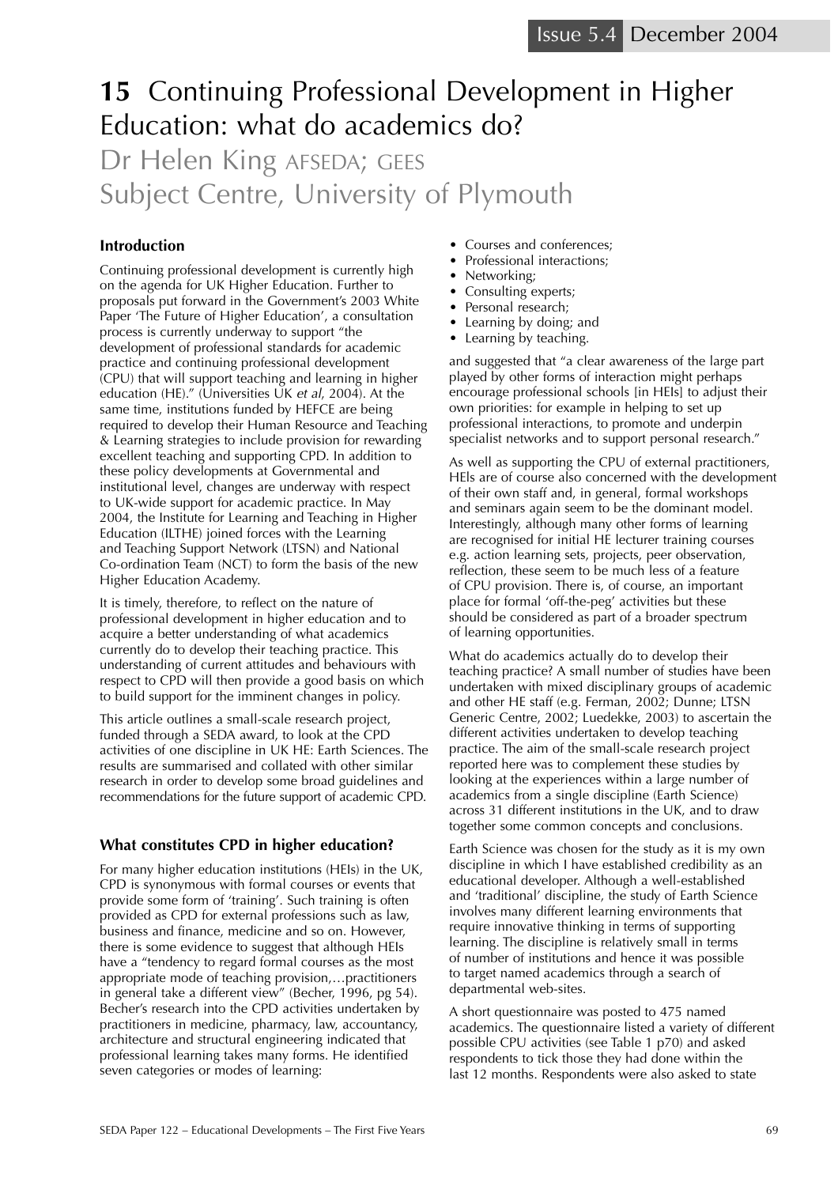# 15 Continuing Professional Development in Higher Education: what do academics do?

Dr Helen King AFSEDA; GEES Subject Centre, University of Plymouth

### Introduction

Continuing professional development is currently high on the agenda for UK Higher Education. Further to proposals put forward in the Government's 2003 White Paper 'The Future of Higher Education', a consultation process is currently underway to support "the development of professional standards for academic practice and continuing professional development (CPU) that will support teaching and learning in higher education (HE)." (Universities UK *et al*, 2004). At the same time, institutions funded by HEFCE are being required to develop their Human Resource and Teaching & Learning strategies to include provision for rewarding excellent teaching and supporting CPD. In addition to these policy developments at Governmental and institutional level, changes are underway with respect to UK-wide support for academic practice. In May 2004, the Institute for Learning and Teaching in Higher Education (ILTHE) joined forces with the Learning and Teaching Support Network (LTSN) and National Co-ordination Team (NCT) to form the basis of the new Higher Education Academy.

It is timely, therefore, to reflect on the nature of professional development in higher education and to acquire a better understanding of what academics currently do to develop their teaching practice. This understanding of current attitudes and behaviours with respect to CPD will then provide a good basis on which to build support for the imminent changes in policy.

This article outlines a small-scale research project, funded through a SEDA award, to look at the CPD activities of one discipline in UK HE: Earth Sciences. The results are summarised and collated with other similar research in order to develop some broad guidelines and recommendations for the future support of academic CPD.

### What constitutes CPD in higher education?

For many higher education institutions (HEIs) in the UK, CPD is synonymous with formal courses or events that provide some form of 'training'. Such training is often provided as CPD for external professions such as law, business and finance, medicine and so on. However, there is some evidence to suggest that although HEIs have a "tendency to regard formal courses as the most appropriate mode of teaching provision,…practitioners in general take a different view" (Becher, 1996, pg 54). Becher's research into the CPD activities undertaken by practitioners in medicine, pharmacy, law, accountancy, architecture and structural engineering indicated that professional learning takes many forms. He identified seven categories or modes of learning:

- Courses and conferences;
- Professional interactions;
- Networking;
- Consulting experts;
- Personal research;
- Learning by doing; and
- Learning by teaching.

and suggested that "a clear awareness of the large part played by other forms of interaction might perhaps encourage professional schools [in HEIs] to adjust their own priorities: for example in helping to set up professional interactions, to promote and underpin specialist networks and to support personal research."

As well as supporting the CPU of external practitioners, HEIs are of course also concerned with the development of their own staff and, in general, formal workshops and seminars again seem to be the dominant model. Interestingly, although many other forms of learning are recognised for initial HE lecturer training courses e.g. action learning sets, projects, peer observation, reflection, these seem to be much less of a feature of CPU provision. There is, of course, an important place for formal 'off-the-peg' activities but these should be considered as part of a broader spectrum of learning opportunities.

What do academics actually do to develop their teaching practice? A small number of studies have been undertaken with mixed disciplinary groups of academic and other HE staff (e.g. Ferman, 2002; Dunne; LTSN Generic Centre, 2002; Luedekke, 2003) to ascertain the different activities undertaken to develop teaching practice. The aim of the small-scale research project reported here was to complement these studies by looking at the experiences within a large number of academics from a single discipline (Earth Science) across 31 different institutions in the UK, and to draw together some common concepts and conclusions.

Earth Science was chosen for the study as it is my own discipline in which I have established credibility as an educational developer. Although a well-established and 'traditional' discipline, the study of Earth Science involves many different learning environments that require innovative thinking in terms of supporting learning. The discipline is relatively small in terms of number of institutions and hence it was possible to target named academics through a search of departmental web-sites.

A short questionnaire was posted to 475 named academics. The questionnaire listed a variety of different possible CPU activities (see Table 1 p70) and asked respondents to tick those they had done within the last 12 months. Respondents were also asked to state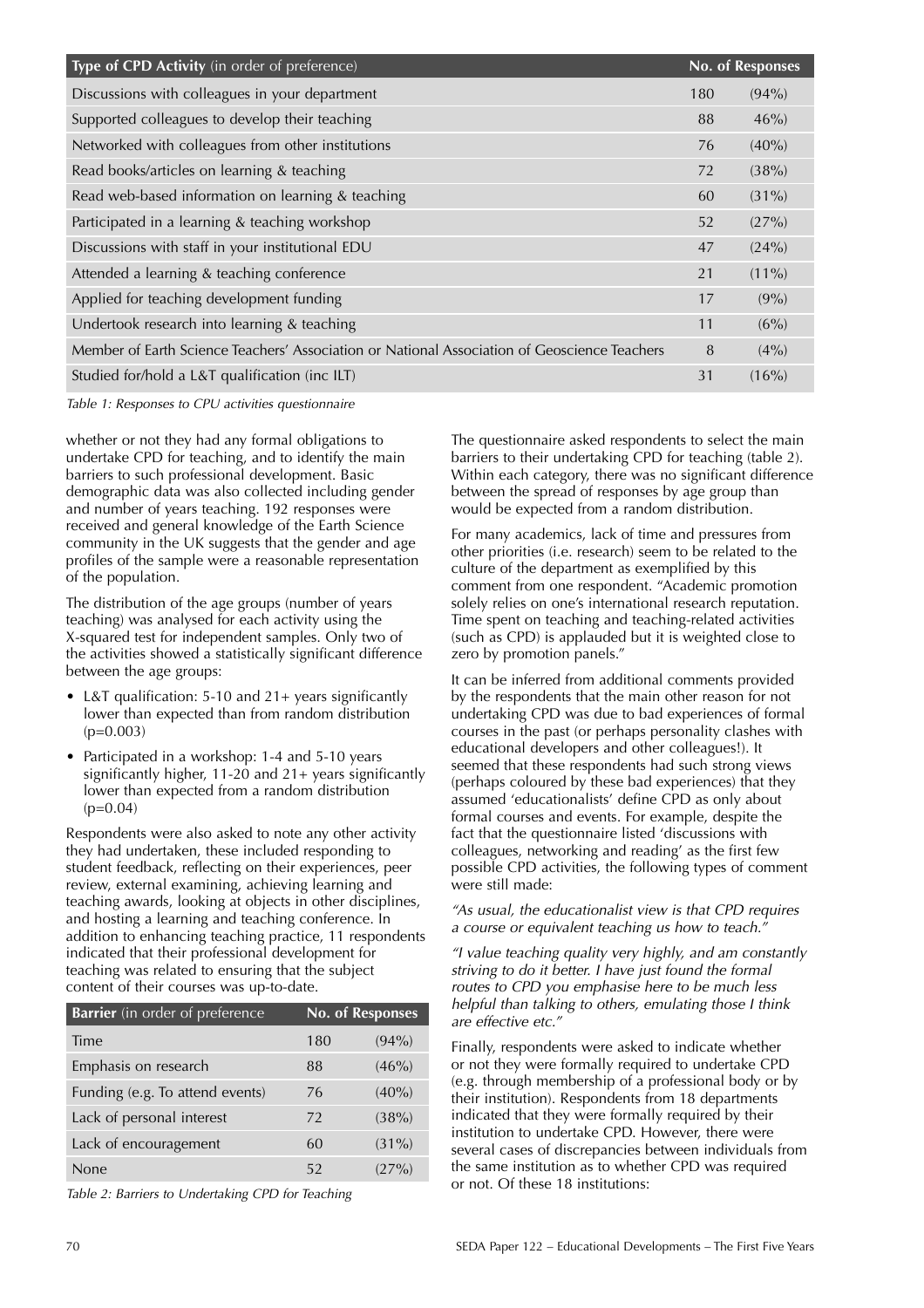| **Type of CPD Activity** (in order of preference) | **No. of Responses** | |
|---|---|---|
| Discussions with colleagues in your department | 180 | (94%) |
| Supported colleagues to develop their teaching | 88 | 46%) |
| Networked with colleagues from other institutions | 76 | (40%) |
| Read books/articles on learning & teaching | 72 | (38%) |
| Read web-based information on learning & teaching | 60 | (31%) |
| Participated in a learning & teaching workshop | 52 | (27%) |
| Discussions with staff in your institutional EDU | 47 | (24%) |
| Attended a learning & teaching conference | 21 | (11%) |
| Applied for teaching development funding | 17 | (9%) |
| Undertook research into learning & teaching | 11 | (6%) |
| Member of Earth Science Teachers' Association or National Association of Geoscience Teachers | 8 | (4%) |
| Studied for/hold a L&T qualification (inc ILT) | 31 | (16%) |

*Table 1: Responses to CPU activities questionnaire*

whether or not they had any formal obligations to undertake CPD for teaching, and to identify the main barriers to such professional development. Basic demographic data was also collected including gender and number of years teaching. 192 responses were received and general knowledge of the Earth Science community in the UK suggests that the gender and age profiles of the sample were a reasonable representation of the population.

The distribution of the age groups (number of years teaching) was analysed for each activity using the X-squared test for independent samples. Only two of the activities showed a statistically significant difference between the age groups:

- L&T qualification: 5-10 and 21+ years significantly lower than expected than from random distribution ($p=0.003$)
- Participated in a workshop: 1-4 and 5-10 years significantly higher, 11-20 and 21+ years significantly lower than expected from a random distribution ($p=0.04$)

Respondents were also asked to note any other activity they had undertaken, these included responding to student feedback, reflecting on their experiences, peer review, external examining, achieving learning and teaching awards, looking at objects in other disciplines, and hosting a learning and teaching conference. In addition to enhancing teaching practice, 11 respondents indicated that their professional development for teaching was related to ensuring that the subject content of their courses was up-to-date.

| **Barrier** (in order of preference | **No. of Responses** | |
|---|---|---|
| Time | 180 | (94%) |
| Emphasis on research | 88 | (46%) |
| Funding (e.g. To attend events) | 76 | (40%) |
| Lack of personal interest | 72 | (38%) |
| Lack of encouragement | 60 | (31%) |
| None | 52 | (27%) |

*Table 2: Barriers to Undertaking CPD for Teaching*

The questionnaire asked respondents to select the main barriers to their undertaking CPD for teaching (table 2). Within each category, there was no significant difference between the spread of responses by age group than would be expected from a random distribution.

For many academics, lack of time and pressures from other priorities (i.e. research) seem to be related to the culture of the department as exemplified by this comment from one respondent. "Academic promotion solely relies on one's international research reputation. Time spent on teaching and teaching-related activities (such as CPD) is applauded but it is weighted close to zero by promotion panels."

It can be inferred from additional comments provided by the respondents that the main other reason for not undertaking CPD was due to bad experiences of formal courses in the past (or perhaps personality clashes with educational developers and other colleagues!). It seemed that these respondents had such strong views (perhaps coloured by these bad experiences) that they assumed 'educationalists' define CPD as only about formal courses and events. For example, despite the fact that the questionnaire listed 'discussions with colleagues, networking and reading' as the first few possible CPD activities, the following types of comment were still made:

*"As usual, the educationalist view is that CPD requires a course or equivalent teaching us how to teach."*

*"I value teaching quality very highly, and am constantly striving to do it better. I have just found the formal routes to CPD you emphasise here to be much less helpful than talking to others, emulating those I think are effective etc."*

Finally, respondents were asked to indicate whether or not they were formally required to undertake CPD (e.g. through membership of a professional body or by their institution). Respondents from 18 departments indicated that they were formally required by their institution to undertake CPD. However, there were several cases of discrepancies between individuals from the same institution as to whether CPD was required or not. Of these 18 institutions: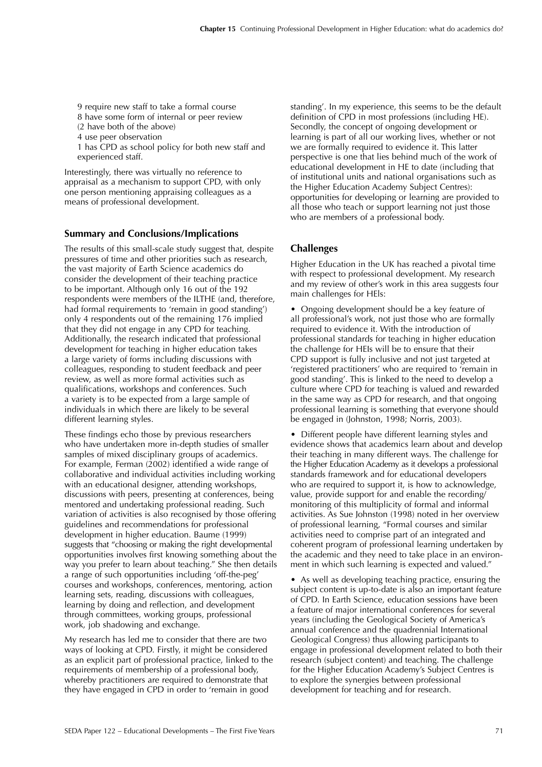9 require new staff to take a formal course  
8 have some form of internal or peer review  
(2 have both of the above)  
4 use peer observation  
1 has CPD as school policy for both new staff and experienced staff.

Interestingly, there was virtually no reference to appraisal as a mechanism to support CPD, with only one person mentioning appraising colleagues as a means of professional development.

## Summary and Conclusions/Implications

The results of this small-scale study suggest that, despite pressures of time and other priorities such as research, the vast majority of Earth Science academics do consider the development of their teaching practice to be important. Although only 16 out of the 192 respondents were members of the ILTHE (and, therefore, had formal requirements to 'remain in good standing') only 4 respondents out of the remaining 176 implied that they did not engage in any CPD for teaching. Additionally, the research indicated that professional development for teaching in higher education takes a large variety of forms including discussions with colleagues, responding to student feedback and peer review, as well as more formal activities such as qualifications, workshops and conferences. Such a variety is to be expected from a large sample of individuals in which there are likely to be several different learning styles.

These findings echo those by previous researchers who have undertaken more in-depth studies of smaller samples of mixed disciplinary groups of academics. For example, Ferman (2002) identified a wide range of collaborative and individual activities including working with an educational designer, attending workshops, discussions with peers, presenting at conferences, being mentored and undertaking professional reading. Such variation of activities is also recognised by those offering guidelines and recommendations for professional development in higher education. Baume (1999) suggests that "choosing or making the right developmental opportunities involves first knowing something about the way you prefer to learn about teaching." She then details a range of such opportunities including 'off-the-peg' courses and workshops, conferences, mentoring, action learning sets, reading, discussions with colleagues, learning by doing and reflection, and development through committees, working groups, professional work, job shadowing and exchange.

My research has led me to consider that there are two ways of looking at CPD. Firstly, it might be considered as an explicit part of professional practice, linked to the requirements of membership of a professional body, whereby practitioners are required to demonstrate that they have engaged in CPD in order to 'remain in good standing'. In my experience, this seems to be the default definition of CPD in most professions (including HE). Secondly, the concept of ongoing development or learning is part of all our working lives, whether or not we are formally required to evidence it. This latter perspective is one that lies behind much of the work of educational development in HE to date (including that of institutional units and national organisations such as the Higher Education Academy Subject Centres): opportunities for developing or learning are provided to all those who teach or support learning not just those who are members of a professional body.

## Challenges

Higher Education in the UK has reached a pivotal time with respect to professional development. My research and my review of other's work in this area suggests four main challenges for HEIs:

- Ongoing development should be a key feature of all professional's work, not just those who are formally required to evidence it. With the introduction of professional standards for teaching in higher education the challenge for HEIs will be to ensure that their CPD support is fully inclusive and not just targeted at 'registered practitioners' who are required to 'remain in good standing'. This is linked to the need to develop a culture where CPD for teaching is valued and rewarded in the same way as CPD for research, and that ongoing professional learning is something that everyone should be engaged in (Johnston, 1998; Norris, 2003).
- Different people have different learning styles and evidence shows that academics learn about and develop their teaching in many different ways. The challenge for the Higher Education Academy as it develops a professional standards framework and for educational developers who are required to support it, is how to acknowledge, value, provide support for and enable the recording/monitoring of this multiplicity of formal and informal activities. As Sue Johnston (1998) noted in her overview of professional learning, "Formal courses and similar activities need to comprise part of an integrated and coherent program of professional learning undertaken by the academic and they need to take place in an environment in which such learning is expected and valued."
- As well as developing teaching practice, ensuring the subject content is up-to-date is also an important feature of CPD. In Earth Science, education sessions have been a feature of major international conferences for several years (including the Geological Society of America's annual conference and the quadrennial International Geological Congress) thus allowing participants to engage in professional development related to both their research (subject content) and teaching. The challenge for the Higher Education Academy's Subject Centres is to explore the synergies between professional development for teaching and for research.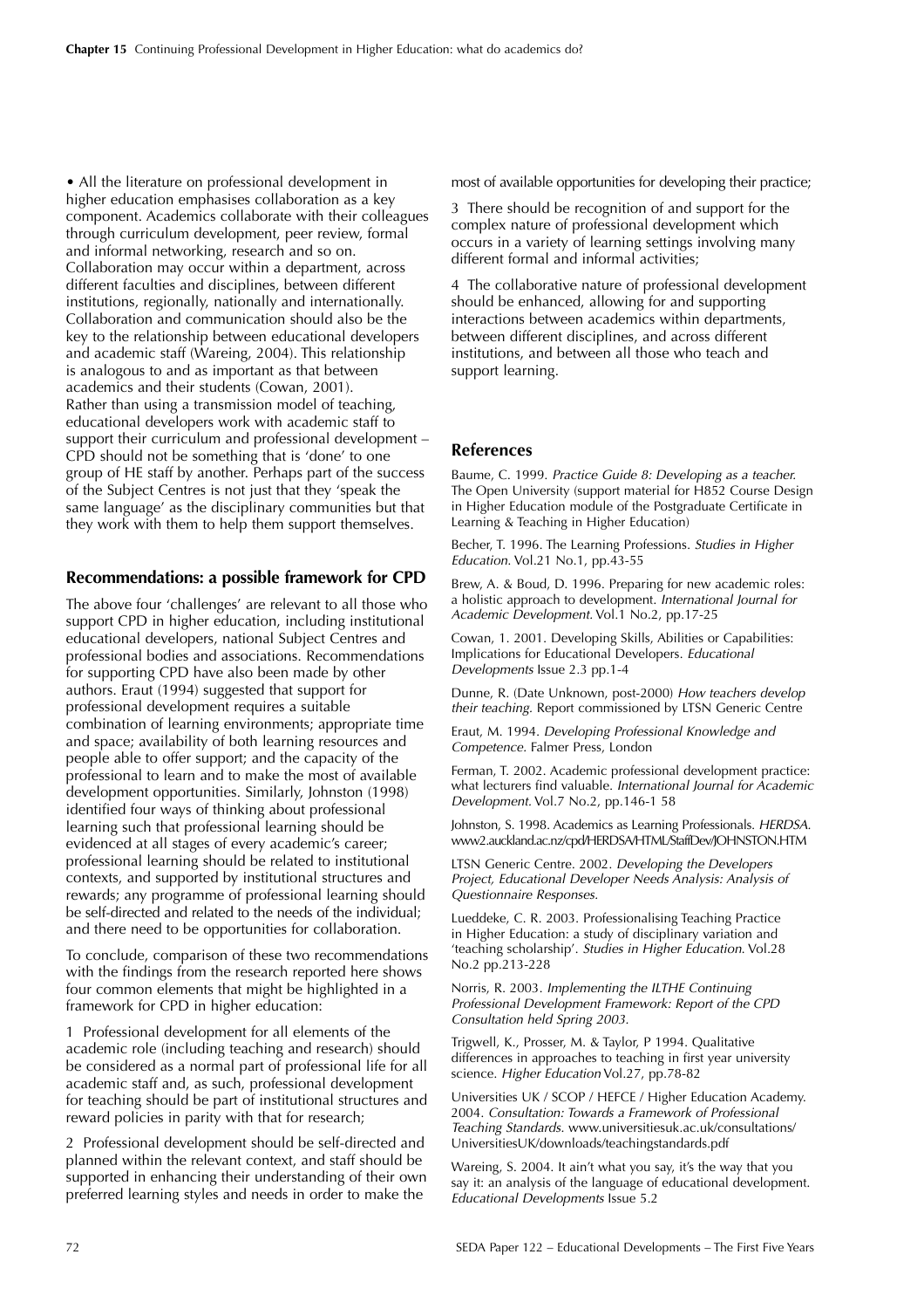• All the literature on professional development in higher education emphasises collaboration as a key component. Academics collaborate with their colleagues through curriculum development, peer review, formal and informal networking, research and so on. Collaboration may occur within a department, across different faculties and disciplines, between different institutions, regionally, nationally and internationally. Collaboration and communication should also be the key to the relationship between educational developers and academic staff (Wareing, 2004). This relationship is analogous to and as important as that between academics and their students (Cowan, 2001). Rather than using a transmission model of teaching, educational developers work with academic staff to support their curriculum and professional development – CPD should not be something that is 'done' to one group of HE staff by another. Perhaps part of the success of the Subject Centres is not just that they 'speak the same language' as the disciplinary communities but that they work with them to help them support themselves.

### Recommendations: a possible framework for CPD

The above four 'challenges' are relevant to all those who support CPD in higher education, including institutional educational developers, national Subject Centres and professional bodies and associations. Recommendations for supporting CPD have also been made by other authors. Eraut (1994) suggested that support for professional development requires a suitable combination of learning environments; appropriate time and space; availability of both learning resources and people able to offer support; and the capacity of the professional to learn and to make the most of available development opportunities. Similarly, Johnston (1998) identified four ways of thinking about professional learning such that professional learning should be evidenced at all stages of every academic's career; professional learning should be related to institutional contexts, and supported by institutional structures and rewards; any programme of professional learning should be self-directed and related to the needs of the individual; and there need to be opportunities for collaboration.

To conclude, comparison of these two recommendations with the findings from the research reported here shows four common elements that might be highlighted in a framework for CPD in higher education:

1 Professional development for all elements of the academic role (including teaching and research) should be considered as a normal part of professional life for all academic staff and, as such, professional development for teaching should be part of institutional structures and reward policies in parity with that for research;

2 Professional development should be self-directed and planned within the relevant context, and staff should be supported in enhancing their understanding of their own preferred learning styles and needs in order to make the most of available opportunities for developing their practice;

3 There should be recognition of and support for the complex nature of professional development which occurs in a variety of learning settings involving many different formal and informal activities;

4 The collaborative nature of professional development should be enhanced, allowing for and supporting interactions between academics within departments, between different disciplines, and across different institutions, and between all those who teach and support learning.

### References

Baume, C. 1999. *Practice Guide 8: Developing as a teacher.* The Open University (support material for H852 Course Design in Higher Education module of the Postgraduate Certificate in Learning & Teaching in Higher Education)

Becher, T. 1996. The Learning Professions. *Studies in Higher Education.* Vol.21 No.1, pp.43-55

Brew, A. & Boud, D. 1996. Preparing for new academic roles: a holistic approach to development. *International Journal for Academic Development.* Vol.1 No.2, pp.17-25

Cowan, 1. 2001. Developing Skills, Abilities or Capabilities: Implications for Educational Developers. *Educational Developments* Issue 2.3 pp.1-4

Dunne, R. (Date Unknown, post-2000) *How teachers develop their teaching.* Report commissioned by LTSN Generic Centre

Eraut, M. 1994. *Developing Professional Knowledge and Competence.* Falmer Press, London

Ferman, T. 2002. Academic professional development practice: what lecturers find valuable. *International Journal for Academic Development.* Vol.7 No.2, pp.146-1 58

Johnston, S. 1998. Academics as Learning Professionals. *HERDSA.* www2.auckland.ac.nz/cpd/HERDSA/HTML/StaffDev/JOHNSTON.HTM

LTSN Generic Centre. 2002. *Developing the Developers Project, Educational Developer Needs Analysis: Analysis of Questionnaire Responses.*

Lueddeke, C. R. 2003. Professionalising Teaching Practice in Higher Education: a study of disciplinary variation and 'teaching scholarship'. *Studies in Higher Education.* Vol.28 No.2 pp.213-228

Norris, R. 2003. *Implementing the ILTHE Continuing Professional Development Framework: Report of the CPD Consultation held Spring 2003.*

Trigwell, K., Prosser, M. & Taylor, P 1994. Qualitative differences in approaches to teaching in first year university science. *Higher Education* Vol.27, pp.78-82

Universities UK / SCOP / HEFCE / Higher Education Academy. 2004. *Consultation: Towards a Framework of Professional Teaching Standards.* www.universitiesuk.ac.uk/consultations/UniversitiesUK/downloads/teachingstandards.pdf

Wareing, S. 2004. It ain't what you say, it's the way that you say it: an analysis of the language of educational development. *Educational Developments* Issue 5.2